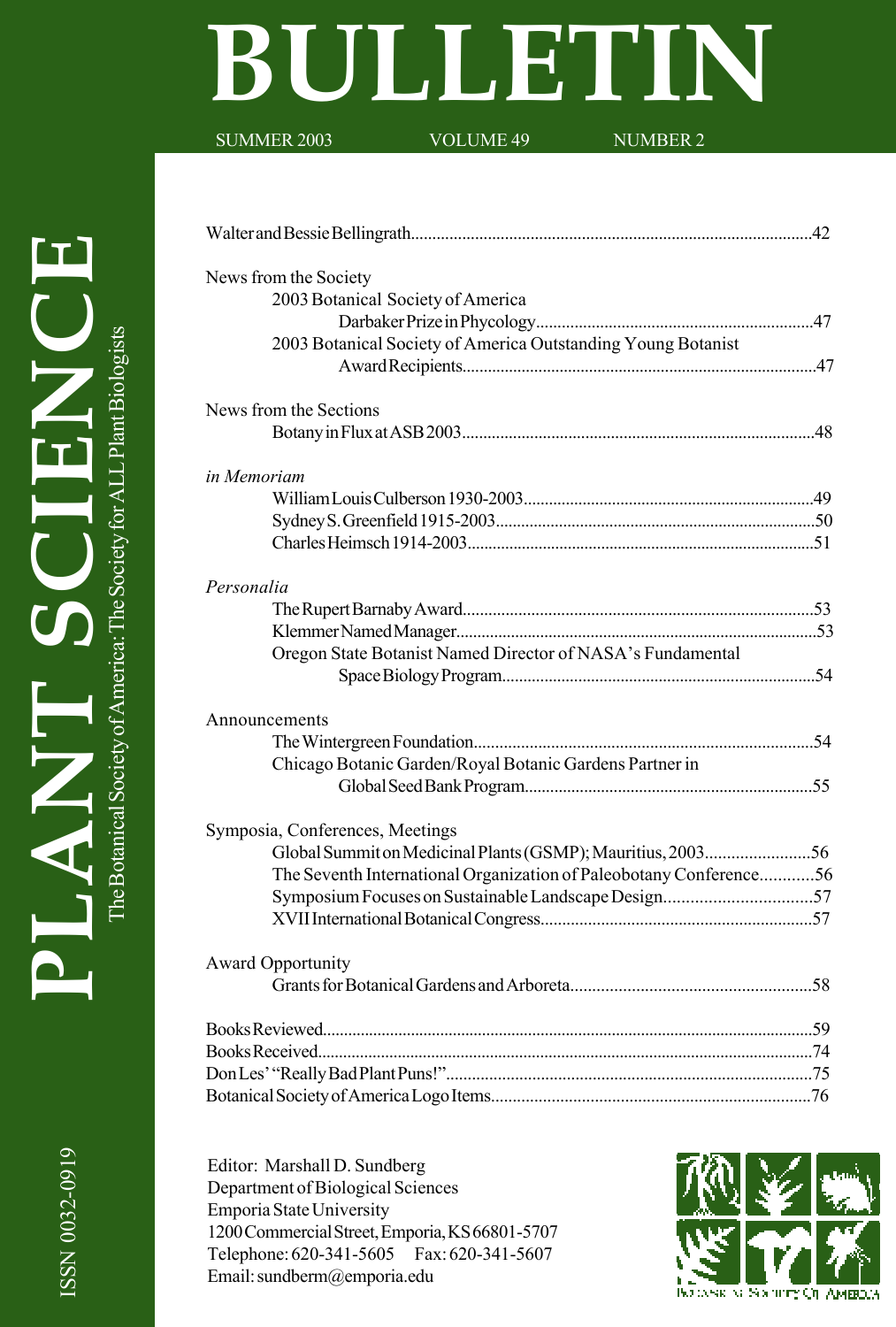# PLANT SCIENCE BULLETIN

The Botanical Society of America: The Society for ALL Plant Biologists

SUMMER 2003 VOLUME 49 NUMBER 2

ISSN 0032-0919

Walter and Bessie Bellingrath ....................................................................42

**News from the Society**

2003 Botanical Society of America Darbaker Prize in Phycology ....................................................................47

2003 Botanical Society of America Outstanding Young Botanist Award Recipients ....................................................................47

**News from the Sections**

Botany in Flux at ASB 2003 ....................................................................48

***in Memoriam***

William Louis Culberson 1930-2003 ....................................................................49

Sydney S. Greenfield 1915-2003 ....................................................................50

Charles Heimsch 1914-2003 ....................................................................51

***Personalia***

The Rupert Barnaby Award ....................................................................53

Klemmer Named Manager ....................................................................53

Oregon State Botanist Named Director of NASA's Fundamental Space Biology Program ....................................................................54

**Announcements**

The Wintergreen Foundation ....................................................................54

Chicago Botanic Garden/Royal Botanic Gardens Partner in Global Seed Bank Program ....................................................................55

**Symposia, Conferences, Meetings**

Global Summit on Medicinal Plants (GSMP); Mauritius, 2003 ....................................................................56

The Seventh International Organization of Paleobotany Conference ....................................................................56

Symposium Focuses on Sustainable Landscape Design ....................................................................57

XVII International Botanical Congress ....................................................................57

**Award Opportunity**

Grants for Botanical Gardens and Arboreta ....................................................................58

Books Reviewed ....................................................................59

Books Received ....................................................................74

Don Les' "Really Bad Plant Puns!" ....................................................................75

Botanical Society of America Logo Items ....................................................................76

Editor: Marshall D. Sundberg
Department of Biological Sciences
Emporia State University
1200 Commercial Street, Emporia, KS 66801-5707
Telephone: 620-341-5605 Fax: 620-341-5607
Email: sundberm@emporia.edu

Botanical Society of America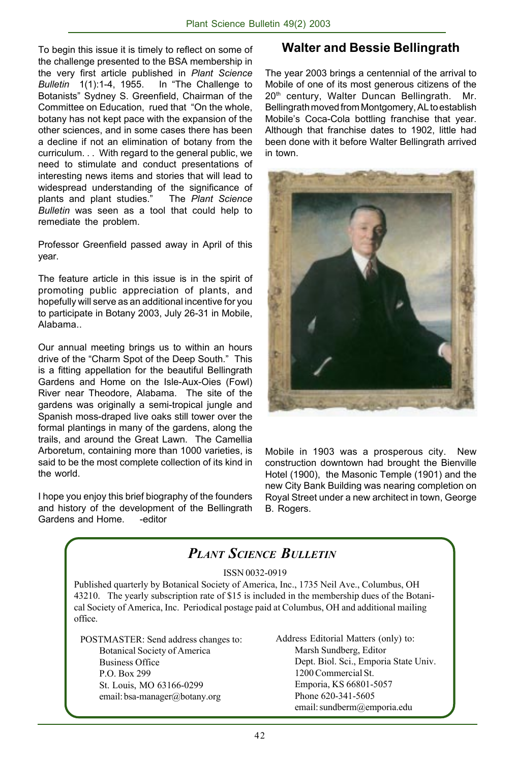To begin this issue it is timely to reflect on some of the challenge presented to the BSA membership in the very first article published in *Plant Science Bulletin* 1(1):1-4, 1955. In "The Challenge to Botanists" Sydney S. Greenfield, Chairman of the Committee on Education, rued that "On the whole, botany has not kept pace with the expansion of the other sciences, and in some cases there has been a decline if not an elimination of botany from the curriculum. . . With regard to the general public, we need to stimulate and conduct presentations of interesting news items and stories that will lead to widespread understanding of the significance of plants and plant studies." The *Plant Science Bulletin* was seen as a tool that could help to remediate the problem.

Professor Greenfield passed away in April of this year.

The feature article in this issue is in the spirit of promoting public appreciation of plants, and hopefully will serve as an additional incentive for you to participate in Botany 2003, July 26-31 in Mobile, Alabama..

Our annual meeting brings us to within an hours drive of the "Charm Spot of the Deep South." This is a fitting appellation for the beautiful Bellingrath Gardens and Home on the Isle-Aux-Oies (Fowl) River near Theodore, Alabama. The site of the gardens was originally a semi-tropical jungle and Spanish moss-draped live oaks still tower over the formal plantings in many of the gardens, along the trails, and around the Great Lawn. The Camellia Arboretum, containing more than 1000 varieties, is said to be the most complete collection of its kind in the world.

I hope you enjoy this brief biography of the founders and history of the development of the Bellingrath Gardens and Home. -editor

## Walter and Bessie Bellingrath

The year 2003 brings a centennial of the arrival to Mobile of one of its most generous citizens of the 20th century, Walter Duncan Bellingrath. Mr. Bellingrath moved from Montgomery, AL to establish Mobile's Coca-Cola bottling franchise that year. Although that franchise dates to 1902, little had been done with it before Walter Bellingrath arrived in town.

Mobile in 1903 was a prosperous city. New construction downtown had brought the Bienville Hotel (1900), the Masonic Temple (1901) and the new City Bank Building was nearing completion on Royal Street under a new architect in town, George B. Rogers.

---

### *PLANT SCIENCE BULLETIN*

ISSN 0032-0919

Published quarterly by Botanical Society of America, Inc., 1735 Neil Ave., Columbus, OH 43210. The yearly subscription rate of $15 is included in the membership dues of the Botanical Society of America, Inc. Periodical postage paid at Columbus, OH and additional mailing office.

POSTMASTER: Send address changes to:
Botanical Society of America
Business Office
P.O. Box 299
St. Louis, MO 63166-0299
email: bsa-manager@botany.org

Address Editorial Matters (only) to:
Marsh Sundberg, Editor
Dept. Biol. Sci., Emporia State Univ.
1200 Commercial St.
Emporia, KS 66801-5057
Phone 620-341-5605
email: sundberm@emporia.edu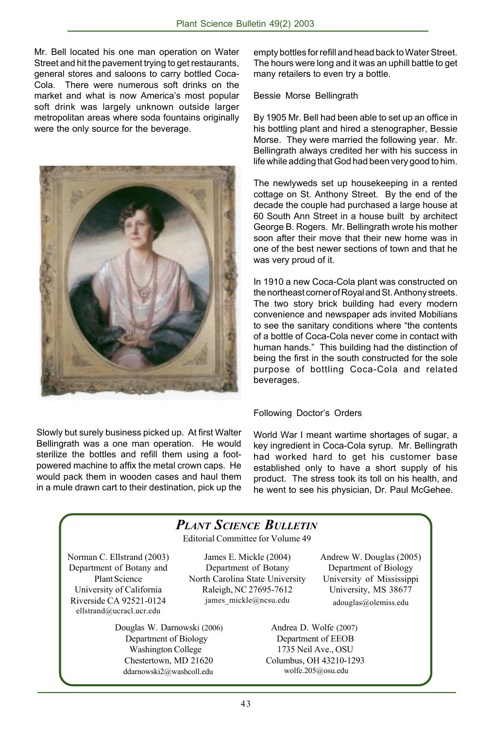Mr. Bell located his one man operation on Water Street and hit the pavement trying to get restaurants, general stores and saloons to carry bottled Coca-Cola. There were numerous soft drinks on the market and what is now America's most popular soft drink was largely unknown outside larger metropolitan areas where soda fountains originally were the only source for the beverage.

Slowly but surely business picked up. At first Walter Bellingrath was a one man operation. He would sterilize the bottles and refill them using a foot-powered machine to affix the metal crown caps. He would pack them in wooden cases and haul them in a mule drawn cart to their destination, pick up the empty bottles for refill and head back to Water Street. The hours were long and it was an uphill battle to get many retailers to even try a bottle.

Bessie Morse Bellingrath

By 1905 Mr. Bell had been able to set up an office in his bottling plant and hired a stenographer, Bessie Morse. They were married the following year. Mr. Bellingrath always credited her with his success in life while adding that God had been very good to him.

The newlyweds set up housekeeping in a rented cottage on St. Anthony Street. By the end of the decade the couple had purchased a large house at 60 South Ann Street in a house built by architect George B. Rogers. Mr. Bellingrath wrote his mother soon after their move that their new home was in one of the best newer sections of town and that he was very proud of it.

In 1910 a new Coca-Cola plant was constructed on the northeast corner of Royal and St. Anthony streets. The two story brick building had every modern convenience and newspaper ads invited Mobilians to see the sanitary conditions where "the contents of a bottle of Coca-Cola never come in contact with human hands." This building had the distinction of being the first in the south constructed for the sole purpose of bottling Coca-Cola and related beverages.

Following Doctor's Orders

World War I meant wartime shortages of sugar, a key ingredient in Coca-Cola syrup. Mr. Bellingrath had worked hard to get his customer base established only to have a short supply of his product. The stress took its toll on his health, and he went to see his physician, Dr. Paul McGehee.

## *Plant Science Bulletin*

Editorial Committee for Volume 49

Norman C. Ellstrand (2003)
Department of Botany and Plant Science
University of California
Riverside CA 92521-0124
ellstrand@ucracl.ucr.edu

James E. Mickle (2004)
Department of Botany
North Carolina State University
Raleigh, NC 27695-7612
james_mickle@ncsu.edu

Andrew W. Douglas (2005)
Department of Biology
University of Mississippi
University, MS 38677
adouglas@olemiss.edu

Douglas W. Darnowski (2006)
Department of Biology
Washington College
Chestertown, MD 21620
ddarnowski2@washcoll.edu

Andrea D. Wolfe (2007)
Department of EEOB
1735 Neil Ave., OSU
Columbus, OH 43210-1293
wolfe.205@osu.edu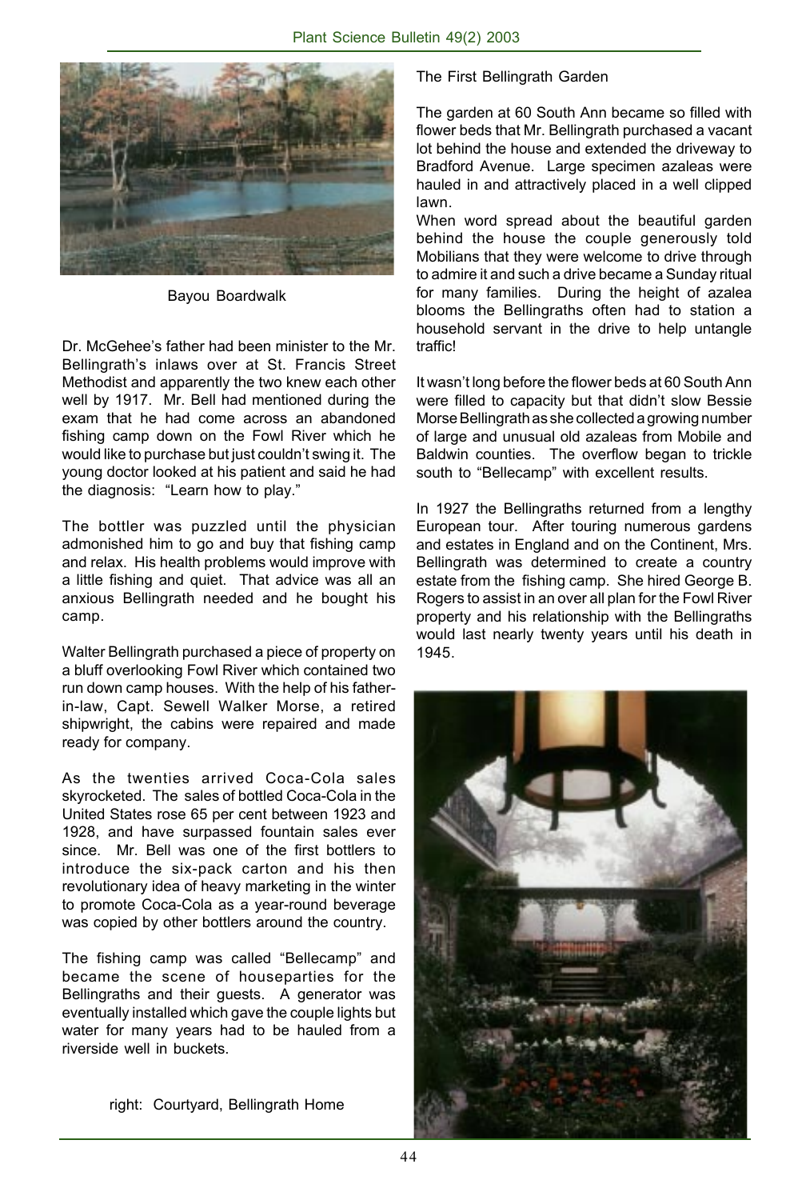Bayou Boardwalk

Dr. McGehee's father had been minister to the Mr. Bellingrath's inlaws over at St. Francis Street Methodist and apparently the two knew each other well by 1917. Mr. Bell had mentioned during the exam that he had come across an abandoned fishing camp down on the Fowl River which he would like to purchase but just couldn't swing it. The young doctor looked at his patient and said he had the diagnosis: "Learn how to play."

The bottler was puzzled until the physician admonished him to go and buy that fishing camp and relax. His health problems would improve with a little fishing and quiet. That advice was all an anxious Bellingrath needed and he bought his camp.

Walter Bellingrath purchased a piece of property on a bluff overlooking Fowl River which contained two run down camp houses. With the help of his father-in-law, Capt. Sewell Walker Morse, a retired shipwright, the cabins were repaired and made ready for company.

As the twenties arrived Coca-Cola sales skyrocketed. The sales of bottled Coca-Cola in the United States rose 65 per cent between 1923 and 1928, and have surpassed fountain sales ever since. Mr. Bell was one of the first bottlers to introduce the six-pack carton and his then revolutionary idea of heavy marketing in the winter to promote Coca-Cola as a year-round beverage was copied by other bottlers around the country.

The fishing camp was called "Bellecamp" and became the scene of houseparties for the Bellingraths and their guests. A generator was eventually installed which gave the couple lights but water for many years had to be hauled from a riverside well in buckets.

right: Courtyard, Bellingrath Home

## The First Bellingrath Garden

The garden at 60 South Ann became so filled with flower beds that Mr. Bellingrath purchased a vacant lot behind the house and extended the driveway to Bradford Avenue. Large specimen azaleas were hauled in and attractively placed in a well clipped lawn.

When word spread about the beautiful garden behind the house the couple generously told Mobilians that they were welcome to drive through to admire it and such a drive became a Sunday ritual for many families. During the height of azalea blooms the Bellingraths often had to station a household servant in the drive to help untangle traffic!

It wasn't long before the flower beds at 60 South Ann were filled to capacity but that didn't slow Bessie Morse Bellingrath as she collected a growing number of large and unusual old azaleas from Mobile and Baldwin counties. The overflow began to trickle south to "Bellecamp" with excellent results.

In 1927 the Bellingraths returned from a lengthy European tour. After touring numerous gardens and estates in England and on the Continent, Mrs. Bellingrath was determined to create a country estate from the fishing camp. She hired George B. Rogers to assist in an over all plan for the Fowl River property and his relationship with the Bellingraths would last nearly twenty years until his death in 1945.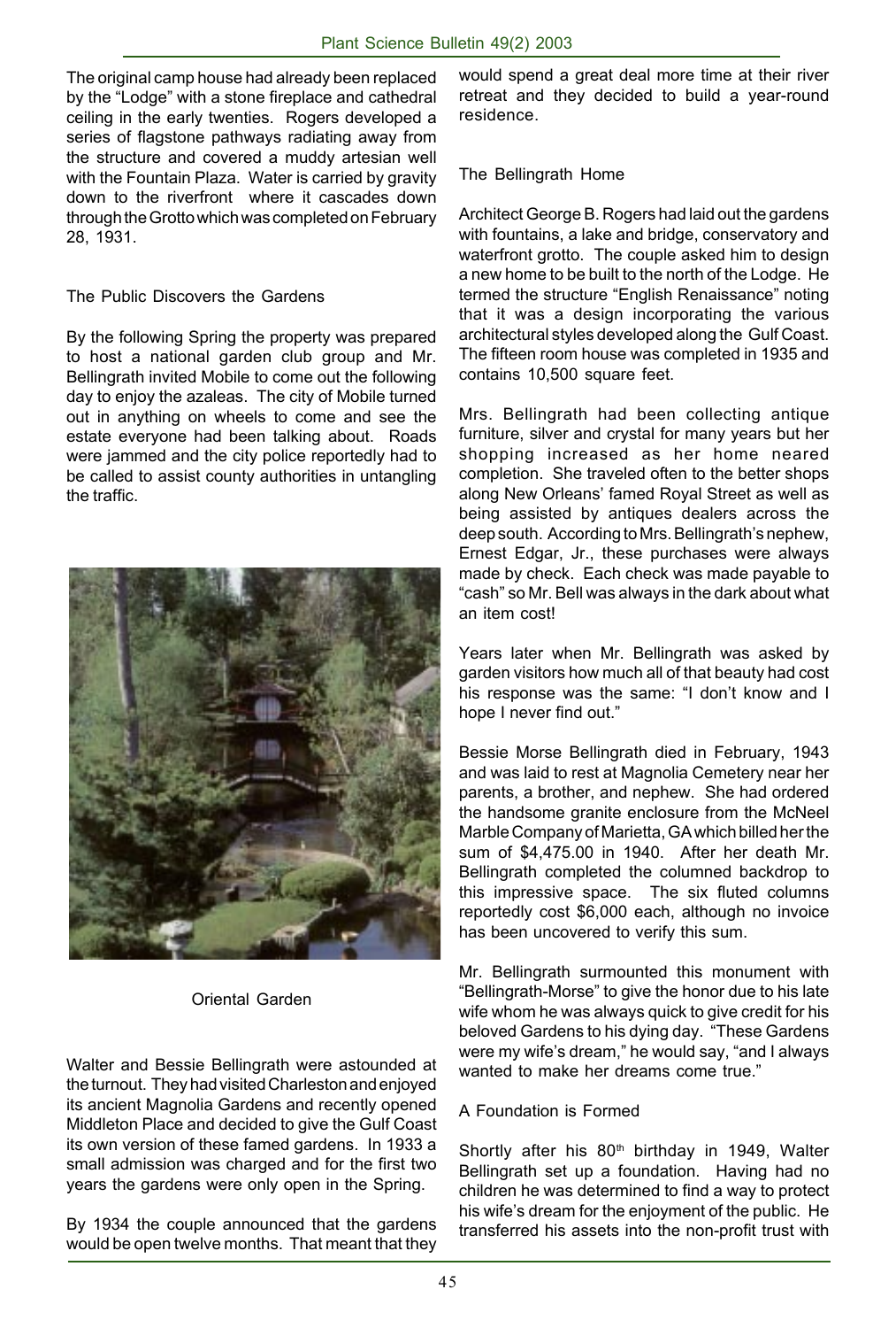The original camp house had already been replaced by the "Lodge" with a stone fireplace and cathedral ceiling in the early twenties. Rogers developed a series of flagstone pathways radiating away from the structure and covered a muddy artesian well with the Fountain Plaza. Water is carried by gravity down to the riverfront where it cascades down through the Grotto which was completed on February 28, 1931.

## The Public Discovers the Gardens

By the following Spring the property was prepared to host a national garden club group and Mr. Bellingrath invited Mobile to come out the following day to enjoy the azaleas. The city of Mobile turned out in anything on wheels to come and see the estate everyone had been talking about. Roads were jammed and the city police reportedly had to be called to assist county authorities in untangling the traffic.

Oriental Garden

Walter and Bessie Bellingrath were astounded at the turnout. They had visited Charleston and enjoyed its ancient Magnolia Gardens and recently opened Middleton Place and decided to give the Gulf Coast its own version of these famed gardens. In 1933 a small admission was charged and for the first two years the gardens were only open in the Spring.

By 1934 the couple announced that the gardens would be open twelve months. That meant that they would spend a great deal more time at their river retreat and they decided to build a year-round residence.

## The Bellingrath Home

Architect George B. Rogers had laid out the gardens with fountains, a lake and bridge, conservatory and waterfront grotto. The couple asked him to design a new home to be built to the north of the Lodge. He termed the structure "English Renaissance" noting that it was a design incorporating the various architectural styles developed along the Gulf Coast. The fifteen room house was completed in 1935 and contains 10,500 square feet.

Mrs. Bellingrath had been collecting antique furniture, silver and crystal for many years but her shopping increased as her home neared completion. She traveled often to the better shops along New Orleans' famed Royal Street as well as being assisted by antiques dealers across the deep south. According to Mrs. Bellingrath's nephew, Ernest Edgar, Jr., these purchases were always made by check. Each check was made payable to "cash" so Mr. Bell was always in the dark about what an item cost!

Years later when Mr. Bellingrath was asked by garden visitors how much all of that beauty had cost his response was the same: "I don't know and I hope I never find out."

Bessie Morse Bellingrath died in February, 1943 and was laid to rest at Magnolia Cemetery near her parents, a brother, and nephew. She had ordered the handsome granite enclosure from the McNeel Marble Company of Marietta, GA which billed her the sum of $4,475.00 in 1940. After her death Mr. Bellingrath completed the columned backdrop to this impressive space. The six fluted columns reportedly cost $6,000 each, although no invoice has been uncovered to verify this sum.

Mr. Bellingrath surmounted this monument with "Bellingrath-Morse" to give the honor due to his late wife whom he was always quick to give credit for his beloved Gardens to his dying day. "These Gardens were my wife's dream," he would say, "and I always wanted to make her dreams come true."

## A Foundation is Formed

Shortly after his 80th birthday in 1949, Walter Bellingrath set up a foundation. Having had no children he was determined to find a way to protect his wife's dream for the enjoyment of the public. He transferred his assets into the non-profit trust with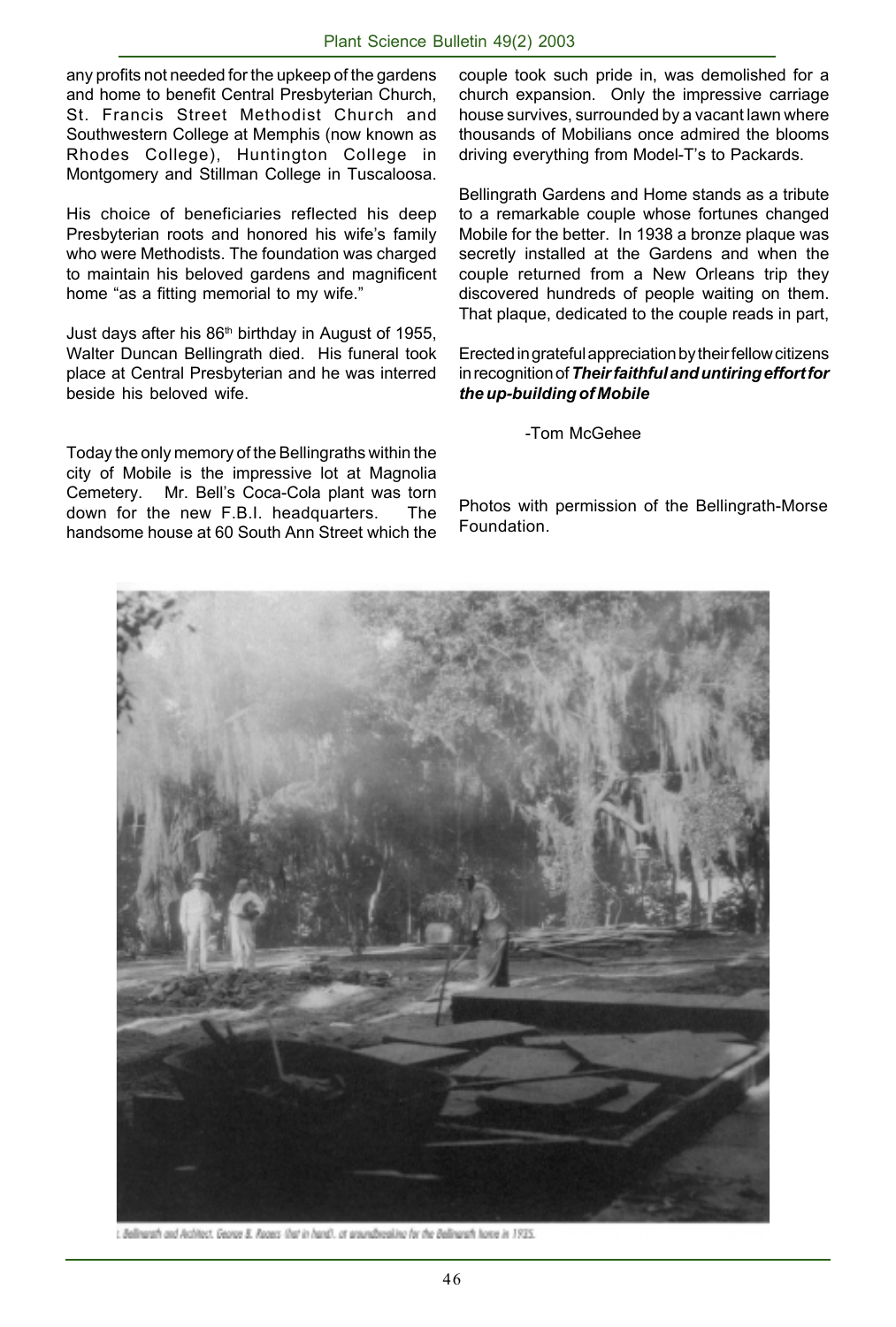any profits not needed for the upkeep of the gardens and home to benefit Central Presbyterian Church, St. Francis Street Methodist Church and Southwestern College at Memphis (now known as Rhodes College), Huntington College in Montgomery and Stillman College in Tuscaloosa.

His choice of beneficiaries reflected his deep Presbyterian roots and honored his wife's family who were Methodists. The foundation was charged to maintain his beloved gardens and magnificent home "as a fitting memorial to my wife."

Just days after his 86th birthday in August of 1955, Walter Duncan Bellingrath died. His funeral took place at Central Presbyterian and he was interred beside his beloved wife.

Today the only memory of the Bellingraths within the city of Mobile is the impressive lot at Magnolia Cemetery. Mr. Bell's Coca-Cola plant was torn down for the new F.B.I. headquarters. The handsome house at 60 South Ann Street which the couple took such pride in, was demolished for a church expansion. Only the impressive carriage house survives, surrounded by a vacant lawn where thousands of Mobilians once admired the blooms driving everything from Model-T's to Packards.

Bellingrath Gardens and Home stands as a tribute to a remarkable couple whose fortunes changed Mobile for the better. In 1938 a bronze plaque was secretly installed at the Gardens and when the couple returned from a New Orleans trip they discovered hundreds of people waiting on them. That plaque, dedicated to the couple reads in part,

Erected in grateful appreciation by their fellow citizens in recognition of ***Their faithful and untiring effort for the up-building of Mobile***

-Tom McGehee

Photos with permission of the Bellingrath-Morse Foundation.

[Caption partially legible:] ...Bellingrath and Architect George B. Rogers (hat in hand), at groundbreaking for the Bellingrath home in 1935.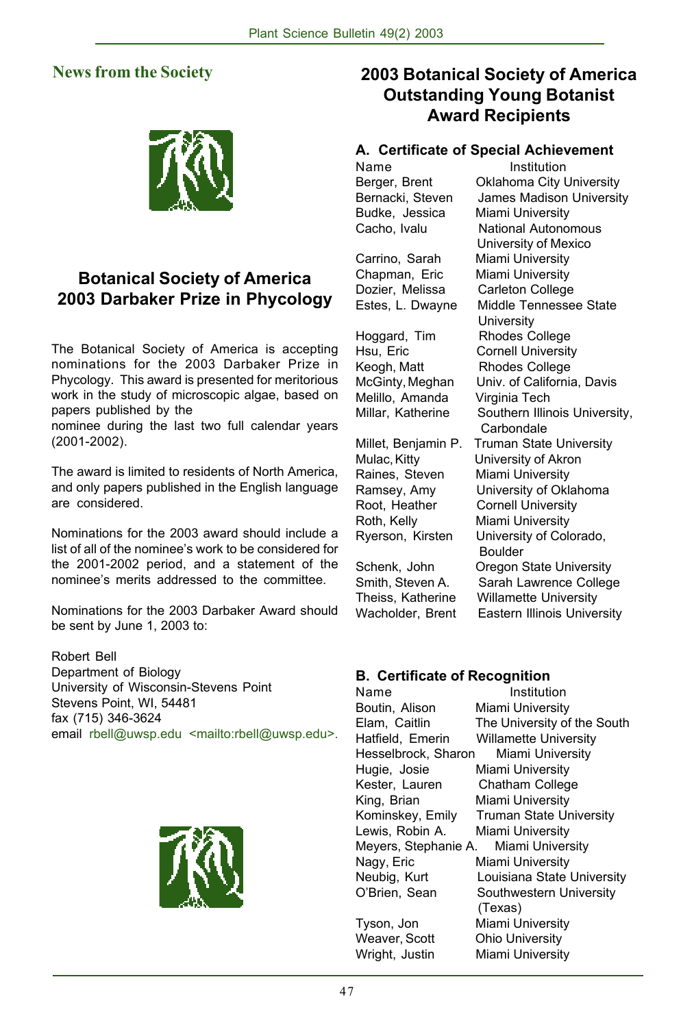## News from the Society

## Botanical Society of America 2003 Darbaker Prize in Phycology

The Botanical Society of America is accepting nominations for the 2003 Darbaker Prize in Phycology. This award is presented for meritorious work in the study of microscopic algae, based on papers published by the nominee during the last two full calendar years (2001-2002).

The award is limited to residents of North America, and only papers published in the English language are considered.

Nominations for the 2003 award should include a list of all of the nominee's work to be considered for the 2001-2002 period, and a statement of the nominee's merits addressed to the committee.

Nominations for the 2003 Darbaker Award should be sent by June 1, 2003 to:

Robert Bell  
Department of Biology  
University of Wisconsin-Stevens Point  
Stevens Point, WI, 54481  
fax (715) 346-3624  
email rbell@uwsp.edu <mailto:rbell@uwsp.edu>.

## 2003 Botanical Society of America Outstanding Young Botanist Award Recipients

### A. Certificate of Special Achievement

| Name | Institution |
|---|---|
| Berger, Brent | Oklahoma City University |
| Bernacki, Steven | James Madison University |
| Budke, Jessica | Miami University |
| Cacho, Ivalu | National Autonomous University of Mexico |
| Carrino, Sarah | Miami University |
| Chapman, Eric | Miami University |
| Dozier, Melissa | Carleton College |
| Estes, L. Dwayne | Middle Tennessee State University |
| Hoggard, Tim | Rhodes College |
| Hsu, Eric | Cornell University |
| Keogh, Matt | Rhodes College |
| McGinty, Meghan | Univ. of California, Davis |
| Melillo, Amanda | Virginia Tech |
| Millar, Katherine | Southern Illinois University, Carbondale |
| Millet, Benjamin P. | Truman State University |
| Mulac, Kitty | University of Akron |
| Raines, Steven | Miami University |
| Ramsey, Amy | University of Oklahoma |
| Root, Heather | Cornell University |
| Roth, Kelly | Miami University |
| Ryerson, Kirsten | University of Colorado, Boulder |
| Schenk, John | Oregon State University |
| Smith, Steven A. | Sarah Lawrence College |
| Theiss, Katherine | Willamette University |
| Wacholder, Brent | Eastern Illinois University |

### B. Certificate of Recognition

| Name | Institution |
|---|---|
| Boutin, Alison | Miami University |
| Elam, Caitlin | The University of the South |
| Hatfield, Emerin | Willamette University |
| Hesselbrock, Sharon | Miami University |
| Hugie, Josie | Miami University |
| Kester, Lauren | Chatham College |
| King, Brian | Miami University |
| Kominskey, Emily | Truman State University |
| Lewis, Robin A. | Miami University |
| Meyers, Stephanie A. | Miami University |
| Nagy, Eric | Miami University |
| Neubig, Kurt | Louisiana State University |
| O'Brien, Sean | Southwestern University (Texas) |
| Tyson, Jon | Miami University |
| Weaver, Scott | Ohio University |
| Wright, Justin | Miami University |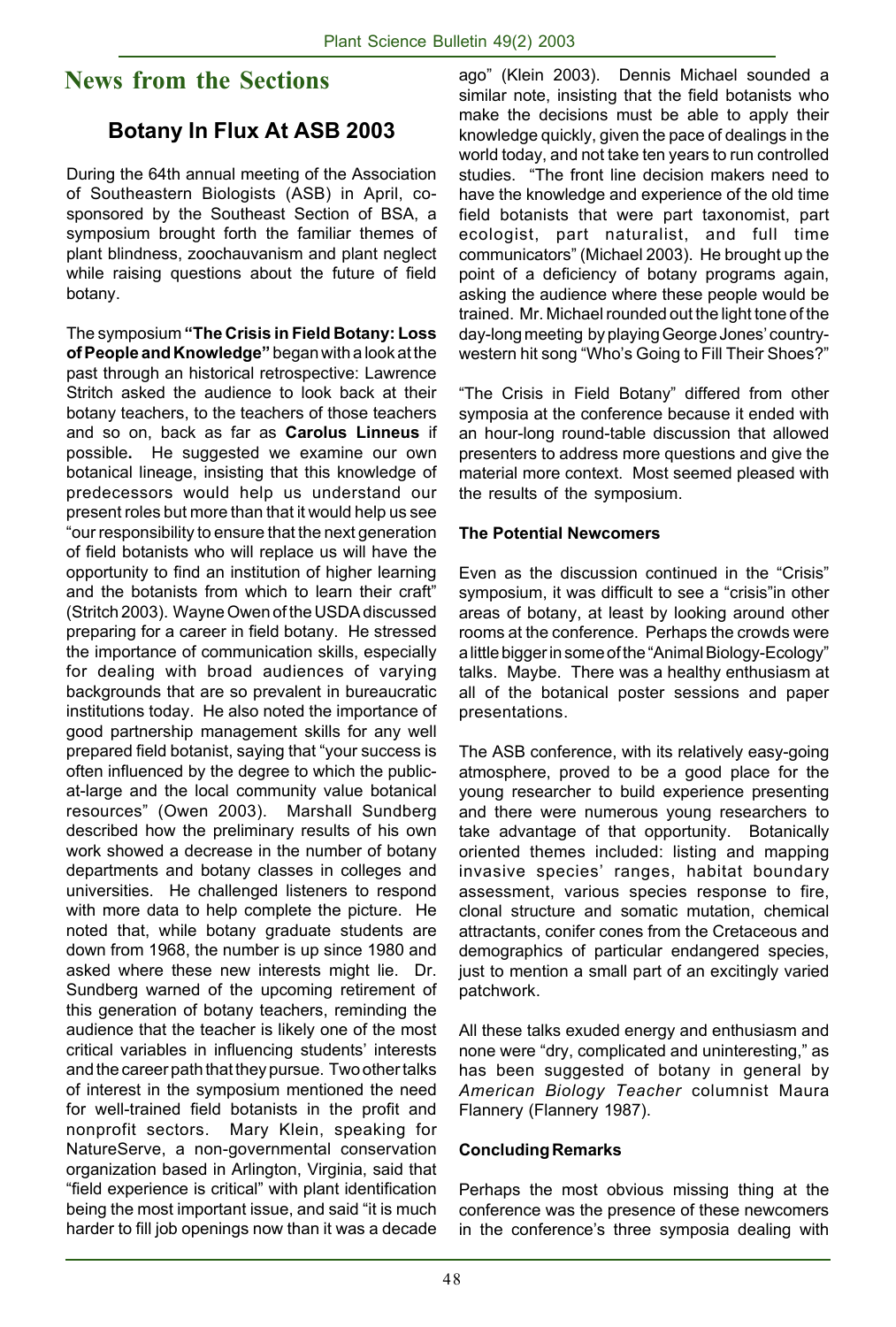## News from the Sections

### Botany In Flux At ASB 2003

During the 64th annual meeting of the Association of Southeastern Biologists (ASB) in April, co-sponsored by the Southeast Section of BSA, a symposium brought forth the familiar themes of plant blindness, zoochauvanism and plant neglect while raising questions about the future of field botany.

The symposium **"The Crisis in Field Botany: Loss of People and Knowledge"** began with a look at the past through an historical retrospective: Lawrence Stritch asked the audience to look back at their botany teachers, to the teachers of those teachers and so on, back as far as **Carolus Linneus** if possible**.** He suggested we examine our own botanical lineage, insisting that this knowledge of predecessors would help us understand our present roles but more than that it would help us see "our responsibility to ensure that the next generation of field botanists who will replace us will have the opportunity to find an institution of higher learning and the botanists from which to learn their craft" (Stritch 2003). Wayne Owen of the USDA discussed preparing for a career in field botany. He stressed the importance of communication skills, especially for dealing with broad audiences of varying backgrounds that are so prevalent in bureaucratic institutions today. He also noted the importance of good partnership management skills for any well prepared field botanist, saying that "your success is often influenced by the degree to which the public-at-large and the local community value botanical resources" (Owen 2003). Marshall Sundberg described how the preliminary results of his own work showed a decrease in the number of botany departments and botany classes in colleges and universities. He challenged listeners to respond with more data to help complete the picture. He noted that, while botany graduate students are down from 1968, the number is up since 1980 and asked where these new interests might lie. Dr. Sundberg warned of the upcoming retirement of this generation of botany teachers, reminding the audience that the teacher is likely one of the most critical variables in influencing students' interests and the career path that they pursue. Two other talks of interest in the symposium mentioned the need for well-trained field botanists in the profit and nonprofit sectors. Mary Klein, speaking for NatureServe, a non-governmental conservation organization based in Arlington, Virginia, said that "field experience is critical" with plant identification being the most important issue, and said "it is much harder to fill job openings now than it was a decade ago" (Klein 2003). Dennis Michael sounded a similar note, insisting that the field botanists who make the decisions must be able to apply their knowledge quickly, given the pace of dealings in the world today, and not take ten years to run controlled studies. "The front line decision makers need to have the knowledge and experience of the old time field botanists that were part taxonomist, part ecologist, part naturalist, and full time communicators" (Michael 2003). He brought up the point of a deficiency of botany programs again, asking the audience where these people would be trained. Mr. Michael rounded out the light tone of the day-long meeting by playing George Jones' country-western hit song "Who's Going to Fill Their Shoes?"

"The Crisis in Field Botany" differed from other symposia at the conference because it ended with an hour-long round-table discussion that allowed presenters to address more questions and give the material more context. Most seemed pleased with the results of the symposium.

**The Potential Newcomers**

Even as the discussion continued in the "Crisis" symposium, it was difficult to see a "crisis"in other areas of botany, at least by looking around other rooms at the conference. Perhaps the crowds were a little bigger in some of the "Animal Biology-Ecology" talks. Maybe. There was a healthy enthusiasm at all of the botanical poster sessions and paper presentations.

The ASB conference, with its relatively easy-going atmosphere, proved to be a good place for the young researcher to build experience presenting and there were numerous young researchers to take advantage of that opportunity. Botanically oriented themes included: listing and mapping invasive species' ranges, habitat boundary assessment, various species response to fire, clonal structure and somatic mutation, chemical attractants, conifer cones from the Cretaceous and demographics of particular endangered species, just to mention a small part of an excitingly varied patchwork.

All these talks exuded energy and enthusiasm and none were "dry, complicated and uninteresting," as has been suggested of botany in general by *American Biology Teacher* columnist Maura Flannery (Flannery 1987).

**Concluding Remarks**

Perhaps the most obvious missing thing at the conference was the presence of these newcomers in the conference's three symposia dealing with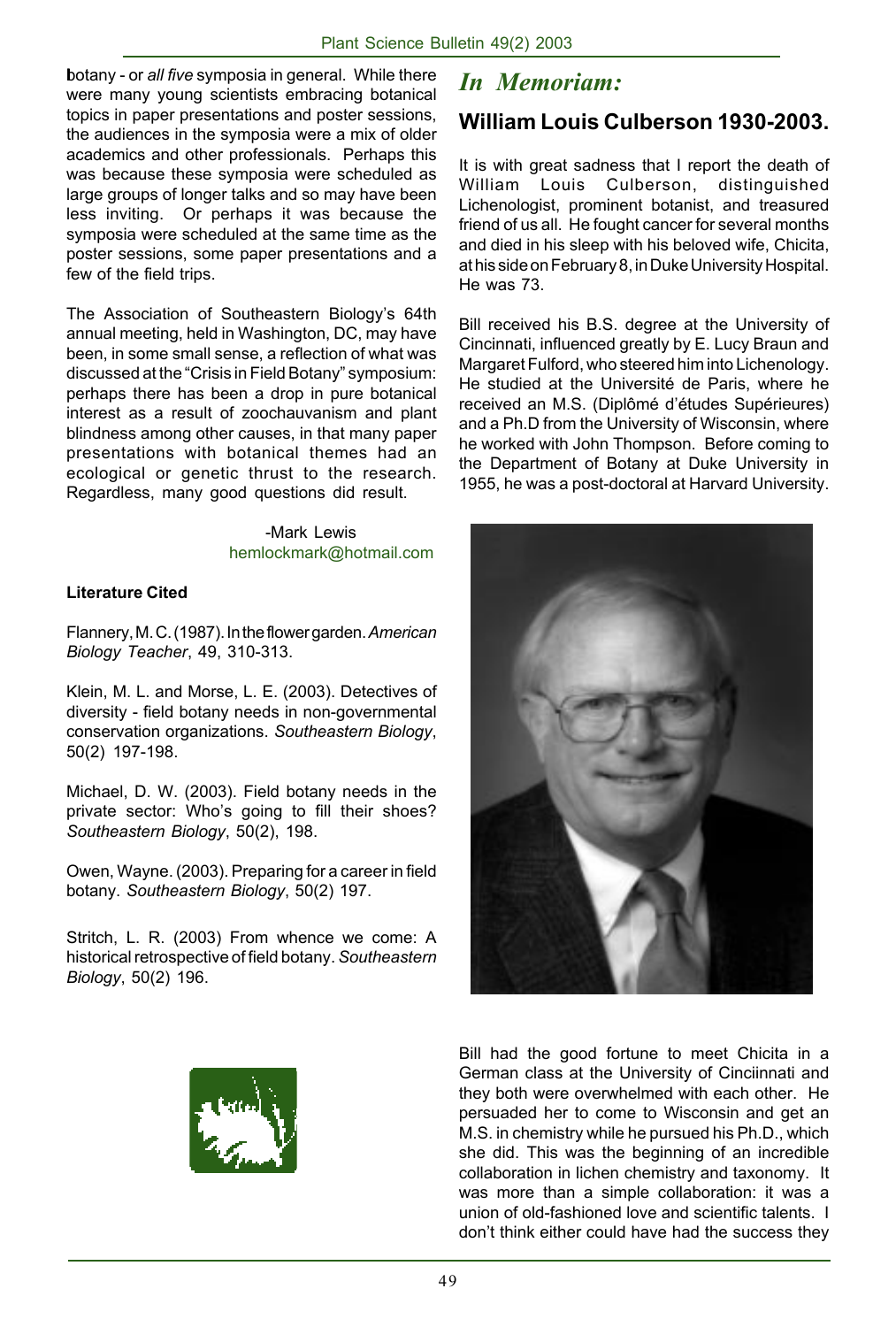botany - or *all five* symposia in general. While there were many young scientists embracing botanical topics in paper presentations and poster sessions, the audiences in the symposia were a mix of older academics and other professionals. Perhaps this was because these symposia were scheduled as large groups of longer talks and so may have been less inviting. Or perhaps it was because the symposia were scheduled at the same time as the poster sessions, some paper presentations and a few of the field trips.

The Association of Southeastern Biology's 64th annual meeting, held in Washington, DC, may have been, in some small sense, a reflection of what was discussed at the "Crisis in Field Botany" symposium: perhaps there has been a drop in pure botanical interest as a result of zoochauvanism and plant blindness among other causes, in that many paper presentations with botanical themes had an ecological or genetic thrust to the research. Regardless, many good questions did result.

-Mark Lewis
hemlockmark@hotmail.com

**Literature Cited**

Flannery, M. C. (1987). In the flower garden. *American Biology Teacher*, 49, 310-313.

Klein, M. L. and Morse, L. E. (2003). Detectives of diversity - field botany needs in non-governmental conservation organizations. *Southeastern Biology*, 50(2) 197-198.

Michael, D. W. (2003). Field botany needs in the private sector: Who's going to fill their shoes? *Southeastern Biology*, 50(2), 198.

Owen, Wayne. (2003). Preparing for a career in field botany. *Southeastern Biology*, 50(2) 197.

Stritch, L. R. (2003) From whence we come: A historical retrospective of field botany. *Southeastern Biology*, 50(2) 196.

## *In Memoriam:*

### William Louis Culberson 1930-2003.

It is with great sadness that I report the death of William Louis Culberson, distinguished Lichenologist, prominent botanist, and treasured friend of us all. He fought cancer for several months and died in his sleep with his beloved wife, Chicita, at his side on February 8, in Duke University Hospital. He was 73.

Bill received his B.S. degree at the University of Cincinnati, influenced greatly by E. Lucy Braun and Margaret Fulford, who steered him into Lichenology. He studied at the Université de Paris, where he received an M.S. (Diplômé d'études Supérieures) and a Ph.D from the University of Wisconsin, where he worked with John Thompson. Before coming to the Department of Botany at Duke University in 1955, he was a post-doctoral at Harvard University.

Bill had the good fortune to meet Chicita in a German class at the University of Cinciinnati and they both were overwhelmed with each other. He persuaded her to come to Wisconsin and get an M.S. in chemistry while he pursued his Ph.D., which she did. This was the beginning of an incredible collaboration in lichen chemistry and taxonomy. It was more than a simple collaboration: it was a union of old-fashioned love and scientific talents. I don't think either could have had the success they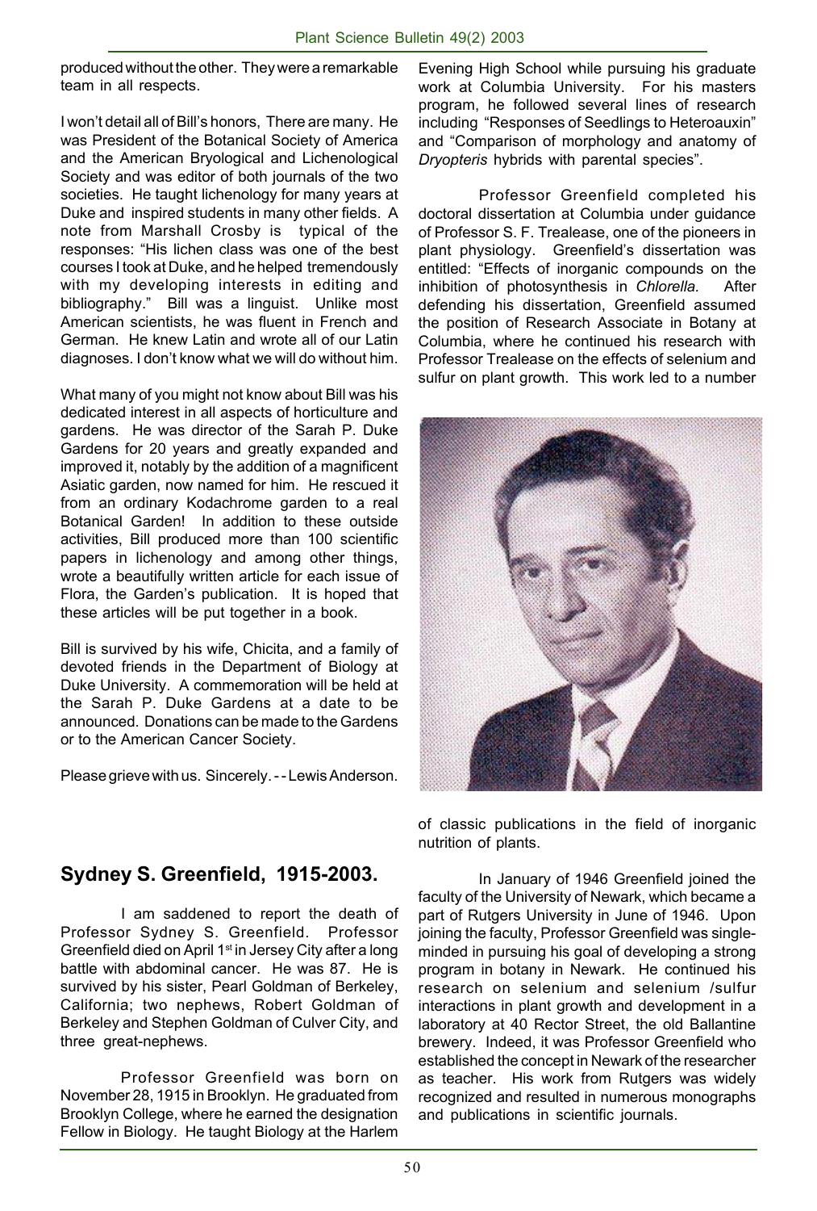produced without the other. They were a remarkable team in all respects.

I won't detail all of Bill's honors, There are many. He was President of the Botanical Society of America and the American Bryological and Lichenological Society and was editor of both journals of the two societies. He taught lichenology for many years at Duke and inspired students in many other fields. A note from Marshall Crosby is typical of the responses: "His lichen class was one of the best courses I took at Duke, and he helped tremendously with my developing interests in editing and bibliography." Bill was a linguist. Unlike most American scientists, he was fluent in French and German. He knew Latin and wrote all of our Latin diagnoses. I don't know what we will do without him.

What many of you might not know about Bill was his dedicated interest in all aspects of horticulture and gardens. He was director of the Sarah P. Duke Gardens for 20 years and greatly expanded and improved it, notably by the addition of a magnificent Asiatic garden, now named for him. He rescued it from an ordinary Kodachrome garden to a real Botanical Garden! In addition to these outside activities, Bill produced more than 100 scientific papers in lichenology and among other things, wrote a beautifully written article for each issue of Flora, the Garden's publication. It is hoped that these articles will be put together in a book.

Bill is survived by his wife, Chicita, and a family of devoted friends in the Department of Biology at Duke University. A commemoration will be held at the Sarah P. Duke Gardens at a date to be announced. Donations can be made to the Gardens or to the American Cancer Society.

Please grieve with us. Sincerely. - - Lewis Anderson.

## Sydney S. Greenfield, 1915-2003.

I am saddened to report the death of Professor Sydney S. Greenfield. Professor Greenfield died on April 1st in Jersey City after a long battle with abdominal cancer. He was 87. He is survived by his sister, Pearl Goldman of Berkeley, California; two nephews, Robert Goldman of Berkeley and Stephen Goldman of Culver City, and three great-nephews.

Professor Greenfield was born on November 28, 1915 in Brooklyn. He graduated from Brooklyn College, where he earned the designation Fellow in Biology. He taught Biology at the Harlem Evening High School while pursuing his graduate work at Columbia University. For his masters program, he followed several lines of research including "Responses of Seedlings to Heteroauxin" and "Comparison of morphology and anatomy of *Dryopteris* hybrids with parental species".

Professor Greenfield completed his doctoral dissertation at Columbia under guidance of Professor S. F. Trealease, one of the pioneers in plant physiology. Greenfield's dissertation was entitled: "Effects of inorganic compounds on the inhibition of photosynthesis in *Chlorella.* After defending his dissertation, Greenfield assumed the position of Research Associate in Botany at Columbia, where he continued his research with Professor Trealease on the effects of selenium and sulfur on plant growth. This work led to a number of classic publications in the field of inorganic nutrition of plants.

In January of 1946 Greenfield joined the faculty of the University of Newark, which became a part of Rutgers University in June of 1946. Upon joining the faculty, Professor Greenfield was single-minded in pursuing his goal of developing a strong program in botany in Newark. He continued his research on selenium and selenium /sulfur interactions in plant growth and development in a laboratory at 40 Rector Street, the old Ballantine brewery. Indeed, it was Professor Greenfield who established the concept in Newark of the researcher as teacher. His work from Rutgers was widely recognized and resulted in numerous monographs and publications in scientific journals.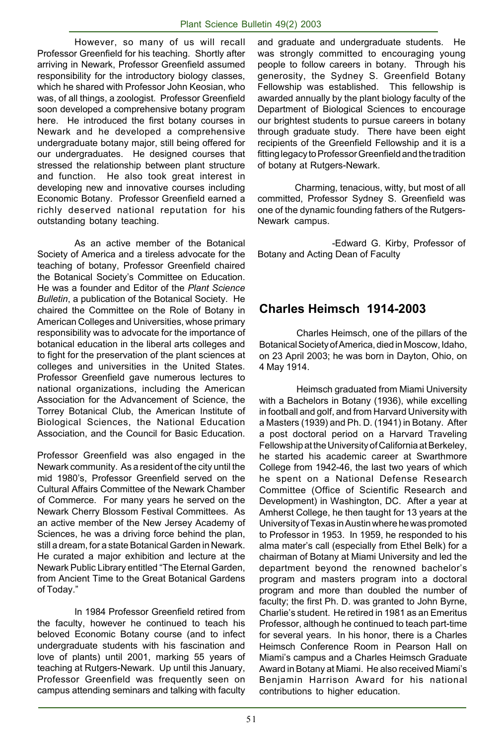However, so many of us will recall Professor Greenfield for his teaching. Shortly after arriving in Newark, Professor Greenfield assumed responsibility for the introductory biology classes, which he shared with Professor John Keosian, who was, of all things, a zoologist. Professor Greenfield soon developed a comprehensive botany program here. He introduced the first botany courses in Newark and he developed a comprehensive undergraduate botany major, still being offered for our undergraduates. He designed courses that stressed the relationship between plant structure and function. He also took great interest in developing new and innovative courses including Economic Botany. Professor Greenfield earned a richly deserved national reputation for his outstanding botany teaching.

As an active member of the Botanical Society of America and a tireless advocate for the teaching of botany, Professor Greenfield chaired the Botanical Society's Committee on Education. He was a founder and Editor of the *Plant Science Bulletin*, a publication of the Botanical Society. He chaired the Committee on the Role of Botany in American Colleges and Universities, whose primary responsibility was to advocate for the importance of botanical education in the liberal arts colleges and to fight for the preservation of the plant sciences at colleges and universities in the United States. Professor Greenfield gave numerous lectures to national organizations, including the American Association for the Advancement of Science, the Torrey Botanical Club, the American Institute of Biological Sciences, the National Education Association, and the Council for Basic Education.

Professor Greenfield was also engaged in the Newark community. As a resident of the city until the mid 1980's, Professor Greenfield served on the Cultural Affairs Committee of the Newark Chamber of Commerce. For many years he served on the Newark Cherry Blossom Festival Committees. As an active member of the New Jersey Academy of Sciences, he was a driving force behind the plan, still a dream, for a state Botanical Garden in Newark. He curated a major exhibition and lecture at the Newark Public Library entitled "The Eternal Garden, from Ancient Time to the Great Botanical Gardens of Today."

In 1984 Professor Greenfield retired from the faculty, however he continued to teach his beloved Economic Botany course (and to infect undergraduate students with his fascination and love of plants) until 2001, marking 55 years of teaching at Rutgers-Newark. Up until this January, Professor Greenfield was frequently seen on campus attending seminars and talking with faculty and graduate and undergraduate students. He was strongly committed to encouraging young people to follow careers in botany. Through his generosity, the Sydney S. Greenfield Botany Fellowship was established. This fellowship is awarded annually by the plant biology faculty of the Department of Biological Sciences to encourage our brightest students to pursue careers in botany through graduate study. There have been eight recipients of the Greenfield Fellowship and it is a fitting legacy to Professor Greenfield and the tradition of botany at Rutgers-Newark.

Charming, tenacious, witty, but most of all committed, Professor Sydney S. Greenfield was one of the dynamic founding fathers of the Rutgers-Newark campus.

-Edward G. Kirby, Professor of Botany and Acting Dean of Faculty

## Charles Heimsch 1914-2003

Charles Heimsch, one of the pillars of the Botanical Society of America, died in Moscow, Idaho, on 23 April 2003; he was born in Dayton, Ohio, on 4 May 1914.

Heimsch graduated from Miami University with a Bachelors in Botany (1936), while excelling in football and golf, and from Harvard University with a Masters (1939) and Ph. D. (1941) in Botany. After a post doctoral period on a Harvard Traveling Fellowship at the University of California at Berkeley, he started his academic career at Swarthmore College from 1942-46, the last two years of which he spent on a National Defense Research Committee (Office of Scientific Research and Development) in Washington, DC. After a year at Amherst College, he then taught for 13 years at the University of Texas in Austin where he was promoted to Professor in 1953. In 1959, he responded to his alma mater's call (especially from Ethel Belk) for a chairman of Botany at Miami University and led the department beyond the renowned bachelor's program and masters program into a doctoral program and more than doubled the number of faculty; the first Ph. D. was granted to John Byrne, Charlie's student. He retired in 1981 as an Emeritus Professor, although he continued to teach part-time for several years. In his honor, there is a Charles Heimsch Conference Room in Pearson Hall on Miami's campus and a Charles Heimsch Graduate Award in Botany at Miami. He also received Miami's Benjamin Harrison Award for his national contributions to higher education.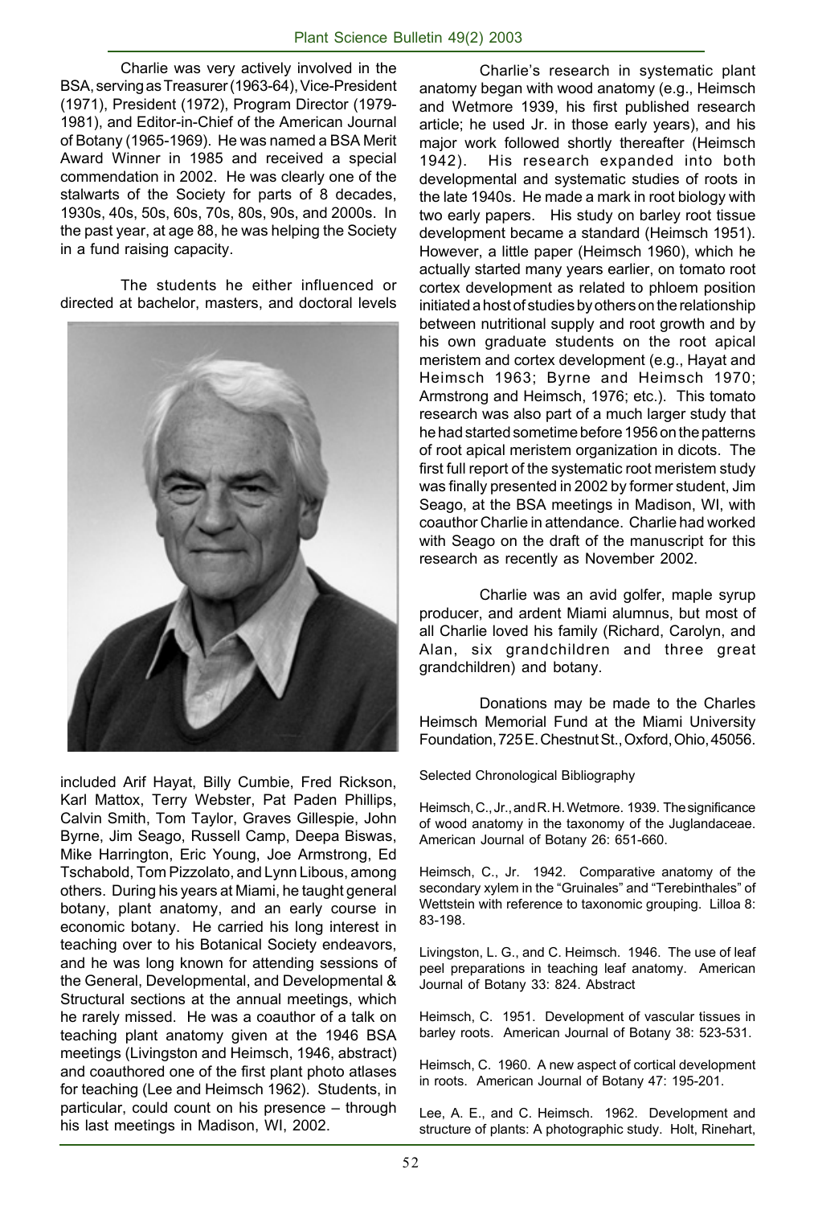Charlie was very actively involved in the BSA, serving as Treasurer (1963-64), Vice-President (1971), President (1972), Program Director (1979-1981), and Editor-in-Chief of the American Journal of Botany (1965-1969). He was named a BSA Merit Award Winner in 1985 and received a special commendation in 2002. He was clearly one of the stalwarts of the Society for parts of 8 decades, 1930s, 40s, 50s, 60s, 70s, 80s, 90s, and 2000s. In the past year, at age 88, he was helping the Society in a fund raising capacity.

The students he either influenced or directed at bachelor, masters, and doctoral levels included Arif Hayat, Billy Cumbie, Fred Rickson, Karl Mattox, Terry Webster, Pat Paden Phillips, Calvin Smith, Tom Taylor, Graves Gillespie, John Byrne, Jim Seago, Russell Camp, Deepa Biswas, Mike Harrington, Eric Young, Joe Armstrong, Ed Tschabold, Tom Pizzolato, and Lynn Libous, among others. During his years at Miami, he taught general botany, plant anatomy, and an early course in economic botany. He carried his long interest in teaching over to his Botanical Society endeavors, and he was long known for attending sessions of the General, Developmental, and Developmental & Structural sections at the annual meetings, which he rarely missed. He was a coauthor of a talk on teaching plant anatomy given at the 1946 BSA meetings (Livingston and Heimsch, 1946, abstract) and coauthored one of the first plant photo atlases for teaching (Lee and Heimsch 1962). Students, in particular, could count on his presence – through his last meetings in Madison, WI, 2002.

Charlie's research in systematic plant anatomy began with wood anatomy (e.g., Heimsch and Wetmore 1939, his first published research article; he used Jr. in those early years), and his major work followed shortly thereafter (Heimsch 1942). His research expanded into both developmental and systematic studies of roots in the late 1940s. He made a mark in root biology with two early papers. His study on barley root tissue development became a standard (Heimsch 1951). However, a little paper (Heimsch 1960), which he actually started many years earlier, on tomato root cortex development as related to phloem position initiated a host of studies by others on the relationship between nutritional supply and root growth and by his own graduate students on the root apical meristem and cortex development (e.g., Hayat and Heimsch 1963; Byrne and Heimsch 1970; Armstrong and Heimsch, 1976; etc.). This tomato research was also part of a much larger study that he had started sometime before 1956 on the patterns of root apical meristem organization in dicots. The first full report of the systematic root meristem study was finally presented in 2002 by former student, Jim Seago, at the BSA meetings in Madison, WI, with coauthor Charlie in attendance. Charlie had worked with Seago on the draft of the manuscript for this research as recently as November 2002.

Charlie was an avid golfer, maple syrup producer, and ardent Miami alumnus, but most of all Charlie loved his family (Richard, Carolyn, and Alan, six grandchildren and three great grandchildren) and botany.

Donations may be made to the Charles Heimsch Memorial Fund at the Miami University Foundation, 725 E. Chestnut St., Oxford, Ohio, 45056.

Selected Chronological Bibliography

Heimsch, C., Jr., and R. H. Wetmore. 1939. The significance of wood anatomy in the taxonomy of the Juglandaceae. American Journal of Botany 26: 651-660.

Heimsch, C., Jr. 1942. Comparative anatomy of the secondary xylem in the "Gruinales" and "Terebinthales" of Wettstein with reference to taxonomic grouping. Lilloa 8: 83-198.

Livingston, L. G., and C. Heimsch. 1946. The use of leaf peel preparations in teaching leaf anatomy. American Journal of Botany 33: 824. Abstract

Heimsch, C. 1951. Development of vascular tissues in barley roots. American Journal of Botany 38: 523-531.

Heimsch, C. 1960. A new aspect of cortical development in roots. American Journal of Botany 47: 195-201.

Lee, A. E., and C. Heimsch. 1962. Development and structure of plants: A photographic study. Holt, Rinehart,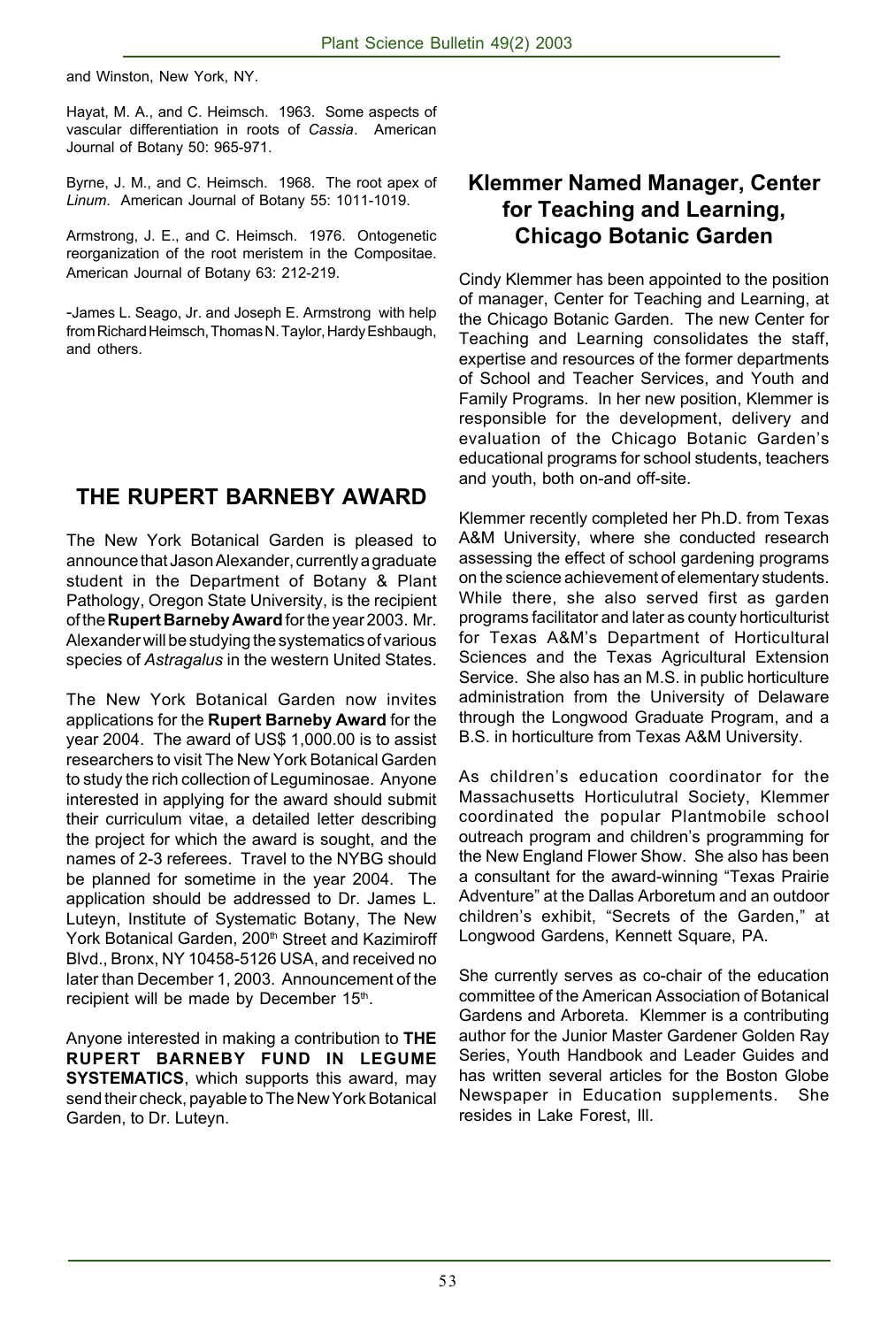and Winston, New York, NY.

Hayat, M. A., and C. Heimsch. 1963. Some aspects of vascular differentiation in roots of *Cassia*. American Journal of Botany 50: 965-971.

Byrne, J. M., and C. Heimsch. 1968. The root apex of *Linum*. American Journal of Botany 55: 1011-1019.

Armstrong, J. E., and C. Heimsch. 1976. Ontogenetic reorganization of the root meristem in the Compositae. American Journal of Botany 63: 212-219.

-James L. Seago, Jr. and Joseph E. Armstrong with help from Richard Heimsch, Thomas N. Taylor, Hardy Eshbaugh, and others.

## THE RUPERT BARNEBY AWARD

The New York Botanical Garden is pleased to announce that Jason Alexander, currently a graduate student in the Department of Botany & Plant Pathology, Oregon State University, is the recipient of the **Rupert Barneby Award** for the year 2003. Mr. Alexander will be studying the systematics of various species of *Astragalus* in the western United States.

The New York Botanical Garden now invites applications for the **Rupert Barneby Award** for the year 2004. The award of US$ 1,000.00 is to assist researchers to visit The New York Botanical Garden to study the rich collection of Leguminosae. Anyone interested in applying for the award should submit their curriculum vitae, a detailed letter describing the project for which the award is sought, and the names of 2-3 referees. Travel to the NYBG should be planned for sometime in the year 2004. The application should be addressed to Dr. James L. Luteyn, Institute of Systematic Botany, The New York Botanical Garden, 200th Street and Kazimiroff Blvd., Bronx, NY 10458-5126 USA, and received no later than December 1, 2003. Announcement of the recipient will be made by December 15th.

Anyone interested in making a contribution to **THE RUPERT BARNEBY FUND IN LEGUME SYSTEMATICS**, which supports this award, may send their check, payable to The New York Botanical Garden, to Dr. Luteyn.

## Klemmer Named Manager, Center for Teaching and Learning, Chicago Botanic Garden

Cindy Klemmer has been appointed to the position of manager, Center for Teaching and Learning, at the Chicago Botanic Garden. The new Center for Teaching and Learning consolidates the staff, expertise and resources of the former departments of School and Teacher Services, and Youth and Family Programs. In her new position, Klemmer is responsible for the development, delivery and evaluation of the Chicago Botanic Garden's educational programs for school students, teachers and youth, both on-and off-site.

Klemmer recently completed her Ph.D. from Texas A&M University, where she conducted research assessing the effect of school gardening programs on the science achievement of elementary students. While there, she also served first as garden programs facilitator and later as county horticulturist for Texas A&M's Department of Horticultural Sciences and the Texas Agricultural Extension Service. She also has an M.S. in public horticulture administration from the University of Delaware through the Longwood Graduate Program, and a B.S. in horticulture from Texas A&M University.

As children's education coordinator for the Massachusetts Horticulutral Society, Klemmer coordinated the popular Plantmobile school outreach program and children's programming for the New England Flower Show. She also has been a consultant for the award-winning "Texas Prairie Adventure" at the Dallas Arboretum and an outdoor children's exhibit, "Secrets of the Garden," at Longwood Gardens, Kennett Square, PA.

She currently serves as co-chair of the education committee of the American Association of Botanical Gardens and Arboreta. Klemmer is a contributing author for the Junior Master Gardener Golden Ray Series, Youth Handbook and Leader Guides and has written several articles for the Boston Globe Newspaper in Education supplements. She resides in Lake Forest, Ill.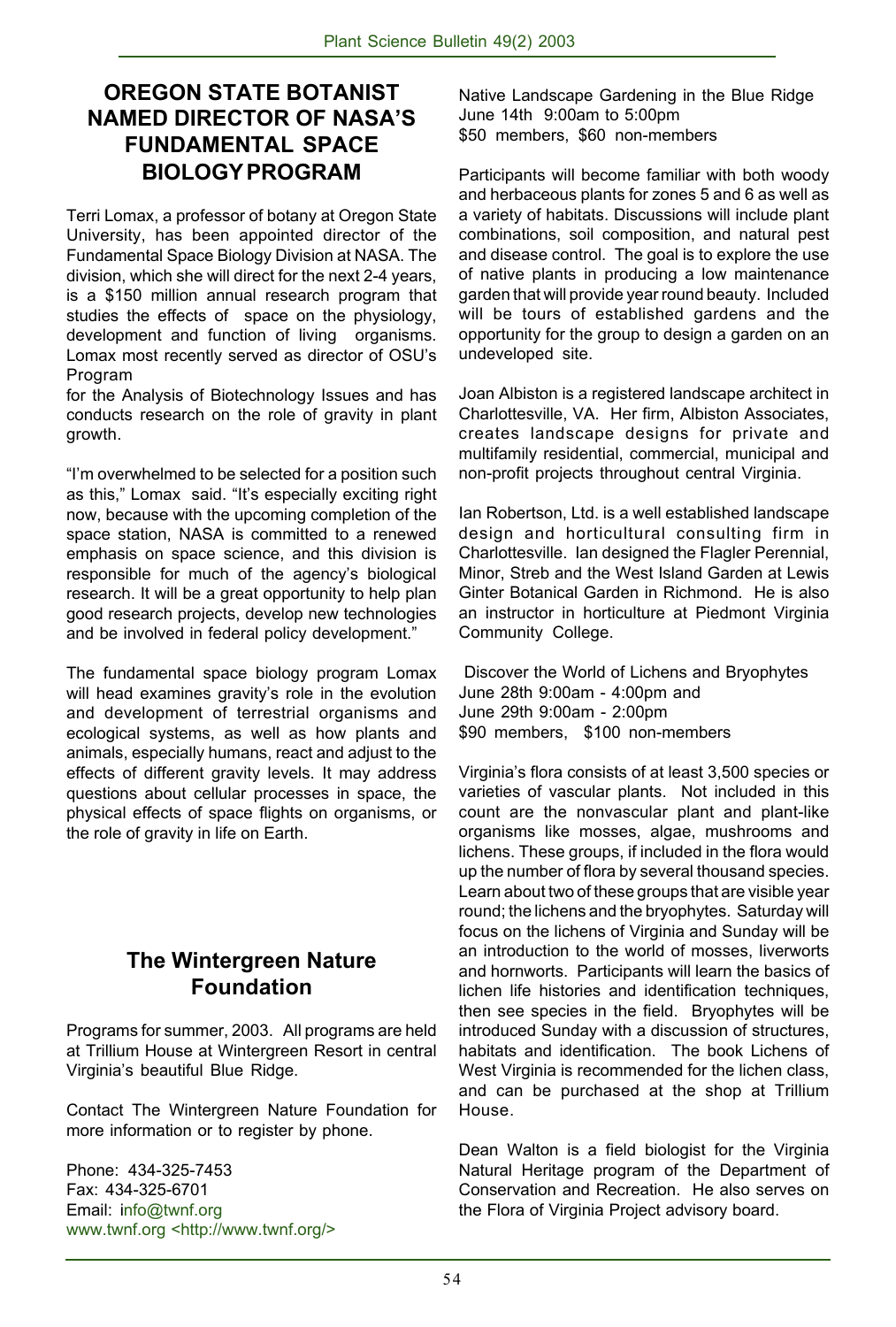## OREGON STATE BOTANIST NAMED DIRECTOR OF NASA'S FUNDAMENTAL SPACE BIOLOGY PROGRAM

Terri Lomax, a professor of botany at Oregon State University, has been appointed director of the Fundamental Space Biology Division at NASA. The division, which she will direct for the next 2-4 years, is a $150 million annual research program that studies the effects of space on the physiology, development and function of living organisms. Lomax most recently served as director of OSU's Program

for the Analysis of Biotechnology Issues and has conducts research on the role of gravity in plant growth.

"I'm overwhelmed to be selected for a position such as this," Lomax said. "It's especially exciting right now, because with the upcoming completion of the space station, NASA is committed to a renewed emphasis on space science, and this division is responsible for much of the agency's biological research. It will be a great opportunity to help plan good research projects, develop new technologies and be involved in federal policy development."

The fundamental space biology program Lomax will head examines gravity's role in the evolution and development of terrestrial organisms and ecological systems, as well as how plants and animals, especially humans, react and adjust to the effects of different gravity levels. It may address questions about cellular processes in space, the physical effects of space flights on organisms, or the role of gravity in life on Earth.

## The Wintergreen Nature Foundation

Programs for summer, 2003. All programs are held at Trillium House at Wintergreen Resort in central Virginia's beautiful Blue Ridge.

Contact The Wintergreen Nature Foundation for more information or to register by phone.

Phone: 434-325-7453
Fax: 434-325-6701
Email: info@twnf.org
www.twnf.org <http://www.twnf.org/>

Native Landscape Gardening in the Blue Ridge
June 14th 9:00am to 5:00pm
$50 members, $60 non-members

Participants will become familiar with both woody and herbaceous plants for zones 5 and 6 as well as a variety of habitats. Discussions will include plant combinations, soil composition, and natural pest and disease control. The goal is to explore the use of native plants in producing a low maintenance garden that will provide year round beauty. Included will be tours of established gardens and the opportunity for the group to design a garden on an undeveloped site.

Joan Albiston is a registered landscape architect in Charlottesville, VA. Her firm, Albiston Associates, creates landscape designs for private and multifamily residential, commercial, municipal and non-profit projects throughout central Virginia.

Ian Robertson, Ltd. is a well established landscape design and horticultural consulting firm in Charlottesville. Ian designed the Flagler Perennial, Minor, Streb and the West Island Garden at Lewis Ginter Botanical Garden in Richmond. He is also an instructor in horticulture at Piedmont Virginia Community College.

Discover the World of Lichens and Bryophytes
June 28th 9:00am - 4:00pm and
June 29th 9:00am - 2:00pm
$90 members, $100 non-members

Virginia's flora consists of at least 3,500 species or varieties of vascular plants. Not included in this count are the nonvascular plant and plant-like organisms like mosses, algae, mushrooms and lichens. These groups, if included in the flora would up the number of flora by several thousand species. Learn about two of these groups that are visible year round; the lichens and the bryophytes. Saturday will focus on the lichens of Virginia and Sunday will be an introduction to the world of mosses, liverworts and hornworts. Participants will learn the basics of lichen life histories and identification techniques, then see species in the field. Bryophytes will be introduced Sunday with a discussion of structures, habitats and identification. The book Lichens of West Virginia is recommended for the lichen class, and can be purchased at the shop at Trillium House.

Dean Walton is a field biologist for the Virginia Natural Heritage program of the Department of Conservation and Recreation. He also serves on the Flora of Virginia Project advisory board.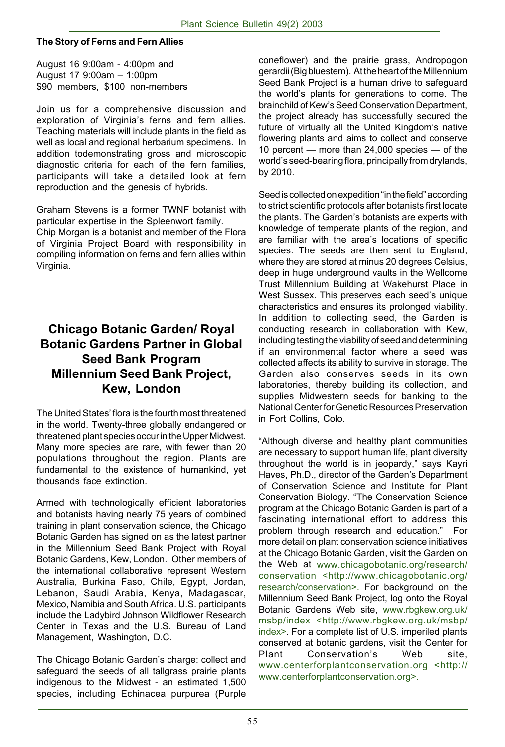**The Story of Ferns and Fern Allies**

August 16 9:00am - 4:00pm and
August 17 9:00am – 1:00pm
$90 members, $100 non-members

Join us for a comprehensive discussion and exploration of Virginia's ferns and fern allies. Teaching materials will include plants in the field as well as local and regional herbarium specimens. In addition todemonstrating gross and microscopic diagnostic criteria for each of the fern families, participants will take a detailed look at fern reproduction and the genesis of hybrids.

Graham Stevens is a former TWNF botanist with particular expertise in the Spleenwort family.
Chip Morgan is a botanist and member of the Flora of Virginia Project Board with responsibility in compiling information on ferns and fern allies within Virginia.

## Chicago Botanic Garden/ Royal Botanic Gardens Partner in Global Seed Bank Program Millennium Seed Bank Project, Kew, London

The United States' flora is the fourth most threatened in the world. Twenty-three globally endangered or threatened plant species occur in the Upper Midwest. Many more species are rare, with fewer than 20 populations throughout the region. Plants are fundamental to the existence of humankind, yet thousands face extinction.

Armed with technologically efficient laboratories and botanists having nearly 75 years of combined training in plant conservation science, the Chicago Botanic Garden has signed on as the latest partner in the Millennium Seed Bank Project with Royal Botanic Gardens, Kew, London. Other members of the international collaborative represent Western Australia, Burkina Faso, Chile, Egypt, Jordan, Lebanon, Saudi Arabia, Kenya, Madagascar, Mexico, Namibia and South Africa. U.S. participants include the Ladybird Johnson Wildflower Research Center in Texas and the U.S. Bureau of Land Management, Washington, D.C.

The Chicago Botanic Garden's charge: collect and safeguard the seeds of all tallgrass prairie plants indigenous to the Midwest - an estimated 1,500 species, including Echinacea purpurea (Purple coneflower) and the prairie grass, Andropogon gerardii (Big bluestem). At the heart of the Millennium Seed Bank Project is a human drive to safeguard the world's plants for generations to come. The brainchild of Kew's Seed Conservation Department, the project already has successfully secured the future of virtually all the United Kingdom's native flowering plants and aims to collect and conserve 10 percent — more than 24,000 species — of the world's seed-bearing flora, principally from drylands, by 2010.

Seed is collected on expedition "in the field" according to strict scientific protocols after botanists first locate the plants. The Garden's botanists are experts with knowledge of temperate plants of the region, and are familiar with the area's locations of specific species. The seeds are then sent to England, where they are stored at minus 20 degrees Celsius, deep in huge underground vaults in the Wellcome Trust Millennium Building at Wakehurst Place in West Sussex. This preserves each seed's unique characteristics and ensures its prolonged viability. In addition to collecting seed, the Garden is conducting research in collaboration with Kew, including testing the viability of seed and determining if an environmental factor where a seed was collected affects its ability to survive in storage. The Garden also conserves seeds in its own laboratories, thereby building its collection, and supplies Midwestern seeds for banking to the National Center for Genetic Resources Preservation in Fort Collins, Colo.

"Although diverse and healthy plant communities are necessary to support human life, plant diversity throughout the world is in jeopardy," says Kayri Haves, Ph.D., director of the Garden's Department of Conservation Science and Institute for Plant Conservation Biology. "The Conservation Science program at the Chicago Botanic Garden is part of a fascinating international effort to address this problem through research and education." For more detail on plant conservation science initiatives at the Chicago Botanic Garden, visit the Garden on the Web at www.chicagobotanic.org/research/conservation <http://www.chicagobotanic.org/research/conservation>. For background on the Millennium Seed Bank Project, log onto the Royal Botanic Gardens Web site, www.rbgkew.org.uk/msbp/index <http://www.rbgkew.org.uk/msbp/index>. For a complete list of U.S. imperiled plants conserved at botanic gardens, visit the Center for Plant Conservation's Web site, www.centerforplantconservation.org <http://www.centerforplantconservation.org>.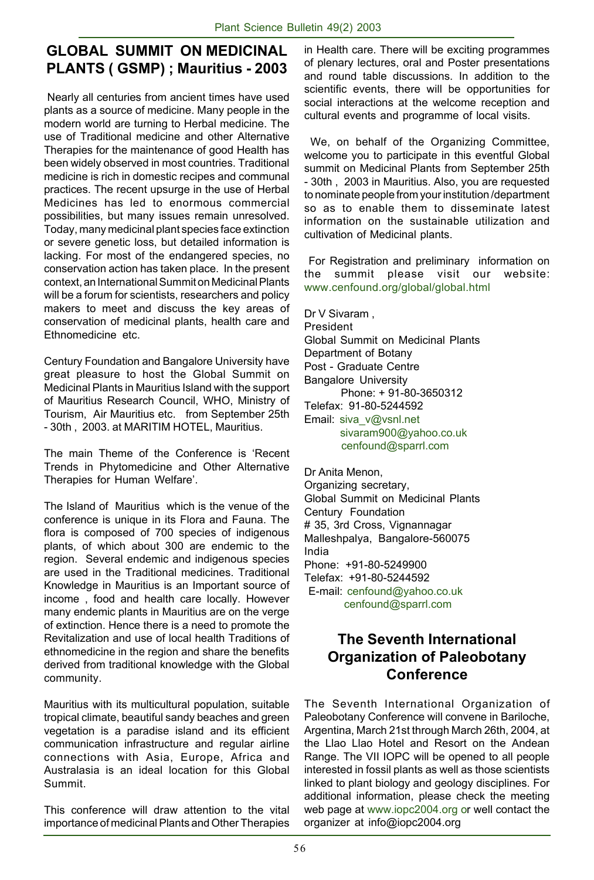## GLOBAL SUMMIT ON MEDICINAL PLANTS ( GSMP) ; Mauritius - 2003

Nearly all centuries from ancient times have used plants as a source of medicine. Many people in the modern world are turning to Herbal medicine. The use of Traditional medicine and other Alternative Therapies for the maintenance of good Health has been widely observed in most countries. Traditional medicine is rich in domestic recipes and communal practices. The recent upsurge in the use of Herbal Medicines has led to enormous commercial possibilities, but many issues remain unresolved. Today, many medicinal plant species face extinction or severe genetic loss, but detailed information is lacking. For most of the endangered species, no conservation action has taken place. In the present context, an International Summit on Medicinal Plants will be a forum for scientists, researchers and policy makers to meet and discuss the key areas of conservation of medicinal plants, health care and Ethnomedicine etc.

Century Foundation and Bangalore University have great pleasure to host the Global Summit on Medicinal Plants in Mauritius Island with the support of Mauritius Research Council, WHO, Ministry of Tourism, Air Mauritius etc. from September 25th - 30th , 2003. at MARITIM HOTEL, Mauritius.

The main Theme of the Conference is 'Recent Trends in Phytomedicine and Other Alternative Therapies for Human Welfare'.

The Island of Mauritius which is the venue of the conference is unique in its Flora and Fauna. The flora is composed of about 700 species of indigenous plants, of which about 300 are endemic to the region. Several endemic and indigenous species are used in the Traditional medicines. Traditional Knowledge in Mauritius is an Important source of income , food and health care locally. However many endemic plants in Mauritius are on the verge of extinction. Hence there is a need to promote the Revitalization and use of local health Traditions of ethnomedicine in the region and share the benefits derived from traditional knowledge with the Global community.

Mauritius with its multicultural population, suitable tropical climate, beautiful sandy beaches and green vegetation is a paradise island and its efficient communication infrastructure and regular airline connections with Asia, Europe, Africa and Australasia is an ideal location for this Global Summit.

This conference will draw attention to the vital importance of medicinal Plants and Other Therapies in Health care. There will be exciting programmes of plenary lectures, oral and Poster presentations and round table discussions. In addition to the scientific events, there will be opportunities for social interactions at the welcome reception and cultural events and programme of local visits.

We, on behalf of the Organizing Committee, welcome you to participate in this eventful Global summit on Medicinal Plants from September 25th - 30th , 2003 in Mauritius. Also, you are requested to nominate people from your institution /department so as to enable them to disseminate latest information on the sustainable utilization and cultivation of Medicinal plants.

For Registration and preliminary information on the summit please visit our website: www.cenfound.org/global/global.html

Dr V Sivaram ,
President
Global Summit on Medicinal Plants
Department of Botany
Post - Graduate Centre
Bangalore University
Phone: + 91-80-3650312
Telefax: 91-80-5244592
Email: siva_v@vsnl.net
sivaram900@yahoo.co.uk
cenfound@sparrl.com

Dr Anita Menon,
Organizing secretary,
Global Summit on Medicinal Plants
Century Foundation
# 35, 3rd Cross, Vignannagar
Malleshpalya, Bangalore-560075
India
Phone: +91-80-5249900
Telefax: +91-80-5244592
E-mail: cenfound@yahoo.co.uk
cenfound@sparrl.com

## The Seventh International Organization of Paleobotany Conference

The Seventh International Organization of Paleobotany Conference will convene in Bariloche, Argentina, March 21st through March 26th, 2004, at the Llao Llao Hotel and Resort on the Andean Range. The VII IOPC will be opened to all people interested in fossil plants as well as those scientists linked to plant biology and geology disciplines. For additional information, please check the meeting web page at www.iopc2004.org or well contact the organizer at info@iopc2004.org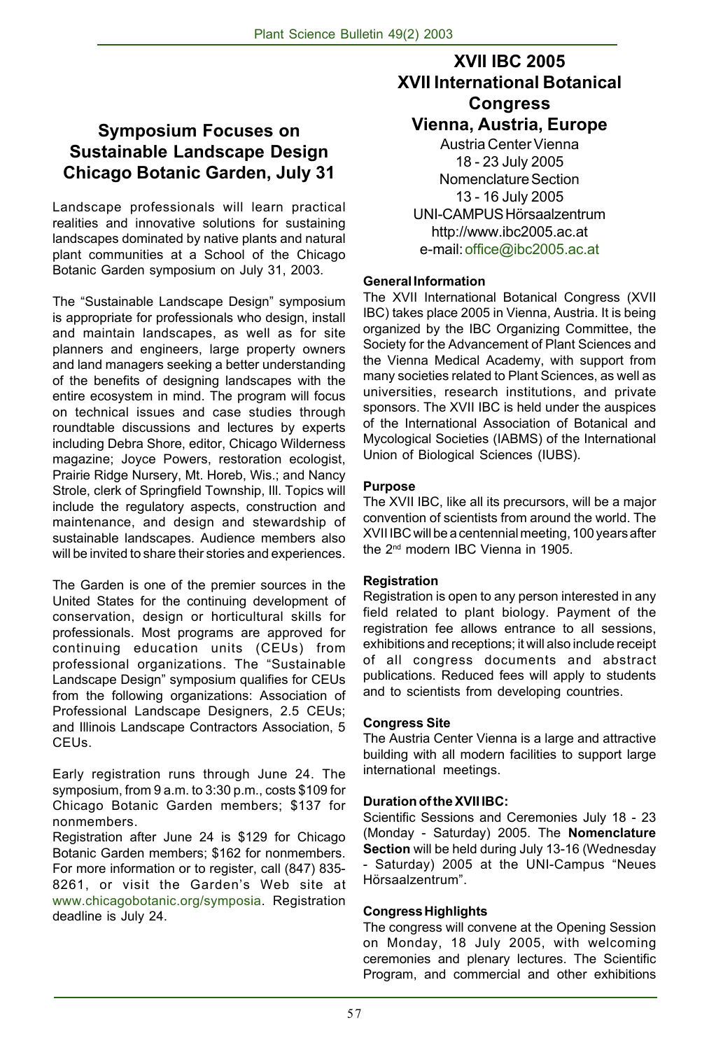## Symposium Focuses on Sustainable Landscape Design Chicago Botanic Garden, July 31

Landscape professionals will learn practical realities and innovative solutions for sustaining landscapes dominated by native plants and natural plant communities at a School of the Chicago Botanic Garden symposium on July 31, 2003.

The "Sustainable Landscape Design" symposium is appropriate for professionals who design, install and maintain landscapes, as well as for site planners and engineers, large property owners and land managers seeking a better understanding of the benefits of designing landscapes with the entire ecosystem in mind. The program will focus on technical issues and case studies through roundtable discussions and lectures by experts including Debra Shore, editor, Chicago Wilderness magazine; Joyce Powers, restoration ecologist, Prairie Ridge Nursery, Mt. Horeb, Wis.; and Nancy Strole, clerk of Springfield Township, Ill. Topics will include the regulatory aspects, construction and maintenance, and design and stewardship of sustainable landscapes. Audience members also will be invited to share their stories and experiences.

The Garden is one of the premier sources in the United States for the continuing development of conservation, design or horticultural skills for professionals. Most programs are approved for continuing education units (CEUs) from professional organizations. The "Sustainable Landscape Design" symposium qualifies for CEUs from the following organizations: Association of Professional Landscape Designers, 2.5 CEUs; and Illinois Landscape Contractors Association, 5 CEUs.

Early registration runs through June 24. The symposium, from 9 a.m. to 3:30 p.m., costs $109 for Chicago Botanic Garden members; $137 for nonmembers.

Registration after June 24 is $129 for Chicago Botanic Garden members; $162 for nonmembers. For more information or to register, call (847) 835-8261, or visit the Garden's Web site at www.chicagobotanic.org/symposia. Registration deadline is July 24.

## XVII IBC 2005 XVII International Botanical Congress Vienna, Austria, Europe

Austria Center Vienna
18 - 23 July 2005
Nomenclature Section
13 - 16 July 2005
UNI-CAMPUS Hörsaalzentrum
http://www.ibc2005.ac.at
e-mail: office@ibc2005.ac.at

**General Information**

The XVII International Botanical Congress (XVII IBC) takes place 2005 in Vienna, Austria. It is being organized by the IBC Organizing Committee, the Society for the Advancement of Plant Sciences and the Vienna Medical Academy, with support from many societies related to Plant Sciences, as well as universities, research institutions, and private sponsors. The XVII IBC is held under the auspices of the International Association of Botanical and Mycological Societies (IABMS) of the International Union of Biological Sciences (IUBS).

**Purpose**

The XVII IBC, like all its precursors, will be a major convention of scientists from around the world. The XVII IBC will be a centennial meeting, 100 years after the 2nd modern IBC Vienna in 1905.

**Registration**

Registration is open to any person interested in any field related to plant biology. Payment of the registration fee allows entrance to all sessions, exhibitions and receptions; it will also include receipt of all congress documents and abstract publications. Reduced fees will apply to students and to scientists from developing countries.

**Congress Site**

The Austria Center Vienna is a large and attractive building with all modern facilities to support large international meetings.

**Duration of the XVII IBC:**

Scientific Sessions and Ceremonies July 18 - 23 (Monday - Saturday) 2005. The **Nomenclature Section** will be held during July 13-16 (Wednesday - Saturday) 2005 at the UNI-Campus "Neues Hörsaalzentrum".

**Congress Highlights**

The congress will convene at the Opening Session on Monday, 18 July 2005, with welcoming ceremonies and plenary lectures. The Scientific Program, and commercial and other exhibitions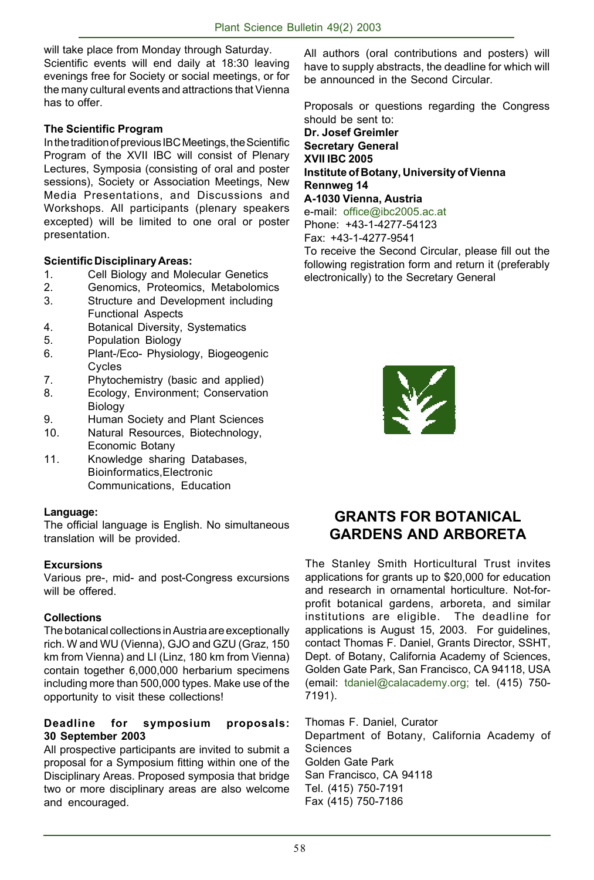will take place from Monday through Saturday. Scientific events will end daily at 18:30 leaving evenings free for Society or social meetings, or for the many cultural events and attractions that Vienna has to offer.

**The Scientific Program**

In the tradition of previous IBC Meetings, the Scientific Program of the XVII IBC will consist of Plenary Lectures, Symposia (consisting of oral and poster sessions), Society or Association Meetings, New Media Presentations, and Discussions and Workshops. All participants (plenary speakers excepted) will be limited to one oral or poster presentation.

**Scientific Disciplinary Areas:**

1. Cell Biology and Molecular Genetics
2. Genomics, Proteomics, Metabolomics
3. Structure and Development including Functional Aspects
4. Botanical Diversity, Systematics
5. Population Biology
6. Plant-/Eco- Physiology, Biogeogenic Cycles
7. Phytochemistry (basic and applied)
8. Ecology, Environment; Conservation Biology
9. Human Society and Plant Sciences
10. Natural Resources, Biotechnology, Economic Botany
11. Knowledge sharing Databases, Bioinformatics,Electronic Communications, Education

**Language:**

The official language is English. No simultaneous translation will be provided.

**Excursions**

Various pre-, mid- and post-Congress excursions will be offered.

**Collections**

The botanical collections in Austria are exceptionally rich. W and WU (Vienna), GJO and GZU (Graz, 150 km from Vienna) and LI (Linz, 180 km from Vienna) contain together 6,000,000 herbarium specimens including more than 500,000 types. Make use of the opportunity to visit these collections!

**Deadline for symposium proposals: 30 September 2003**

All prospective participants are invited to submit a proposal for a Symposium fitting within one of the Disciplinary Areas. Proposed symposia that bridge two or more disciplinary areas are also welcome and encouraged.

All authors (oral contributions and posters) will have to supply abstracts, the deadline for which will be announced in the Second Circular.

Proposals or questions regarding the Congress should be sent to:

**Dr. Josef Greimler**
**Secretary General**
**XVII IBC 2005**
**Institute of Botany, University of Vienna**
**Rennweg 14**
**A-1030 Vienna, Austria**
e-mail: office@ibc2005.ac.at
Phone: +43-1-4277-54123
Fax: +43-1-4277-9541

To receive the Second Circular, please fill out the following registration form and return it (preferably electronically) to the Secretary General

## GRANTS FOR BOTANICAL GARDENS AND ARBORETA

The Stanley Smith Horticultural Trust invites applications for grants up to $20,000 for education and research in ornamental horticulture. Not-for-profit botanical gardens, arboreta, and similar institutions are eligible. The deadline for applications is August 15, 2003. For guidelines, contact Thomas F. Daniel, Grants Director, SSHT, Dept. of Botany, California Academy of Sciences, Golden Gate Park, San Francisco, CA 94118, USA (email: tdaniel@calacademy.org; tel. (415) 750-7191).

Thomas F. Daniel, Curator
Department of Botany, California Academy of Sciences
Golden Gate Park
San Francisco, CA 94118
Tel. (415) 750-7191
Fax (415) 750-7186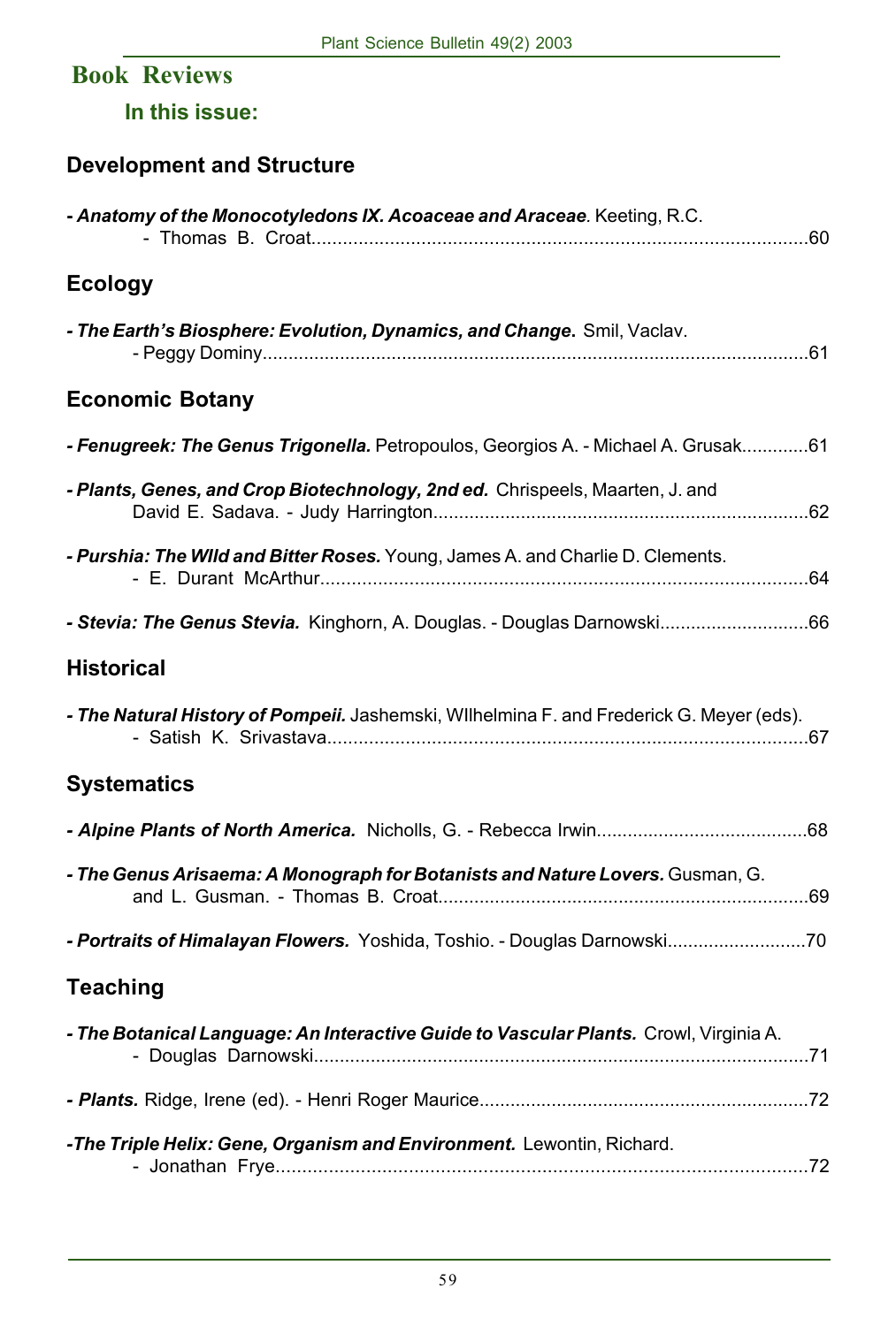## Book Reviews

### In this issue:

### Development and Structure

- ***Anatomy of the Monocotyledons IX. Acoaceae and Araceae*.** Keeting, R.C. - Thomas B. Croat....60

### Ecology

- ***The Earth's Biosphere: Evolution, Dynamics, and Change*.** Smil, Vaclav. - Peggy Dominy....61

### Economic Botany

- ***Fenugreek: The Genus Trigonella*.** Petropoulos, Georgios A. - Michael A. Grusak....61
- ***Plants, Genes, and Crop Biotechnology, 2nd ed.*** Chrispeels, Maarten, J. and David E. Sadava. - Judy Harrington....62
- ***Purshia: The WIld and Bitter Roses*.** Young, James A. and Charlie D. Clements. - E. Durant McArthur....64
- ***Stevia: The Genus Stevia*.** Kinghorn, A. Douglas. - Douglas Darnowski....66

### Historical

- ***The Natural History of Pompeii*.** Jashemski, WIlhelmina F. and Frederick G. Meyer (eds). - Satish K. Srivastava....67

### Systematics

- ***Alpine Plants of North America*.** Nicholls, G. - Rebecca Irwin....68
- ***The Genus Arisaema: A Monograph for Botanists and Nature Lovers*.** Gusman, G. and L. Gusman. - Thomas B. Croat....69
- ***Portraits of Himalayan Flowers*.** Yoshida, Toshio. - Douglas Darnowski....70

### Teaching

- ***The Botanical Language: An Interactive Guide to Vascular Plants*.** Crowl, Virginia A. - Douglas Darnowski....71
- ***Plants*.** Ridge, Irene (ed). - Henri Roger Maurice....72
- ***The Triple Helix: Gene, Organism and Environment*.** Lewontin, Richard. - Jonathan Frye....72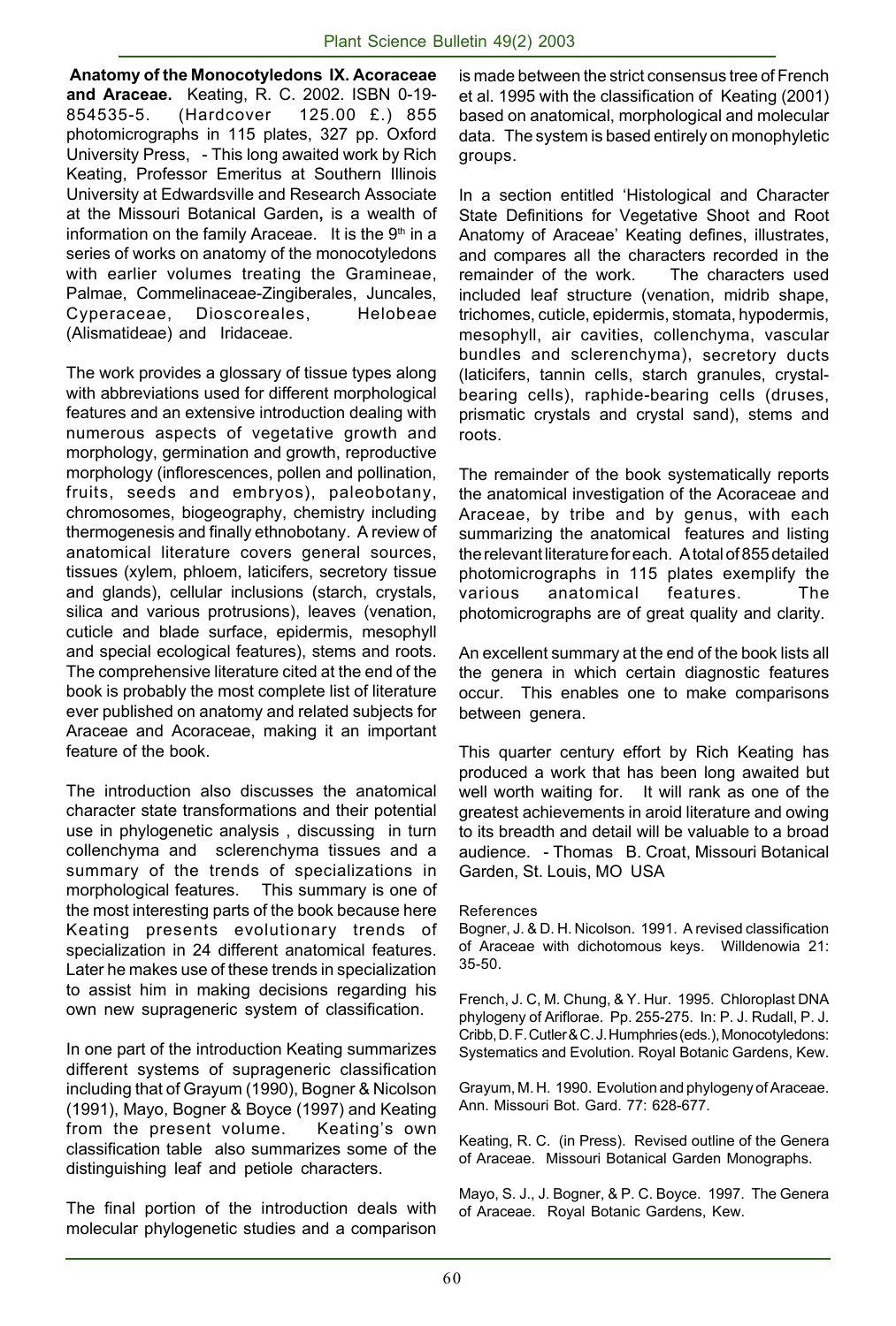**Anatomy of the Monocotyledons IX. Acoraceae and Araceae.** Keating, R. C. 2002. ISBN 0-19-854535-5. (Hardcover 125.00 £.) 855 photomicrographs in 115 plates, 327 pp. Oxford University Press, - This long awaited work by Rich Keating, Professor Emeritus at Southern Illinois University at Edwardsville and Research Associate at the Missouri Botanical Garden**,** is a wealth of information on the family Araceae. It is the 9th in a series of works on anatomy of the monocotyledons with earlier volumes treating the Gramineae, Palmae, Commelinaceae-Zingiberales, Juncales, Cyperaceae, Dioscoreales, Helobeae (Alismatideae) and Iridaceae.

The work provides a glossary of tissue types along with abbreviations used for different morphological features and an extensive introduction dealing with numerous aspects of vegetative growth and morphology, germination and growth, reproductive morphology (inflorescences, pollen and pollination, fruits, seeds and embryos), paleobotany, chromosomes, biogeography, chemistry including thermogenesis and finally ethnobotany. A review of anatomical literature covers general sources, tissues (xylem, phloem, laticifers, secretory tissue and glands), cellular inclusions (starch, crystals, silica and various protrusions), leaves (venation, cuticle and blade surface, epidermis, mesophyll and special ecological features), stems and roots. The comprehensive literature cited at the end of the book is probably the most complete list of literature ever published on anatomy and related subjects for Araceae and Acoraceae, making it an important feature of the book.

The introduction also discusses the anatomical character state transformations and their potential use in phylogenetic analysis , discussing in turn collenchyma and sclerenchyma tissues and a summary of the trends of specializations in morphological features. This summary is one of the most interesting parts of the book because here Keating presents evolutionary trends of specialization in 24 different anatomical features. Later he makes use of these trends in specialization to assist him in making decisions regarding his own new suprageneric system of classification.

In one part of the introduction Keating summarizes different systems of suprageneric classification including that of Grayum (1990), Bogner & Nicolson (1991), Mayo, Bogner & Boyce (1997) and Keating from the present volume. Keating's own classification table also summarizes some of the distinguishing leaf and petiole characters.

The final portion of the introduction deals with molecular phylogenetic studies and a comparison is made between the strict consensus tree of French et al. 1995 with the classification of Keating (2001) based on anatomical, morphological and molecular data. The system is based entirely on monophyletic groups.

In a section entitled 'Histological and Character State Definitions for Vegetative Shoot and Root Anatomy of Araceae' Keating defines, illustrates, and compares all the characters recorded in the remainder of the work. The characters used included leaf structure (venation, midrib shape, trichomes, cuticle, epidermis, stomata, hypodermis, mesophyll, air cavities, collenchyma, vascular bundles and sclerenchyma), secretory ducts (laticifers, tannin cells, starch granules, crystal-bearing cells), raphide-bearing cells (druses, prismatic crystals and crystal sand), stems and roots.

The remainder of the book systematically reports the anatomical investigation of the Acoraceae and Araceae, by tribe and by genus, with each summarizing the anatomical features and listing the relevant literature for each. A total of 855 detailed photomicrographs in 115 plates exemplify the various anatomical features. The photomicrographs are of great quality and clarity.

An excellent summary at the end of the book lists all the genera in which certain diagnostic features occur. This enables one to make comparisons between genera.

This quarter century effort by Rich Keating has produced a work that has been long awaited but well worth waiting for. It will rank as one of the greatest achievements in aroid literature and owing to its breadth and detail will be valuable to a broad audience. - Thomas B. Croat, Missouri Botanical Garden, St. Louis, MO USA

References

Bogner, J. & D. H. Nicolson. 1991. A revised classification of Araceae with dichotomous keys. Willdenowia 21: 35-50.

French, J. C, M. Chung, & Y. Hur. 1995. Chloroplast DNA phylogeny of Ariflorae. Pp. 255-275. In: P. J. Rudall, P. J. Cribb, D. F. Cutler & C. J. Humphries (eds.), Monocotyledons: Systematics and Evolution. Royal Botanic Gardens, Kew.

Grayum, M. H. 1990. Evolution and phylogeny of Araceae. Ann. Missouri Bot. Gard. 77: 628-677.

Keating, R. C. (in Press). Revised outline of the Genera of Araceae. Missouri Botanical Garden Monographs.

Mayo, S. J., J. Bogner, & P. C. Boyce. 1997. The Genera of Araceae. Royal Botanic Gardens, Kew.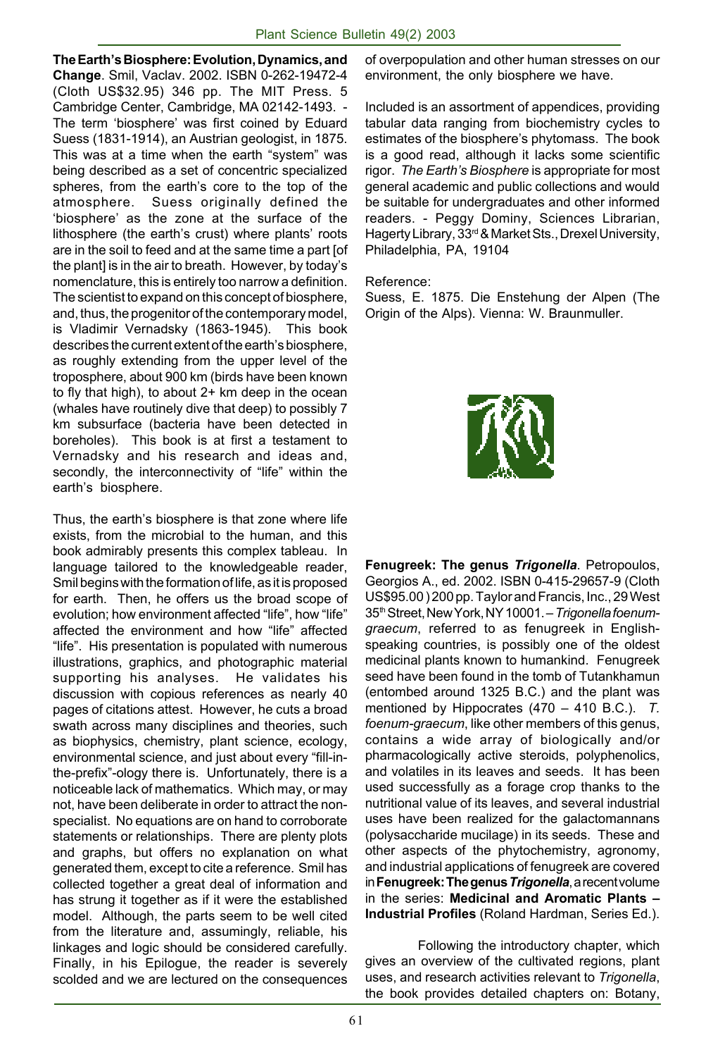**The Earth's Biosphere: Evolution, Dynamics, and Change**. Smil, Vaclav. 2002. ISBN 0-262-19472-4 (Cloth US$32.95) 346 pp. The MIT Press. 5 Cambridge Center, Cambridge, MA 02142-1493. - The term 'biosphere' was first coined by Eduard Suess (1831-1914), an Austrian geologist, in 1875. This was at a time when the earth "system" was being described as a set of concentric specialized spheres, from the earth's core to the top of the atmosphere. Suess originally defined the 'biosphere' as the zone at the surface of the lithosphere (the earth's crust) where plants' roots are in the soil to feed and at the same time a part [of the plant] is in the air to breath. However, by today's nomenclature, this is entirely too narrow a definition. The scientist to expand on this concept of biosphere, and, thus, the progenitor of the contemporary model, is Vladimir Vernadsky (1863-1945). This book describes the current extent of the earth's biosphere, as roughly extending from the upper level of the troposphere, about 900 km (birds have been known to fly that high), to about 2+ km deep in the ocean (whales have routinely dive that deep) to possibly 7 km subsurface (bacteria have been detected in boreholes). This book is at first a testament to Vernadsky and his research and ideas and, secondly, the interconnectivity of "life" within the earth's biosphere.

Thus, the earth's biosphere is that zone where life exists, from the microbial to the human, and this book admirably presents this complex tableau. In language tailored to the knowledgeable reader, Smil begins with the formation of life, as it is proposed for earth. Then, he offers us the broad scope of evolution; how environment affected "life", how "life" affected the environment and how "life" affected "life". His presentation is populated with numerous illustrations, graphics, and photographic material supporting his analyses. He validates his discussion with copious references as nearly 40 pages of citations attest. However, he cuts a broad swath across many disciplines and theories, such as biophysics, chemistry, plant science, ecology, environmental science, and just about every "fill-in-the-prefix"-ology there is. Unfortunately, there is a noticeable lack of mathematics. Which may, or may not, have been deliberate in order to attract the non-specialist. No equations are on hand to corroborate statements or relationships. There are plenty plots and graphs, but offers no explanation on what generated them, except to cite a reference. Smil has collected together a great deal of information and has strung it together as if it were the established model. Although, the parts seem to be well cited from the literature and, assumingly, reliable, his linkages and logic should be considered carefully. Finally, in his Epilogue, the reader is severely scolded and we are lectured on the consequences of overpopulation and other human stresses on our environment, the only biosphere we have.

Included is an assortment of appendices, providing tabular data ranging from biochemistry cycles to estimates of the biosphere's phytomass. The book is a good read, although it lacks some scientific rigor. *The Earth's Biosphere* is appropriate for most general academic and public collections and would be suitable for undergraduates and other informed readers. - Peggy Dominy, Sciences Librarian, Hagerty Library, 33rd & Market Sts., Drexel University, Philadelphia, PA, 19104

Reference:
Suess, E. 1875. Die Enstehung der Alpen (The Origin of the Alps). Vienna: W. Braunmuller.

**Fenugreek: The genus *Trigonella***. Petropoulos, Georgios A., ed. 2002. ISBN 0-415-29657-9 (Cloth US$95.00 ) 200 pp. Taylor and Francis, Inc., 29 West 35th Street, New York, NY 10001. – *Trigonella foenum-graecum*, referred to as fenugreek in English-speaking countries, is possibly one of the oldest medicinal plants known to humankind. Fenugreek seed have been found in the tomb of Tutankhamun (entombed around 1325 B.C.) and the plant was mentioned by Hippocrates (470 – 410 B.C.). *T. foenum-graecum*, like other members of this genus, contains a wide array of biologically and/or pharmacologically active steroids, polyphenolics, and volatiles in its leaves and seeds. It has been used successfully as a forage crop thanks to the nutritional value of its leaves, and several industrial uses have been realized for the galactomannans (polysaccharide mucilage) in its seeds. These and other aspects of the phytochemistry, agronomy, and industrial applications of fenugreek are covered in **Fenugreek: The genus *Trigonella***, a recent volume in the series: **Medicinal and Aromatic Plants – Industrial Profiles** (Roland Hardman, Series Ed.).

Following the introductory chapter, which gives an overview of the cultivated regions, plant uses, and research activities relevant to *Trigonella*, the book provides detailed chapters on: Botany,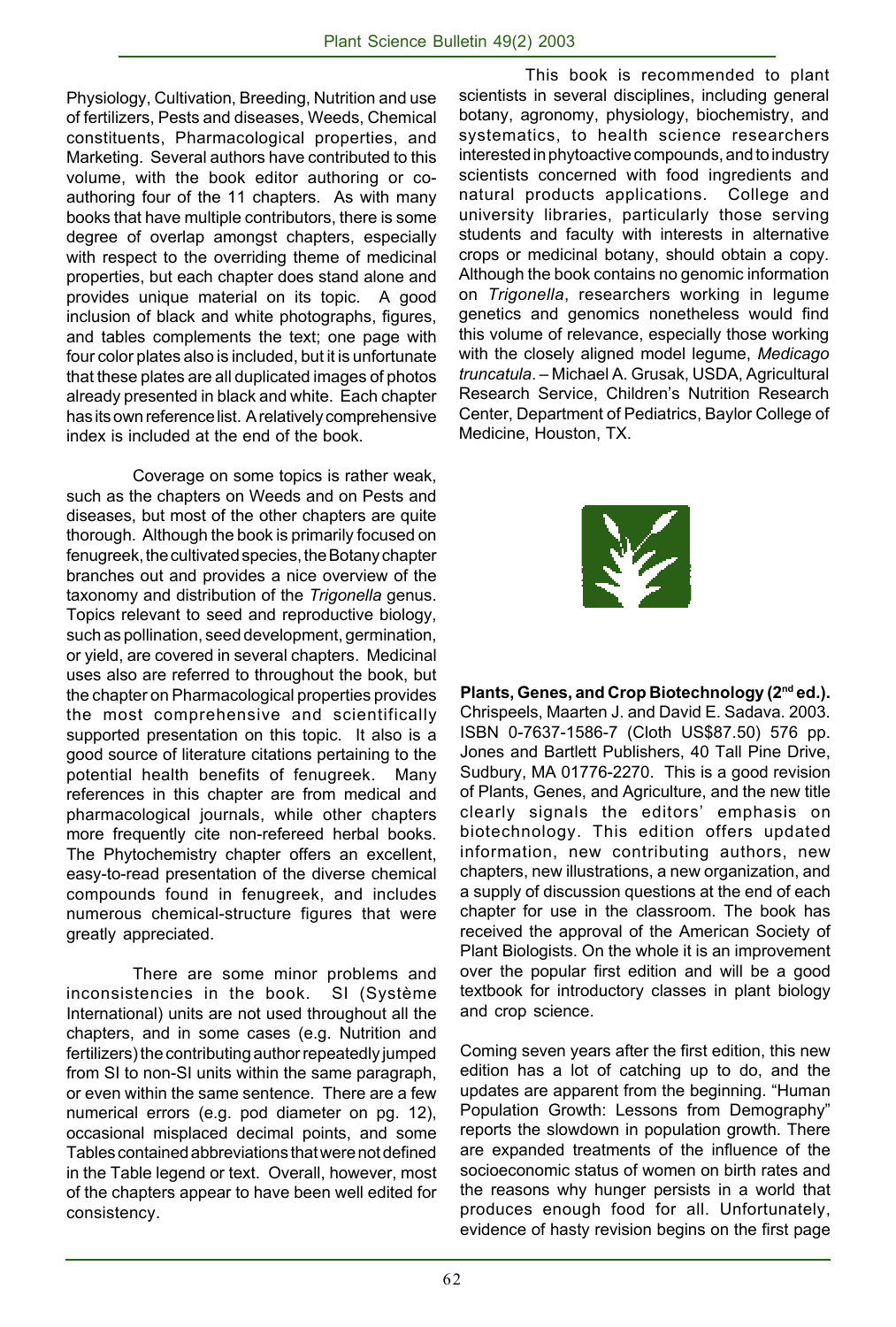Physiology, Cultivation, Breeding, Nutrition and use of fertilizers, Pests and diseases, Weeds, Chemical constituents, Pharmacological properties, and Marketing. Several authors have contributed to this volume, with the book editor authoring or co-authoring four of the 11 chapters. As with many books that have multiple contributors, there is some degree of overlap amongst chapters, especially with respect to the overriding theme of medicinal properties, but each chapter does stand alone and provides unique material on its topic. A good inclusion of black and white photographs, figures, and tables complements the text; one page with four color plates also is included, but it is unfortunate that these plates are all duplicated images of photos already presented in black and white. Each chapter has its own reference list. A relatively comprehensive index is included at the end of the book.

Coverage on some topics is rather weak, such as the chapters on Weeds and on Pests and diseases, but most of the other chapters are quite thorough. Although the book is primarily focused on fenugreek, the cultivated species, the Botany chapter branches out and provides a nice overview of the taxonomy and distribution of the *Trigonella* genus. Topics relevant to seed and reproductive biology, such as pollination, seed development, germination, or yield, are covered in several chapters. Medicinal uses also are referred to throughout the book, but the chapter on Pharmacological properties provides the most comprehensive and scientifically supported presentation on this topic. It also is a good source of literature citations pertaining to the potential health benefits of fenugreek. Many references in this chapter are from medical and pharmacological journals, while other chapters more frequently cite non-refereed herbal books. The Phytochemistry chapter offers an excellent, easy-to-read presentation of the diverse chemical compounds found in fenugreek, and includes numerous chemical-structure figures that were greatly appreciated.

There are some minor problems and inconsistencies in the book. SI (Système International) units are not used throughout all the chapters, and in some cases (e.g. Nutrition and fertilizers) the contributing author repeatedly jumped from SI to non-SI units within the same paragraph, or even within the same sentence. There are a few numerical errors (e.g. pod diameter on pg. 12), occasional misplaced decimal points, and some Tables contained abbreviations that were not defined in the Table legend or text. Overall, however, most of the chapters appear to have been well edited for consistency.

This book is recommended to plant scientists in several disciplines, including general botany, agronomy, physiology, biochemistry, and systematics, to health science researchers interested in phytoactive compounds, and to industry scientists concerned with food ingredients and natural products applications. College and university libraries, particularly those serving students and faculty with interests in alternative crops or medicinal botany, should obtain a copy. Although the book contains no genomic information on *Trigonella*, researchers working in legume genetics and genomics nonetheless would find this volume of relevance, especially those working with the closely aligned model legume, *Medicago truncatula*. – Michael A. Grusak, USDA, Agricultural Research Service, Children's Nutrition Research Center, Department of Pediatrics, Baylor College of Medicine, Houston, TX.

**Plants, Genes, and Crop Biotechnology (2nd ed.).** Chrispeels, Maarten J. and David E. Sadava. 2003. ISBN 0-7637-1586-7 (Cloth US$87.50) 576 pp. Jones and Bartlett Publishers, 40 Tall Pine Drive, Sudbury, MA 01776-2270. This is a good revision of Plants, Genes, and Agriculture, and the new title clearly signals the editors' emphasis on biotechnology. This edition offers updated information, new contributing authors, new chapters, new illustrations, a new organization, and a supply of discussion questions at the end of each chapter for use in the classroom. The book has received the approval of the American Society of Plant Biologists. On the whole it is an improvement over the popular first edition and will be a good textbook for introductory classes in plant biology and crop science.

Coming seven years after the first edition, this new edition has a lot of catching up to do, and the updates are apparent from the beginning. "Human Population Growth: Lessons from Demography" reports the slowdown in population growth. There are expanded treatments of the influence of the socioeconomic status of women on birth rates and the reasons why hunger persists in a world that produces enough food for all. Unfortunately, evidence of hasty revision begins on the first page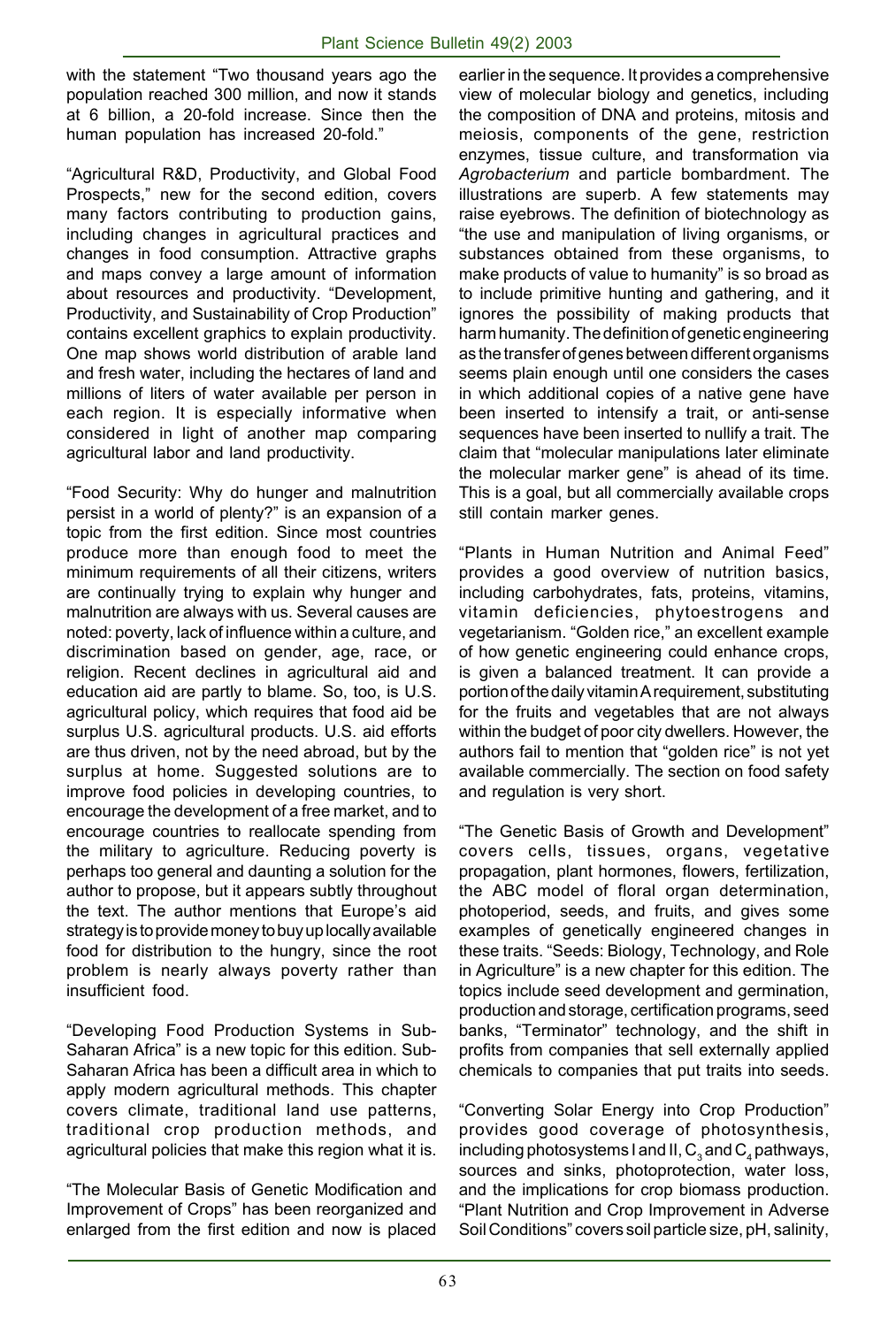with the statement "Two thousand years ago the population reached 300 million, and now it stands at 6 billion, a 20-fold increase. Since then the human population has increased 20-fold."

"Agricultural R&D, Productivity, and Global Food Prospects," new for the second edition, covers many factors contributing to production gains, including changes in agricultural practices and changes in food consumption. Attractive graphs and maps convey a large amount of information about resources and productivity. "Development, Productivity, and Sustainability of Crop Production" contains excellent graphics to explain productivity. One map shows world distribution of arable land and fresh water, including the hectares of land and millions of liters of water available per person in each region. It is especially informative when considered in light of another map comparing agricultural labor and land productivity.

"Food Security: Why do hunger and malnutrition persist in a world of plenty?" is an expansion of a topic from the first edition. Since most countries produce more than enough food to meet the minimum requirements of all their citizens, writers are continually trying to explain why hunger and malnutrition are always with us. Several causes are noted: poverty, lack of influence within a culture, and discrimination based on gender, age, race, or religion. Recent declines in agricultural aid and education aid are partly to blame. So, too, is U.S. agricultural policy, which requires that food aid be surplus U.S. agricultural products. U.S. aid efforts are thus driven, not by the need abroad, but by the surplus at home. Suggested solutions are to improve food policies in developing countries, to encourage the development of a free market, and to encourage countries to reallocate spending from the military to agriculture. Reducing poverty is perhaps too general and daunting a solution for the author to propose, but it appears subtly throughout the text. The author mentions that Europe's aid strategy is to provide money to buy up locally available food for distribution to the hungry, since the root problem is nearly always poverty rather than insufficient food.

"Developing Food Production Systems in Sub-Saharan Africa" is a new topic for this edition. Sub-Saharan Africa has been a difficult area in which to apply modern agricultural methods. This chapter covers climate, traditional land use patterns, traditional crop production methods, and agricultural policies that make this region what it is.

"The Molecular Basis of Genetic Modification and Improvement of Crops" has been reorganized and enlarged from the first edition and now is placed earlier in the sequence. It provides a comprehensive view of molecular biology and genetics, including the composition of DNA and proteins, mitosis and meiosis, components of the gene, restriction enzymes, tissue culture, and transformation via *Agrobacterium* and particle bombardment. The illustrations are superb. A few statements may raise eyebrows. The definition of biotechnology as "the use and manipulation of living organisms, or substances obtained from these organisms, to make products of value to humanity" is so broad as to include primitive hunting and gathering, and it ignores the possibility of making products that harm humanity. The definition of genetic engineering as the transfer of genes between different organisms seems plain enough until one considers the cases in which additional copies of a native gene have been inserted to intensify a trait, or anti-sense sequences have been inserted to nullify a trait. The claim that "molecular manipulations later eliminate the molecular marker gene" is ahead of its time. This is a goal, but all commercially available crops still contain marker genes.

"Plants in Human Nutrition and Animal Feed" provides a good overview of nutrition basics, including carbohydrates, fats, proteins, vitamins, vitamin deficiencies, phytoestrogens and vegetarianism. "Golden rice," an excellent example of how genetic engineering could enhance crops, is given a balanced treatment. It can provide a portion of the daily vitamin A requirement, substituting for the fruits and vegetables that are not always within the budget of poor city dwellers. However, the authors fail to mention that "golden rice" is not yet available commercially. The section on food safety and regulation is very short.

"The Genetic Basis of Growth and Development" covers cells, tissues, organs, vegetative propagation, plant hormones, flowers, fertilization, the ABC model of floral organ determination, photoperiod, seeds, and fruits, and gives some examples of genetically engineered changes in these traits. "Seeds: Biology, Technology, and Role in Agriculture" is a new chapter for this edition. The topics include seed development and germination, production and storage, certification programs, seed banks, "Terminator" technology, and the shift in profits from companies that sell externally applied chemicals to companies that put traits into seeds.

"Converting Solar Energy into Crop Production" provides good coverage of photosynthesis, including photosystems I and II, $C_3$ and $C_4$ pathways, sources and sinks, photoprotection, water loss, and the implications for crop biomass production. "Plant Nutrition and Crop Improvement in Adverse Soil Conditions" covers soil particle size, pH, salinity,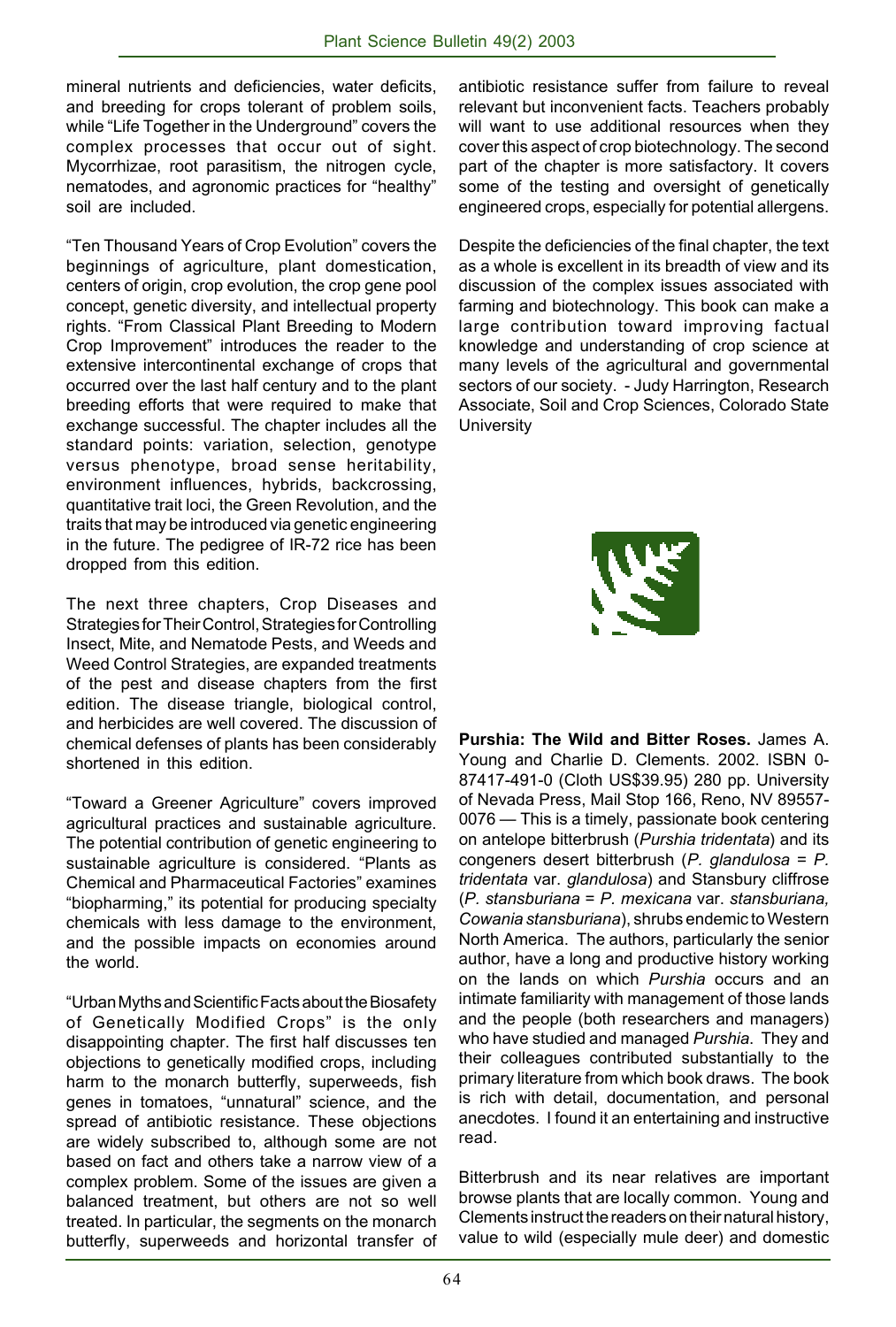mineral nutrients and deficiencies, water deficits, and breeding for crops tolerant of problem soils, while "Life Together in the Underground" covers the complex processes that occur out of sight. Mycorrhizae, root parasitism, the nitrogen cycle, nematodes, and agronomic practices for "healthy" soil are included.

"Ten Thousand Years of Crop Evolution" covers the beginnings of agriculture, plant domestication, centers of origin, crop evolution, the crop gene pool concept, genetic diversity, and intellectual property rights. "From Classical Plant Breeding to Modern Crop Improvement" introduces the reader to the extensive intercontinental exchange of crops that occurred over the last half century and to the plant breeding efforts that were required to make that exchange successful. The chapter includes all the standard points: variation, selection, genotype versus phenotype, broad sense heritability, environment influences, hybrids, backcrossing, quantitative trait loci, the Green Revolution, and the traits that may be introduced via genetic engineering in the future. The pedigree of IR-72 rice has been dropped from this edition.

The next three chapters, Crop Diseases and Strategies for Their Control, Strategies for Controlling Insect, Mite, and Nematode Pests, and Weeds and Weed Control Strategies, are expanded treatments of the pest and disease chapters from the first edition. The disease triangle, biological control, and herbicides are well covered. The discussion of chemical defenses of plants has been considerably shortened in this edition.

"Toward a Greener Agriculture" covers improved agricultural practices and sustainable agriculture. The potential contribution of genetic engineering to sustainable agriculture is considered. "Plants as Chemical and Pharmaceutical Factories" examines "biopharming," its potential for producing specialty chemicals with less damage to the environment, and the possible impacts on economies around the world.

"Urban Myths and Scientific Facts about the Biosafety of Genetically Modified Crops" is the only disappointing chapter. The first half discusses ten objections to genetically modified crops, including harm to the monarch butterfly, superweeds, fish genes in tomatoes, "unnatural" science, and the spread of antibiotic resistance. These objections are widely subscribed to, although some are not based on fact and others take a narrow view of a complex problem. Some of the issues are given a balanced treatment, but others are not so well treated. In particular, the segments on the monarch butterfly, superweeds and horizontal transfer of antibiotic resistance suffer from failure to reveal relevant but inconvenient facts. Teachers probably will want to use additional resources when they cover this aspect of crop biotechnology. The second part of the chapter is more satisfactory. It covers some of the testing and oversight of genetically engineered crops, especially for potential allergens.

Despite the deficiencies of the final chapter, the text as a whole is excellent in its breadth of view and its discussion of the complex issues associated with farming and biotechnology. This book can make a large contribution toward improving factual knowledge and understanding of crop science at many levels of the agricultural and governmental sectors of our society. - Judy Harrington, Research Associate, Soil and Crop Sciences, Colorado State University

**Purshia: The Wild and Bitter Roses.** James A. Young and Charlie D. Clements. 2002. ISBN 0-87417-491-0 (Cloth US$39.95) 280 pp. University of Nevada Press, Mail Stop 166, Reno, NV 89557-0076 — This is a timely, passionate book centering on antelope bitterbrush (*Purshia tridentata*) and its congeners desert bitterbrush (*P. glandulosa* = *P. tridentata* var. *glandulosa*) and Stansbury cliffrose (*P. stansburiana* = *P. mexicana* var. *stansburiana, Cowania stansburiana*), shrubs endemic to Western North America. The authors, particularly the senior author, have a long and productive history working on the lands on which *Purshia* occurs and an intimate familiarity with management of those lands and the people (both researchers and managers) who have studied and managed *Purshia*. They and their colleagues contributed substantially to the primary literature from which book draws. The book is rich with detail, documentation, and personal anecdotes. I found it an entertaining and instructive read.

Bitterbrush and its near relatives are important browse plants that are locally common. Young and Clements instruct the readers on their natural history, value to wild (especially mule deer) and domestic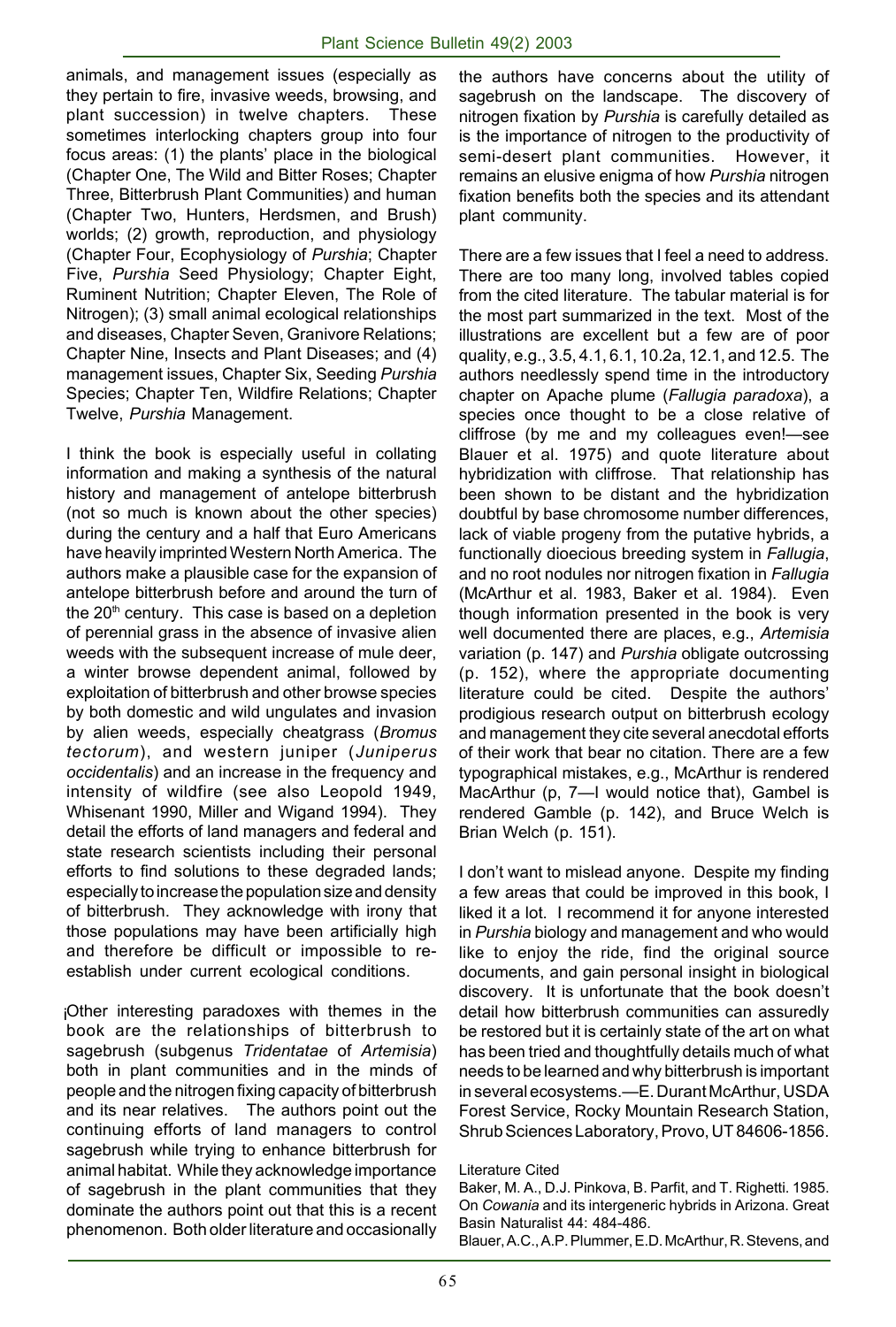animals, and management issues (especially as they pertain to fire, invasive weeds, browsing, and plant succession) in twelve chapters. These sometimes interlocking chapters group into four focus areas: (1) the plants' place in the biological (Chapter One, The Wild and Bitter Roses; Chapter Three, Bitterbrush Plant Communities) and human (Chapter Two, Hunters, Herdsmen, and Brush) worlds; (2) growth, reproduction, and physiology (Chapter Four, Ecophysiology of *Purshia*; Chapter Five, *Purshia* Seed Physiology; Chapter Eight, Ruminent Nutrition; Chapter Eleven, The Role of Nitrogen); (3) small animal ecological relationships and diseases, Chapter Seven, Granivore Relations; Chapter Nine, Insects and Plant Diseases; and (4) management issues, Chapter Six, Seeding *Purshia* Species; Chapter Ten, Wildfire Relations; Chapter Twelve, *Purshia* Management.

I think the book is especially useful in collating information and making a synthesis of the natural history and management of antelope bitterbrush (not so much is known about the other species) during the century and a half that Euro Americans have heavily imprinted Western North America. The authors make a plausible case for the expansion of antelope bitterbrush before and around the turn of the 20th century. This case is based on a depletion of perennial grass in the absence of invasive alien weeds with the subsequent increase of mule deer, a winter browse dependent animal, followed by exploitation of bitterbrush and other browse species by both domestic and wild ungulates and invasion by alien weeds, especially cheatgrass (*Bromus tectorum*), and western juniper (*Juniperus occidentalis*) and an increase in the frequency and intensity of wildfire (see also Leopold 1949, Whisenant 1990, Miller and Wigand 1994). They detail the efforts of land managers and federal and state research scientists including their personal efforts to find solutions to these degraded lands; especially to increase the population size and density of bitterbrush. They acknowledge with irony that those populations may have been artificially high and therefore be difficult or impossible to re-establish under current ecological conditions.

¡Other interesting paradoxes with themes in the book are the relationships of bitterbrush to sagebrush (subgenus *Tridentatae* of *Artemisia*) both in plant communities and in the minds of people and the nitrogen fixing capacity of bitterbrush and its near relatives. The authors point out the continuing efforts of land managers to control sagebrush while trying to enhance bitterbrush for animal habitat. While they acknowledge importance of sagebrush in the plant communities that they dominate the authors point out that this is a recent phenomenon. Both older literature and occasionally the authors have concerns about the utility of sagebrush on the landscape. The discovery of nitrogen fixation by *Purshia* is carefully detailed as is the importance of nitrogen to the productivity of semi-desert plant communities. However, it remains an elusive enigma of how *Purshia* nitrogen fixation benefits both the species and its attendant plant community.

There are a few issues that I feel a need to address. There are too many long, involved tables copied from the cited literature. The tabular material is for the most part summarized in the text. Most of the illustrations are excellent but a few are of poor quality, e.g., 3.5, 4.1, 6.1, 10.2a, 12.1, and 12.5. The authors needlessly spend time in the introductory chapter on Apache plume (*Fallugia paradoxa*), a species once thought to be a close relative of cliffrose (by me and my colleagues even!—see Blauer et al. 1975) and quote literature about hybridization with cliffrose. That relationship has been shown to be distant and the hybridization doubtful by base chromosome number differences, lack of viable progeny from the putative hybrids, a functionally dioecious breeding system in *Fallugia*, and no root nodules nor nitrogen fixation in *Fallugia* (McArthur et al. 1983, Baker et al. 1984). Even though information presented in the book is very well documented there are places, e.g., *Artemisia* variation (p. 147) and *Purshia* obligate outcrossing (p. 152), where the appropriate documenting literature could be cited. Despite the authors' prodigious research output on bitterbrush ecology and management they cite several anecdotal efforts of their work that bear no citation. There are a few typographical mistakes, e.g., McArthur is rendered MacArthur (p, 7—I would notice that), Gambel is rendered Gamble (p. 142), and Bruce Welch is Brian Welch (p. 151).

I don't want to mislead anyone. Despite my finding a few areas that could be improved in this book, I liked it a lot. I recommend it for anyone interested in *Purshia* biology and management and who would like to enjoy the ride, find the original source documents, and gain personal insight in biological discovery. It is unfortunate that the book doesn't detail how bitterbrush communities can assuredly be restored but it is certainly state of the art on what has been tried and thoughtfully details much of what needs to be learned and why bitterbrush is important in several ecosystems.—E. Durant McArthur, USDA Forest Service, Rocky Mountain Research Station, Shrub Sciences Laboratory, Provo, UT 84606-1856.

Literature Cited

Baker, M. A., D.J. Pinkova, B. Parfit, and T. Righetti. 1985. On *Cowania* and its intergeneric hybrids in Arizona. Great Basin Naturalist 44: 484-486.

Blauer, A.C., A.P. Plummer, E.D. McArthur, R. Stevens, and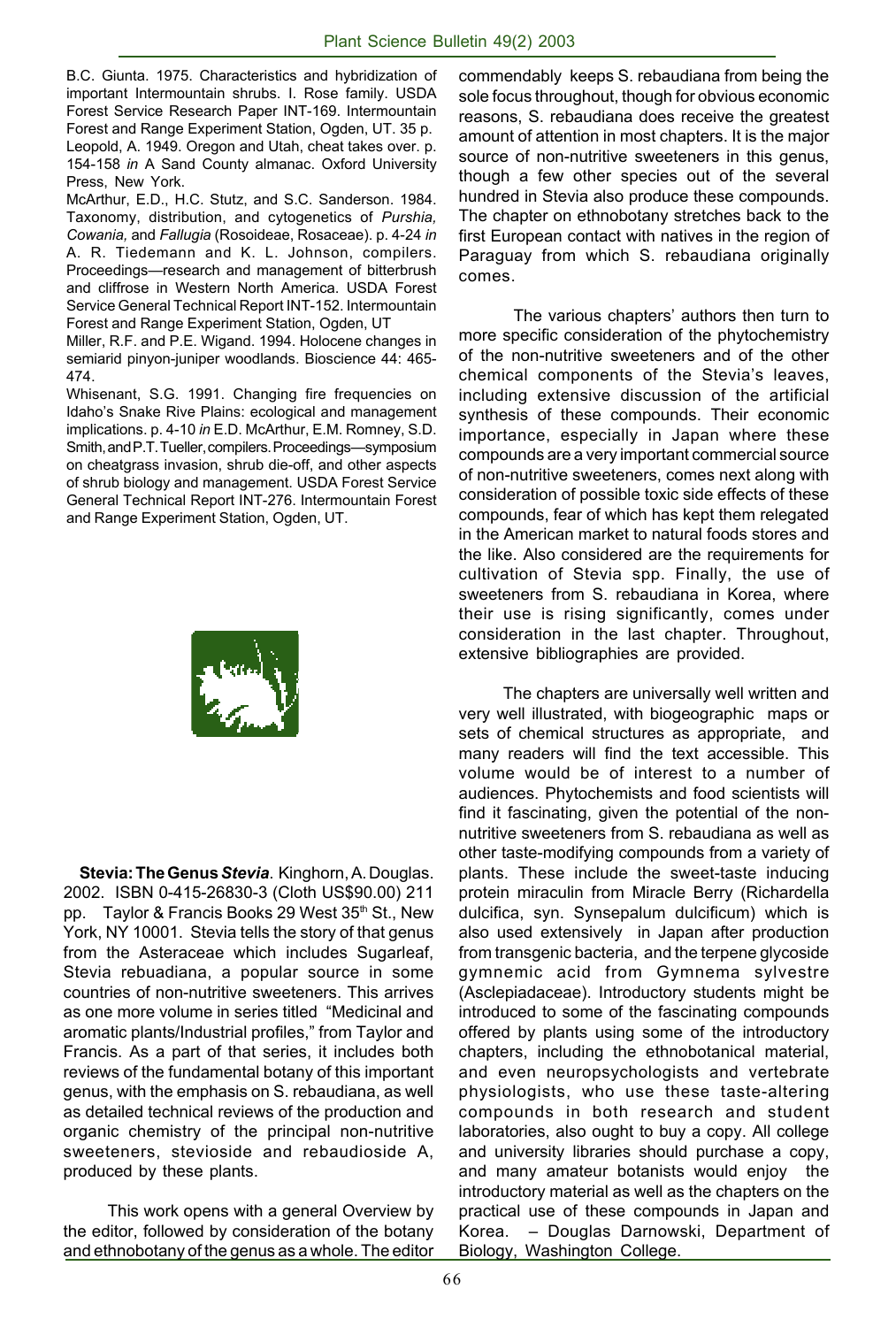B.C. Giunta. 1975. Characteristics and hybridization of important Intermountain shrubs. I. Rose family. USDA Forest Service Research Paper INT-169. Intermountain Forest and Range Experiment Station, Ogden, UT. 35 p.

Leopold, A. 1949. Oregon and Utah, cheat takes over. p. 154-158 *in* A Sand County almanac. Oxford University Press, New York.

McArthur, E.D., H.C. Stutz, and S.C. Sanderson. 1984. Taxonomy, distribution, and cytogenetics of *Purshia, Cowania,* and *Fallugia* (Rosoideae, Rosaceae). p. 4-24 *in* A. R. Tiedemann and K. L. Johnson, compilers. Proceedings—research and management of bitterbrush and cliffrose in Western North America. USDA Forest Service General Technical Report INT-152. Intermountain Forest and Range Experiment Station, Ogden, UT

Miller, R.F. and P.E. Wigand. 1994. Holocene changes in semiarid pinyon-juniper woodlands. Bioscience 44: 465-474.

Whisenant, S.G. 1991. Changing fire frequencies on Idaho's Snake Rive Plains: ecological and management implications. p. 4-10 *in* E.D. McArthur, E.M. Romney, S.D. Smith, and P.T. Tueller, compilers. Proceedings—symposium on cheatgrass invasion, shrub die-off, and other aspects of shrub biology and management. USDA Forest Service General Technical Report INT-276. Intermountain Forest and Range Experiment Station, Ogden, UT.

**Stevia: The Genus *Stevia*.** Kinghorn, A. Douglas. 2002. ISBN 0-415-26830-3 (Cloth US$90.00) 211 pp. Taylor & Francis Books 29 West 35th St., New York, NY 10001. Stevia tells the story of that genus from the Asteraceae which includes Sugarleaf, Stevia rebuadiana, a popular source in some countries of non-nutritive sweeteners. This arrives as one more volume in series titled "Medicinal and aromatic plants/Industrial profiles," from Taylor and Francis. As a part of that series, it includes both reviews of the fundamental botany of this important genus, with the emphasis on S. rebaudiana, as well as detailed technical reviews of the production and organic chemistry of the principal non-nutritive sweeteners, stevioside and rebaudioside A, produced by these plants.

This work opens with a general Overview by the editor, followed by consideration of the botany and ethnobotany of the genus as a whole. The editor commendably keeps S. rebaudiana from being the sole focus throughout, though for obvious economic reasons, S. rebaudiana does receive the greatest amount of attention in most chapters. It is the major source of non-nutritive sweeteners in this genus, though a few other species out of the several hundred in Stevia also produce these compounds. The chapter on ethnobotany stretches back to the first European contact with natives in the region of Paraguay from which S. rebaudiana originally comes.

The various chapters' authors then turn to more specific consideration of the phytochemistry of the non-nutritive sweeteners and of the other chemical components of the Stevia's leaves, including extensive discussion of the artificial synthesis of these compounds. Their economic importance, especially in Japan where these compounds are a very important commercial source of non-nutritive sweeteners, comes next along with consideration of possible toxic side effects of these compounds, fear of which has kept them relegated in the American market to natural foods stores and the like. Also considered are the requirements for cultivation of Stevia spp. Finally, the use of sweeteners from S. rebaudiana in Korea, where their use is rising significantly, comes under consideration in the last chapter. Throughout, extensive bibliographies are provided.

The chapters are universally well written and very well illustrated, with biogeographic maps or sets of chemical structures as appropriate, and many readers will find the text accessible. This volume would be of interest to a number of audiences. Phytochemists and food scientists will find it fascinating, given the potential of the non-nutritive sweeteners from S. rebaudiana as well as other taste-modifying compounds from a variety of plants. These include the sweet-taste inducing protein miraculin from Miracle Berry (Richardella dulcifica, syn. Synsepalum dulcificum) which is also used extensively in Japan after production from transgenic bacteria, and the terpene glycoside gymnemic acid from Gymnema sylvestre (Asclepiadaceae). Introductory students might be introduced to some of the fascinating compounds offered by plants using some of the introductory chapters, including the ethnobotanical material, and even neuropsychologists and vertebrate physiologists, who use these taste-altering compounds in both research and student laboratories, also ought to buy a copy. All college and university libraries should purchase a copy, and many amateur botanists would enjoy the introductory material as well as the chapters on the practical use of these compounds in Japan and Korea. – Douglas Darnowski, Department of Biology, Washington College.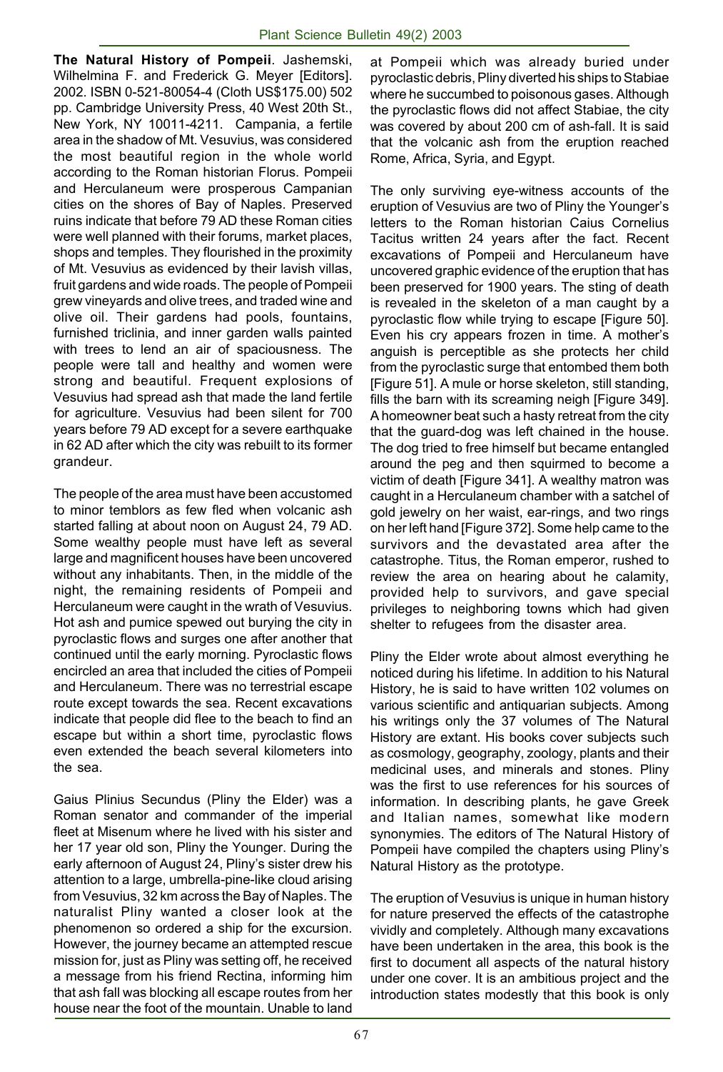**The Natural History of Pompeii**. Jashemski, Wilhelmina F. and Frederick G. Meyer [Editors]. 2002. ISBN 0-521-80054-4 (Cloth US$175.00) 502 pp. Cambridge University Press, 40 West 20th St., New York, NY 10011-4211. Campania, a fertile area in the shadow of Mt. Vesuvius, was considered the most beautiful region in the whole world according to the Roman historian Florus. Pompeii and Herculaneum were prosperous Campanian cities on the shores of Bay of Naples. Preserved ruins indicate that before 79 AD these Roman cities were well planned with their forums, market places, shops and temples. They flourished in the proximity of Mt. Vesuvius as evidenced by their lavish villas, fruit gardens and wide roads. The people of Pompeii grew vineyards and olive trees, and traded wine and olive oil. Their gardens had pools, fountains, furnished triclinia, and inner garden walls painted with trees to lend an air of spaciousness. The people were tall and healthy and women were strong and beautiful. Frequent explosions of Vesuvius had spread ash that made the land fertile for agriculture. Vesuvius had been silent for 700 years before 79 AD except for a severe earthquake in 62 AD after which the city was rebuilt to its former grandeur.

The people of the area must have been accustomed to minor temblors as few fled when volcanic ash started falling at about noon on August 24, 79 AD. Some wealthy people must have left as several large and magnificent houses have been uncovered without any inhabitants. Then, in the middle of the night, the remaining residents of Pompeii and Herculaneum were caught in the wrath of Vesuvius. Hot ash and pumice spewed out burying the city in pyroclastic flows and surges one after another that continued until the early morning. Pyroclastic flows encircled an area that included the cities of Pompeii and Herculaneum. There was no terrestrial escape route except towards the sea. Recent excavations indicate that people did flee to the beach to find an escape but within a short time, pyroclastic flows even extended the beach several kilometers into the sea.

Gaius Plinius Secundus (Pliny the Elder) was a Roman senator and commander of the imperial fleet at Misenum where he lived with his sister and her 17 year old son, Pliny the Younger. During the early afternoon of August 24, Pliny's sister drew his attention to a large, umbrella-pine-like cloud arising from Vesuvius, 32 km across the Bay of Naples. The naturalist Pliny wanted a closer look at the phenomenon so ordered a ship for the excursion. However, the journey became an attempted rescue mission for, just as Pliny was setting off, he received a message from his friend Rectina, informing him that ash fall was blocking all escape routes from her house near the foot of the mountain. Unable to land at Pompeii which was already buried under pyroclastic debris, Pliny diverted his ships to Stabiae where he succumbed to poisonous gases. Although the pyroclastic flows did not affect Stabiae, the city was covered by about 200 cm of ash-fall. It is said that the volcanic ash from the eruption reached Rome, Africa, Syria, and Egypt.

The only surviving eye-witness accounts of the eruption of Vesuvius are two of Pliny the Younger's letters to the Roman historian Caius Cornelius Tacitus written 24 years after the fact. Recent excavations of Pompeii and Herculaneum have uncovered graphic evidence of the eruption that has been preserved for 1900 years. The sting of death is revealed in the skeleton of a man caught by a pyroclastic flow while trying to escape [Figure 50]. Even his cry appears frozen in time. A mother's anguish is perceptible as she protects her child from the pyroclastic surge that entombed them both [Figure 51]. A mule or horse skeleton, still standing, fills the barn with its screaming neigh [Figure 349]. A homeowner beat such a hasty retreat from the city that the guard-dog was left chained in the house. The dog tried to free himself but became entangled around the peg and then squirmed to become a victim of death [Figure 341]. A wealthy matron was caught in a Herculaneum chamber with a satchel of gold jewelry on her waist, ear-rings, and two rings on her left hand [Figure 372]. Some help came to the survivors and the devastated area after the catastrophe. Titus, the Roman emperor, rushed to review the area on hearing about he calamity, provided help to survivors, and gave special privileges to neighboring towns which had given shelter to refugees from the disaster area.

Pliny the Elder wrote about almost everything he noticed during his lifetime. In addition to his Natural History, he is said to have written 102 volumes on various scientific and antiquarian subjects. Among his writings only the 37 volumes of The Natural History are extant. His books cover subjects such as cosmology, geography, zoology, plants and their medicinal uses, and minerals and stones. Pliny was the first to use references for his sources of information. In describing plants, he gave Greek and Italian names, somewhat like modern synonymies. The editors of The Natural History of Pompeii have compiled the chapters using Pliny's Natural History as the prototype.

The eruption of Vesuvius is unique in human history for nature preserved the effects of the catastrophe vividly and completely. Although many excavations have been undertaken in the area, this book is the first to document all aspects of the natural history under one cover. It is an ambitious project and the introduction states modestly that this book is only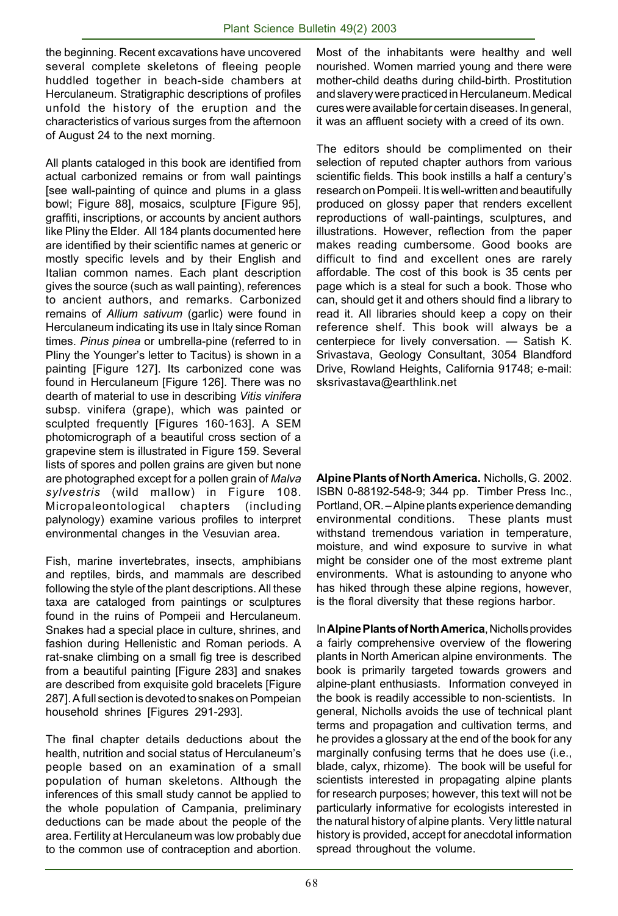the beginning. Recent excavations have uncovered several complete skeletons of fleeing people huddled together in beach-side chambers at Herculaneum. Stratigraphic descriptions of profiles unfold the history of the eruption and the characteristics of various surges from the afternoon of August 24 to the next morning.

All plants cataloged in this book are identified from actual carbonized remains or from wall paintings [see wall-painting of quince and plums in a glass bowl; Figure 88], mosaics, sculpture [Figure 95], graffiti, inscriptions, or accounts by ancient authors like Pliny the Elder. All 184 plants documented here are identified by their scientific names at generic or mostly specific levels and by their English and Italian common names. Each plant description gives the source (such as wall painting), references to ancient authors, and remarks. Carbonized remains of *Allium sativum* (garlic) were found in Herculaneum indicating its use in Italy since Roman times. *Pinus pinea* or umbrella-pine (referred to in Pliny the Younger's letter to Tacitus) is shown in a painting [Figure 127]. Its carbonized cone was found in Herculaneum [Figure 126]. There was no dearth of material to use in describing *Vitis vinifera* subsp. vinifera (grape), which was painted or sculpted frequently [Figures 160-163]. A SEM photomicrograph of a beautiful cross section of a grapevine stem is illustrated in Figure 159. Several lists of spores and pollen grains are given but none are photographed except for a pollen grain of *Malva sylvestris* (wild mallow) in Figure 108. Micropaleontological chapters (including palynology) examine various profiles to interpret environmental changes in the Vesuvian area.

Fish, marine invertebrates, insects, amphibians and reptiles, birds, and mammals are described following the style of the plant descriptions. All these taxa are cataloged from paintings or sculptures found in the ruins of Pompeii and Herculaneum. Snakes had a special place in culture, shrines, and fashion during Hellenistic and Roman periods. A rat-snake climbing on a small fig tree is described from a beautiful painting [Figure 283] and snakes are described from exquisite gold bracelets [Figure 287]. A full section is devoted to snakes on Pompeian household shrines [Figures 291-293].

The final chapter details deductions about the health, nutrition and social status of Herculaneum's people based on an examination of a small population of human skeletons. Although the inferences of this small study cannot be applied to the whole population of Campania, preliminary deductions can be made about the people of the area. Fertility at Herculaneum was low probably due to the common use of contraception and abortion. Most of the inhabitants were healthy and well nourished. Women married young and there were mother-child deaths during child-birth. Prostitution and slavery were practiced in Herculaneum. Medical cures were available for certain diseases. In general, it was an affluent society with a creed of its own.

The editors should be complimented on their selection of reputed chapter authors from various scientific fields. This book instills a half a century's research on Pompeii. It is well-written and beautifully produced on glossy paper that renders excellent reproductions of wall-paintings, sculptures, and illustrations. However, reflection from the paper makes reading cumbersome. Good books are difficult to find and excellent ones are rarely affordable. The cost of this book is 35 cents per page which is a steal for such a book. Those who can, should get it and others should find a library to read it. All libraries should keep a copy on their reference shelf. This book will always be a centerpiece for lively conversation. — Satish K. Srivastava, Geology Consultant, 3054 Blandford Drive, Rowland Heights, California 91748; e-mail: sksrivastava@earthlink.net

**Alpine Plants of North America.** Nicholls, G. 2002. ISBN 0-88192-548-9; 344 pp. Timber Press Inc., Portland, OR. – Alpine plants experience demanding environmental conditions. These plants must withstand tremendous variation in temperature, moisture, and wind exposure to survive in what might be consider one of the most extreme plant environments. What is astounding to anyone who has hiked through these alpine regions, however, is the floral diversity that these regions harbor.

In **Alpine Plants of North America**, Nicholls provides a fairly comprehensive overview of the flowering plants in North American alpine environments. The book is primarily targeted towards growers and alpine-plant enthusiasts. Information conveyed in the book is readily accessible to non-scientists. In general, Nicholls avoids the use of technical plant terms and propagation and cultivation terms, and he provides a glossary at the end of the book for any marginally confusing terms that he does use (i.e., blade, calyx, rhizome). The book will be useful for scientists interested in propagating alpine plants for research purposes; however, this text will not be particularly informative for ecologists interested in the natural history of alpine plants. Very little natural history is provided, accept for anecdotal information spread throughout the volume.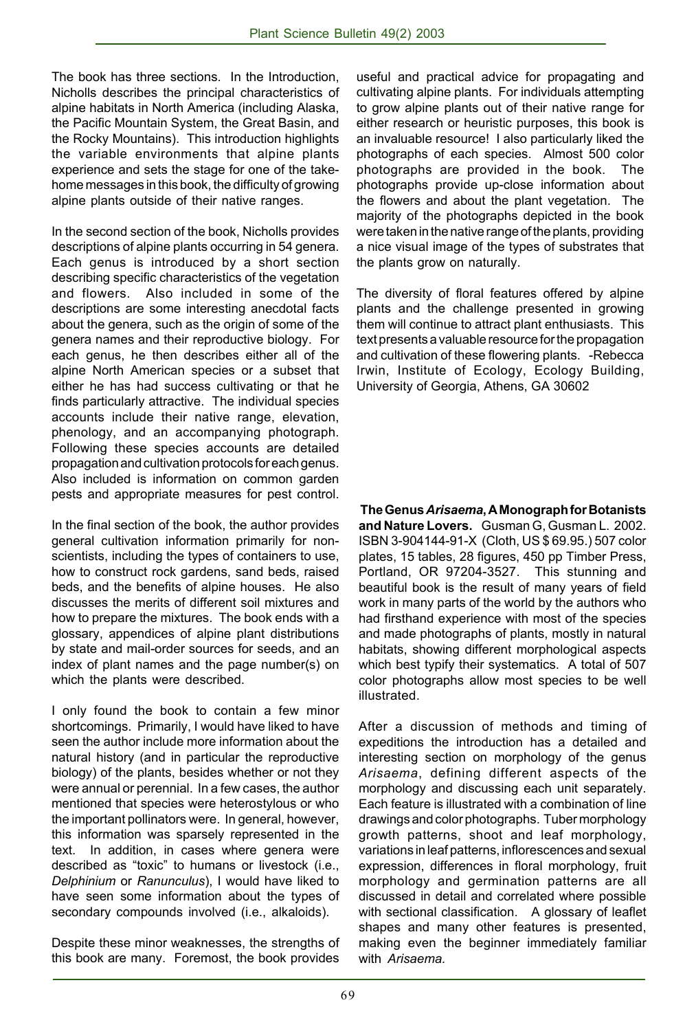The book has three sections. In the Introduction, Nicholls describes the principal characteristics of alpine habitats in North America (including Alaska, the Pacific Mountain System, the Great Basin, and the Rocky Mountains). This introduction highlights the variable environments that alpine plants experience and sets the stage for one of the take-home messages in this book, the difficulty of growing alpine plants outside of their native ranges.

In the second section of the book, Nicholls provides descriptions of alpine plants occurring in 54 genera. Each genus is introduced by a short section describing specific characteristics of the vegetation and flowers. Also included in some of the descriptions are some interesting anecdotal facts about the genera, such as the origin of some of the genera names and their reproductive biology. For each genus, he then describes either all of the alpine North American species or a subset that either he has had success cultivating or that he finds particularly attractive. The individual species accounts include their native range, elevation, phenology, and an accompanying photograph. Following these species accounts are detailed propagation and cultivation protocols for each genus. Also included is information on common garden pests and appropriate measures for pest control.

In the final section of the book, the author provides general cultivation information primarily for non-scientists, including the types of containers to use, how to construct rock gardens, sand beds, raised beds, and the benefits of alpine houses. He also discusses the merits of different soil mixtures and how to prepare the mixtures. The book ends with a glossary, appendices of alpine plant distributions by state and mail-order sources for seeds, and an index of plant names and the page number(s) on which the plants were described.

I only found the book to contain a few minor shortcomings. Primarily, I would have liked to have seen the author include more information about the natural history (and in particular the reproductive biology) of the plants, besides whether or not they were annual or perennial. In a few cases, the author mentioned that species were heterostylous or who the important pollinators were. In general, however, this information was sparsely represented in the text. In addition, in cases where genera were described as "toxic" to humans or livestock (i.e., *Delphinium* or *Ranunculus*), I would have liked to have seen some information about the types of secondary compounds involved (i.e., alkaloids).

Despite these minor weaknesses, the strengths of this book are many. Foremost, the book provides useful and practical advice for propagating and cultivating alpine plants. For individuals attempting to grow alpine plants out of their native range for either research or heuristic purposes, this book is an invaluable resource! I also particularly liked the photographs of each species. Almost 500 color photographs are provided in the book. The photographs provide up-close information about the flowers and about the plant vegetation. The majority of the photographs depicted in the book were taken in the native range of the plants, providing a nice visual image of the types of substrates that the plants grow on naturally.

The diversity of floral features offered by alpine plants and the challenge presented in growing them will continue to attract plant enthusiasts. This text presents a valuable resource for the propagation and cultivation of these flowering plants. -Rebecca Irwin, Institute of Ecology, Ecology Building, University of Georgia, Athens, GA 30602

**The Genus *Arisaema*, A Monograph for Botanists and Nature Lovers.** Gusman G, Gusman L. 2002. ISBN 3-904144-91-X (Cloth, US $ 69.95.) 507 color plates, 15 tables, 28 figures, 450 pp Timber Press, Portland, OR 97204-3527. This stunning and beautiful book is the result of many years of field work in many parts of the world by the authors who had firsthand experience with most of the species and made photographs of plants, mostly in natural habitats, showing different morphological aspects which best typify their systematics. A total of 507 color photographs allow most species to be well illustrated.

After a discussion of methods and timing of expeditions the introduction has a detailed and interesting section on morphology of the genus *Arisaema*, defining different aspects of the morphology and discussing each unit separately. Each feature is illustrated with a combination of line drawings and color photographs. Tuber morphology growth patterns, shoot and leaf morphology, variations in leaf patterns, inflorescences and sexual expression, differences in floral morphology, fruit morphology and germination patterns are all discussed in detail and correlated where possible with sectional classification. A glossary of leaflet shapes and many other features is presented, making even the beginner immediately familiar with *Arisaema.*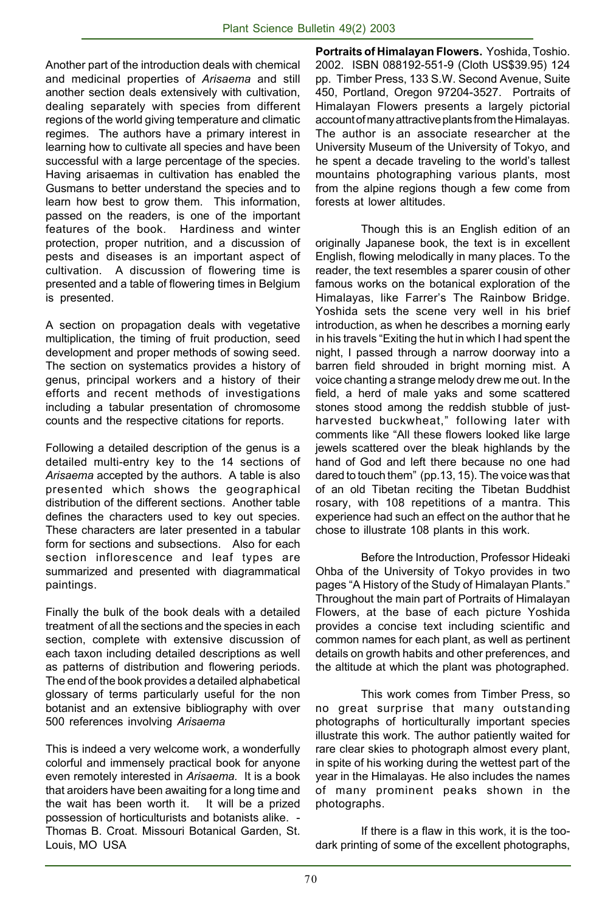Another part of the introduction deals with chemical and medicinal properties of *Arisaema* and still another section deals extensively with cultivation, dealing separately with species from different regions of the world giving temperature and climatic regimes. The authors have a primary interest in learning how to cultivate all species and have been successful with a large percentage of the species. Having arisaemas in cultivation has enabled the Gusmans to better understand the species and to learn how best to grow them. This information, passed on the readers, is one of the important features of the book. Hardiness and winter protection, proper nutrition, and a discussion of pests and diseases is an important aspect of cultivation. A discussion of flowering time is presented and a table of flowering times in Belgium is presented.

A section on propagation deals with vegetative multiplication, the timing of fruit production, seed development and proper methods of sowing seed. The section on systematics provides a history of genus, principal workers and a history of their efforts and recent methods of investigations including a tabular presentation of chromosome counts and the respective citations for reports.

Following a detailed description of the genus is a detailed multi-entry key to the 14 sections of *Arisaema* accepted by the authors. A table is also presented which shows the geographical distribution of the different sections. Another table defines the characters used to key out species. These characters are later presented in a tabular form for sections and subsections. Also for each section inflorescence and leaf types are summarized and presented with diagrammatical paintings.

Finally the bulk of the book deals with a detailed treatment of all the sections and the species in each section, complete with extensive discussion of each taxon including detailed descriptions as well as patterns of distribution and flowering periods. The end of the book provides a detailed alphabetical glossary of terms particularly useful for the non botanist and an extensive bibliography with over 500 references involving *Arisaema*

This is indeed a very welcome work, a wonderfully colorful and immensely practical book for anyone even remotely interested in *Arisaema*. It is a book that aroiders have been awaiting for a long time and the wait has been worth it. It will be a prized possession of horticulturists and botanists alike. - Thomas B. Croat. Missouri Botanical Garden, St. Louis, MO USA

**Portraits of Himalayan Flowers.** Yoshida, Toshio. 2002. ISBN 088192-551-9 (Cloth US$39.95) 124 pp. Timber Press, 133 S.W. Second Avenue, Suite 450, Portland, Oregon 97204-3527. Portraits of Himalayan Flowers presents a largely pictorial account of many attractive plants from the Himalayas. The author is an associate researcher at the University Museum of the University of Tokyo, and he spent a decade traveling to the world's tallest mountains photographing various plants, most from the alpine regions though a few come from forests at lower altitudes.

Though this is an English edition of an originally Japanese book, the text is in excellent English, flowing melodically in many places. To the reader, the text resembles a sparer cousin of other famous works on the botanical exploration of the Himalayas, like Farrer's The Rainbow Bridge. Yoshida sets the scene very well in his brief introduction, as when he describes a morning early in his travels "Exiting the hut in which I had spent the night, I passed through a narrow doorway into a barren field shrouded in bright morning mist. A voice chanting a strange melody drew me out. In the field, a herd of male yaks and some scattered stones stood among the reddish stubble of just-harvested buckwheat," following later with comments like "All these flowers looked like large jewels scattered over the bleak highlands by the hand of God and left there because no one had dared to touch them" (pp.13, 15). The voice was that of an old Tibetan reciting the Tibetan Buddhist rosary, with 108 repetitions of a mantra. This experience had such an effect on the author that he chose to illustrate 108 plants in this work.

Before the Introduction, Professor Hideaki Ohba of the University of Tokyo provides in two pages "A History of the Study of Himalayan Plants." Throughout the main part of Portraits of Himalayan Flowers, at the base of each picture Yoshida provides a concise text including scientific and common names for each plant, as well as pertinent details on growth habits and other preferences, and the altitude at which the plant was photographed.

This work comes from Timber Press, so no great surprise that many outstanding photographs of horticulturally important species illustrate this work. The author patiently waited for rare clear skies to photograph almost every plant, in spite of his working during the wettest part of the year in the Himalayas. He also includes the names of many prominent peaks shown in the photographs.

If there is a flaw in this work, it is the too-dark printing of some of the excellent photographs,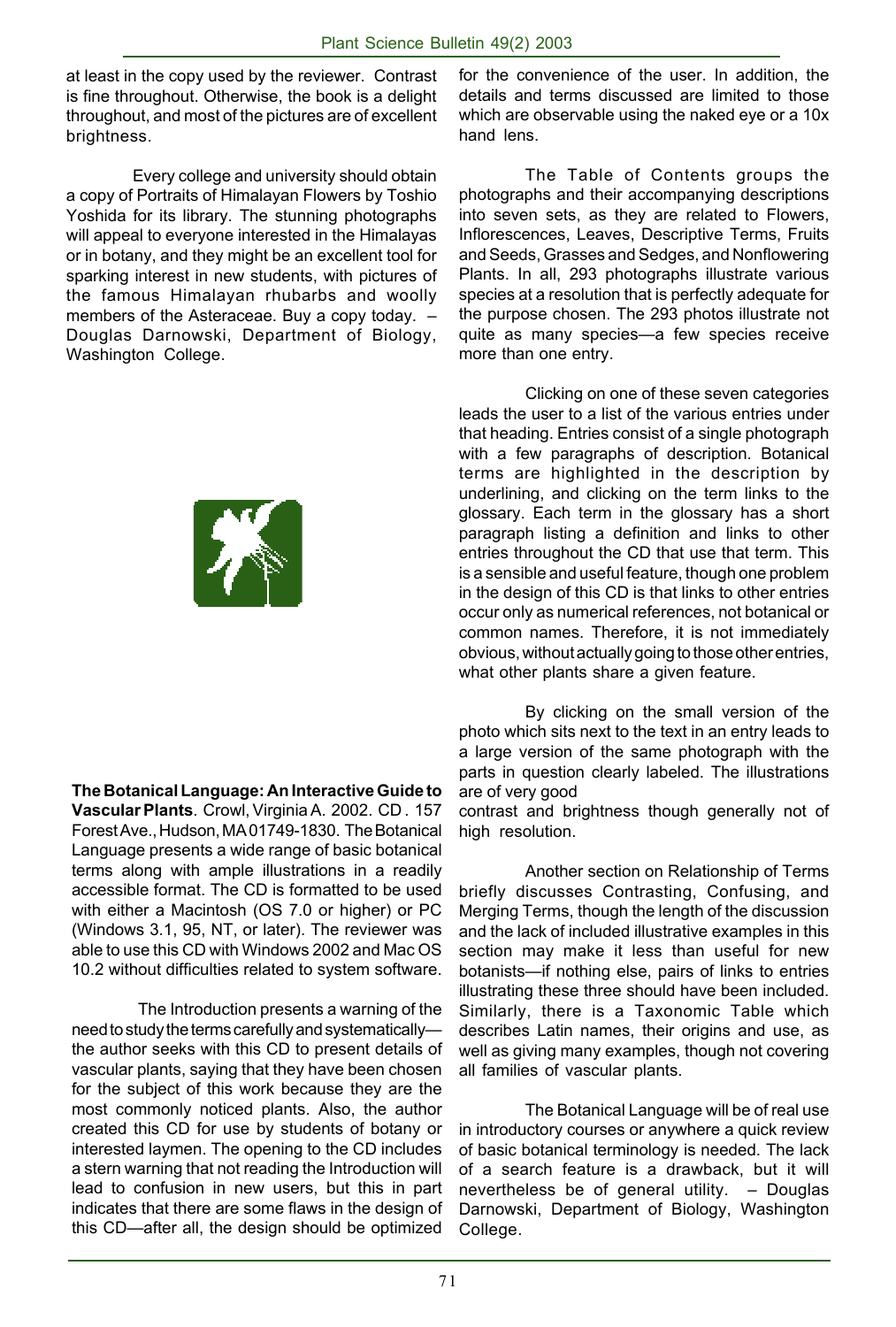at least in the copy used by the reviewer. Contrast is fine throughout. Otherwise, the book is a delight throughout, and most of the pictures are of excellent brightness.

Every college and university should obtain a copy of Portraits of Himalayan Flowers by Toshio Yoshida for its library. The stunning photographs will appeal to everyone interested in the Himalayas or in botany, and they might be an excellent tool for sparking interest in new students, with pictures of the famous Himalayan rhubarbs and woolly members of the Asteraceae. Buy a copy today. – Douglas Darnowski, Department of Biology, Washington College.

**The Botanical Language: An Interactive Guide to Vascular Plants**. Crowl, Virginia A. 2002. CD . 157 Forest Ave., Hudson, MA 01749-1830. The Botanical Language presents a wide range of basic botanical terms along with ample illustrations in a readily accessible format. The CD is formatted to be used with either a Macintosh (OS 7.0 or higher) or PC (Windows 3.1, 95, NT, or later). The reviewer was able to use this CD with Windows 2002 and Mac OS 10.2 without difficulties related to system software.

The Introduction presents a warning of the need to study the terms carefully and systematically—the author seeks with this CD to present details of vascular plants, saying that they have been chosen for the subject of this work because they are the most commonly noticed plants. Also, the author created this CD for use by students of botany or interested laymen. The opening to the CD includes a stern warning that not reading the Introduction will lead to confusion in new users, but this in part indicates that there are some flaws in the design of this CD—after all, the design should be optimized for the convenience of the user. In addition, the details and terms discussed are limited to those which are observable using the naked eye or a 10x hand lens.

The Table of Contents groups the photographs and their accompanying descriptions into seven sets, as they are related to Flowers, Inflorescences, Leaves, Descriptive Terms, Fruits and Seeds, Grasses and Sedges, and Nonflowering Plants. In all, 293 photographs illustrate various species at a resolution that is perfectly adequate for the purpose chosen. The 293 photos illustrate not quite as many species—a few species receive more than one entry.

Clicking on one of these seven categories leads the user to a list of the various entries under that heading. Entries consist of a single photograph with a few paragraphs of description. Botanical terms are highlighted in the description by underlining, and clicking on the term links to the glossary. Each term in the glossary has a short paragraph listing a definition and links to other entries throughout the CD that use that term. This is a sensible and useful feature, though one problem in the design of this CD is that links to other entries occur only as numerical references, not botanical or common names. Therefore, it is not immediately obvious, without actually going to those other entries, what other plants share a given feature.

By clicking on the small version of the photo which sits next to the text in an entry leads to a large version of the same photograph with the parts in question clearly labeled. The illustrations are of very good contrast and brightness though generally not of high resolution.

Another section on Relationship of Terms briefly discusses Contrasting, Confusing, and Merging Terms, though the length of the discussion and the lack of included illustrative examples in this section may make it less than useful for new botanists—if nothing else, pairs of links to entries illustrating these three should have been included. Similarly, there is a Taxonomic Table which describes Latin names, their origins and use, as well as giving many examples, though not covering all families of vascular plants.

The Botanical Language will be of real use in introductory courses or anywhere a quick review of basic botanical terminology is needed. The lack of a search feature is a drawback, but it will nevertheless be of general utility. – Douglas Darnowski, Department of Biology, Washington College.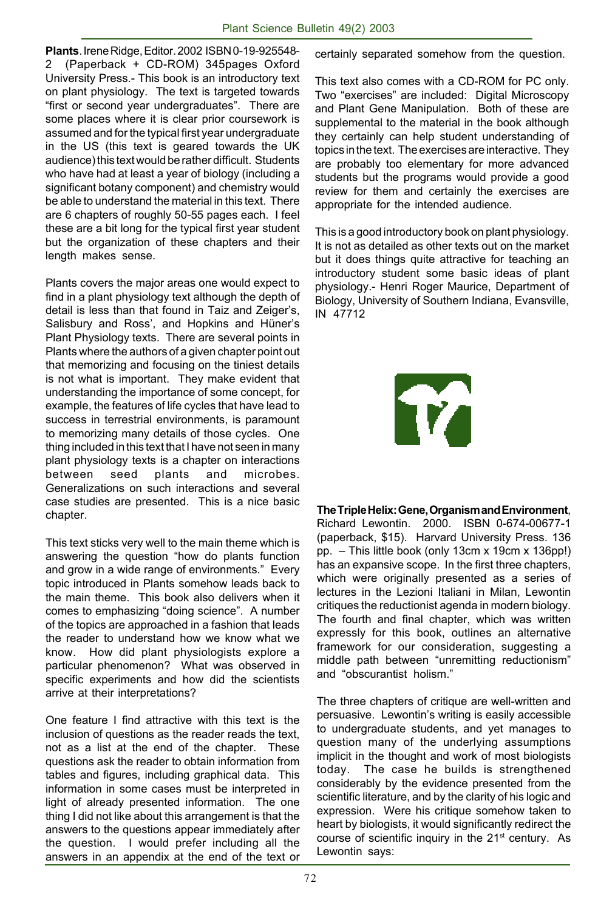**Plants**. Irene Ridge, Editor. 2002 ISBN 0-19-925548-2 (Paperback + CD-ROM) 345pages Oxford University Press.- This book is an introductory text on plant physiology. The text is targeted towards "first or second year undergraduates". There are some places where it is clear prior coursework is assumed and for the typical first year undergraduate in the US (this text is geared towards the UK audience) this text would be rather difficult. Students who have had at least a year of biology (including a significant botany component) and chemistry would be able to understand the material in this text. There are 6 chapters of roughly 50-55 pages each. I feel these are a bit long for the typical first year student but the organization of these chapters and their length makes sense.

Plants covers the major areas one would expect to find in a plant physiology text although the depth of detail is less than that found in Taiz and Zeiger's, Salisbury and Ross', and Hopkins and Hüner's Plant Physiology texts. There are several points in Plants where the authors of a given chapter point out that memorizing and focusing on the tiniest details is not what is important. They make evident that understanding the importance of some concept, for example, the features of life cycles that have lead to success in terrestrial environments, is paramount to memorizing many details of those cycles. One thing included in this text that I have not seen in many plant physiology texts is a chapter on interactions between seed plants and microbes. Generalizations on such interactions and several case studies are presented. This is a nice basic chapter.

This text sticks very well to the main theme which is answering the question "how do plants function and grow in a wide range of environments." Every topic introduced in Plants somehow leads back to the main theme. This book also delivers when it comes to emphasizing "doing science". A number of the topics are approached in a fashion that leads the reader to understand how we know what we know. How did plant physiologists explore a particular phenomenon? What was observed in specific experiments and how did the scientists arrive at their interpretations?

One feature I find attractive with this text is the inclusion of questions as the reader reads the text, not as a list at the end of the chapter. These questions ask the reader to obtain information from tables and figures, including graphical data. This information in some cases must be interpreted in light of already presented information. The one thing I did not like about this arrangement is that the answers to the questions appear immediately after the question. I would prefer including all the answers in an appendix at the end of the text or certainly separated somehow from the question.

This text also comes with a CD-ROM for PC only. Two "exercises" are included: Digital Microscopy and Plant Gene Manipulation. Both of these are supplemental to the material in the book although they certainly can help student understanding of topics in the text. The exercises are interactive. They are probably too elementary for more advanced students but the programs would provide a good review for them and certainly the exercises are appropriate for the intended audience.

This is a good introductory book on plant physiology. It is not as detailed as other texts out on the market but it does things quite attractive for teaching an introductory student some basic ideas of plant physiology.- Henri Roger Maurice, Department of Biology, University of Southern Indiana, Evansville, IN 47712

**The Triple Helix: Gene, Organism and Environment**, Richard Lewontin. 2000. ISBN 0-674-00677-1 (paperback, $15). Harvard University Press. 136 pp. – This little book (only 13cm x 19cm x 136pp!) has an expansive scope. In the first three chapters, which were originally presented as a series of lectures in the Lezioni Italiani in Milan, Lewontin critiques the reductionist agenda in modern biology. The fourth and final chapter, which was written expressly for this book, outlines an alternative framework for our consideration, suggesting a middle path between "unremitting reductionism" and "obscurantist holism."

The three chapters of critique are well-written and persuasive. Lewontin's writing is easily accessible to undergraduate students, and yet manages to question many of the underlying assumptions implicit in the thought and work of most biologists today. The case he builds is strengthened considerably by the evidence presented from the scientific literature, and by the clarity of his logic and expression. Were his critique somehow taken to heart by biologists, it would significantly redirect the course of scientific inquiry in the 21st century. As Lewontin says: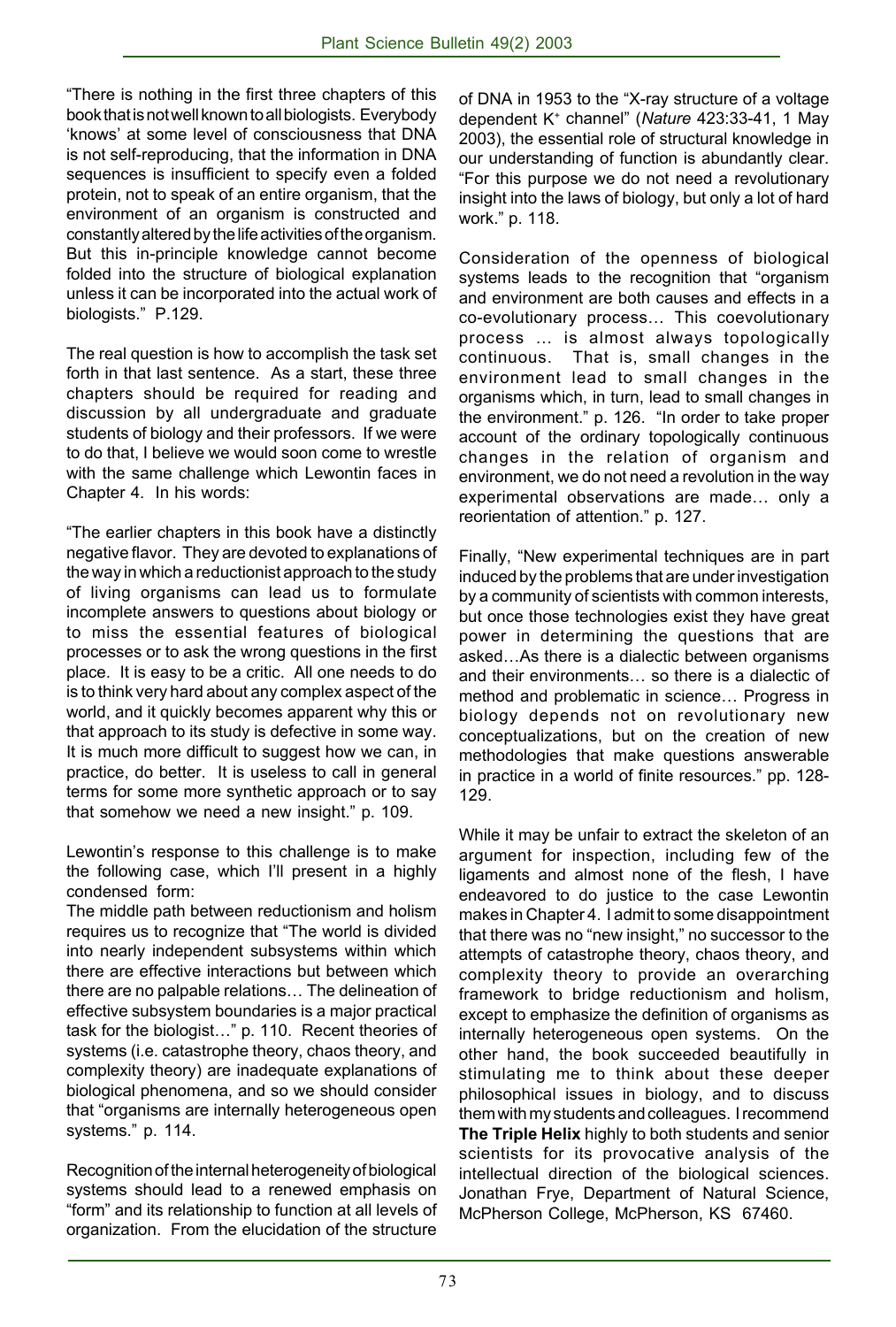"There is nothing in the first three chapters of this book that is not well known to all biologists. Everybody 'knows' at some level of consciousness that DNA is not self-reproducing, that the information in DNA sequences is insufficient to specify even a folded protein, not to speak of an entire organism, that the environment of an organism is constructed and constantly altered by the life activities of the organism. But this in-principle knowledge cannot become folded into the structure of biological explanation unless it can be incorporated into the actual work of biologists." P.129.

The real question is how to accomplish the task set forth in that last sentence. As a start, these three chapters should be required for reading and discussion by all undergraduate and graduate students of biology and their professors. If we were to do that, I believe we would soon come to wrestle with the same challenge which Lewontin faces in Chapter 4. In his words:

"The earlier chapters in this book have a distinctly negative flavor. They are devoted to explanations of the way in which a reductionist approach to the study of living organisms can lead us to formulate incomplete answers to questions about biology or to miss the essential features of biological processes or to ask the wrong questions in the first place. It is easy to be a critic. All one needs to do is to think very hard about any complex aspect of the world, and it quickly becomes apparent why this or that approach to its study is defective in some way. It is much more difficult to suggest how we can, in practice, do better. It is useless to call in general terms for some more synthetic approach or to say that somehow we need a new insight." p. 109.

Lewontin's response to this challenge is to make the following case, which I'll present in a highly condensed form:

The middle path between reductionism and holism requires us to recognize that "The world is divided into nearly independent subsystems within which there are effective interactions but between which there are no palpable relations… The delineation of effective subsystem boundaries is a major practical task for the biologist…" p. 110. Recent theories of systems (i.e. catastrophe theory, chaos theory, and complexity theory) are inadequate explanations of biological phenomena, and so we should consider that "organisms are internally heterogeneous open systems." p. 114.

Recognition of the internal heterogeneity of biological systems should lead to a renewed emphasis on "form" and its relationship to function at all levels of organization. From the elucidation of the structure of DNA in 1953 to the "X-ray structure of a voltage dependent $K^+$ channel" (*Nature* 423:33-41, 1 May 2003), the essential role of structural knowledge in our understanding of function is abundantly clear. "For this purpose we do not need a revolutionary insight into the laws of biology, but only a lot of hard work." p. 118.

Consideration of the openness of biological systems leads to the recognition that "organism and environment are both causes and effects in a co-evolutionary process… This coevolutionary process … is almost always topologically continuous. That is, small changes in the environment lead to small changes in the organisms which, in turn, lead to small changes in the environment." p. 126. "In order to take proper account of the ordinary topologically continuous changes in the relation of organism and environment, we do not need a revolution in the way experimental observations are made… only a reorientation of attention." p. 127.

Finally, "New experimental techniques are in part induced by the problems that are under investigation by a community of scientists with common interests, but once those technologies exist they have great power in determining the questions that are asked…As there is a dialectic between organisms and their environments… so there is a dialectic of method and problematic in science… Progress in biology depends not on revolutionary new conceptualizations, but on the creation of new methodologies that make questions answerable in practice in a world of finite resources." pp. 128-129.

While it may be unfair to extract the skeleton of an argument for inspection, including few of the ligaments and almost none of the flesh, I have endeavored to do justice to the case Lewontin makes in Chapter 4. I admit to some disappointment that there was no "new insight," no successor to the attempts of catastrophe theory, chaos theory, and complexity theory to provide an overarching framework to bridge reductionism and holism, except to emphasize the definition of organisms as internally heterogeneous open systems. On the other hand, the book succeeded beautifully in stimulating me to think about these deeper philosophical issues in biology, and to discuss them with my students and colleagues. I recommend **The Triple Helix** highly to both students and senior scientists for its provocative analysis of the intellectual direction of the biological sciences. Jonathan Frye, Department of Natural Science, McPherson College, McPherson, KS 67460.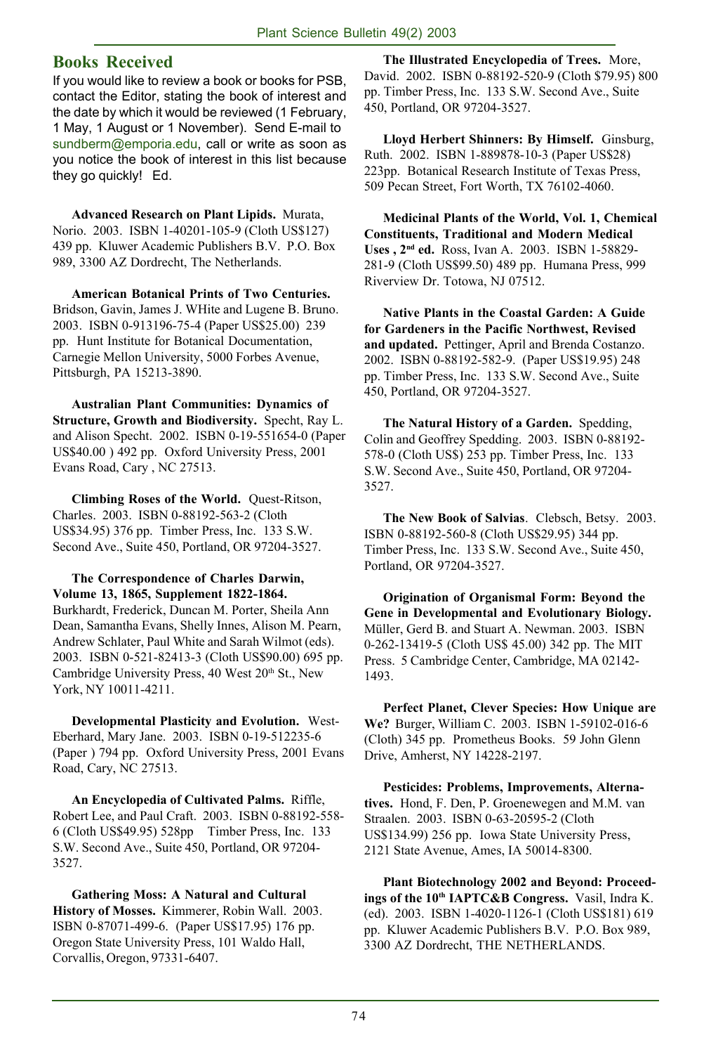## Books Received

If you would like to review a book or books for PSB, contact the Editor, stating the book of interest and the date by which it would be reviewed (1 February, 1 May, 1 August or 1 November). Send E-mail to sundberm@emporia.edu, call or write as soon as you notice the book of interest in this list because they go quickly! Ed.

**Advanced Research on Plant Lipids.** Murata, Norio. 2003. ISBN 1-40201-105-9 (Cloth US$127) 439 pp. Kluwer Academic Publishers B.V. P.O. Box 989, 3300 AZ Dordrecht, The Netherlands.

**American Botanical Prints of Two Centuries.** Bridson, Gavin, James J. WHite and Lugene B. Bruno. 2003. ISBN 0-913196-75-4 (Paper US$25.00) 239 pp. Hunt Institute for Botanical Documentation, Carnegie Mellon University, 5000 Forbes Avenue, Pittsburgh, PA 15213-3890.

**Australian Plant Communities: Dynamics of Structure, Growth and Biodiversity.** Specht, Ray L. and Alison Specht. 2002. ISBN 0-19-551654-0 (Paper US$40.00 ) 492 pp. Oxford University Press, 2001 Evans Road, Cary , NC 27513.

**Climbing Roses of the World.** Quest-Ritson, Charles. 2003. ISBN 0-88192-563-2 (Cloth US$34.95) 376 pp. Timber Press, Inc. 133 S.W. Second Ave., Suite 450, Portland, OR 97204-3527.

**The Correspondence of Charles Darwin, Volume 13, 1865, Supplement 1822-1864.** Burkhardt, Frederick, Duncan M. Porter, Sheila Ann Dean, Samantha Evans, Shelly Innes, Alison M. Pearn, Andrew Schlater, Paul White and Sarah Wilmot (eds). 2003. ISBN 0-521-82413-3 (Cloth US$90.00) 695 pp. Cambridge University Press, 40 West 20th St., New York, NY 10011-4211.

**Developmental Plasticity and Evolution.** West-Eberhard, Mary Jane. 2003. ISBN 0-19-512235-6 (Paper ) 794 pp. Oxford University Press, 2001 Evans Road, Cary, NC 27513.

**An Encyclopedia of Cultivated Palms.** Riffle, Robert Lee, and Paul Craft. 2003. ISBN 0-88192-558-6 (Cloth US$49.95) 528pp Timber Press, Inc. 133 S.W. Second Ave., Suite 450, Portland, OR 97204-3527.

**Gathering Moss: A Natural and Cultural History of Mosses.** Kimmerer, Robin Wall. 2003. ISBN 0-87071-499-6. (Paper US$17.95) 176 pp. Oregon State University Press, 101 Waldo Hall, Corvallis, Oregon, 97331-6407.

**The Illustrated Encyclopedia of Trees.** More, David. 2002. ISBN 0-88192-520-9 (Cloth $79.95) 800 pp. Timber Press, Inc. 133 S.W. Second Ave., Suite 450, Portland, OR 97204-3527.

**Lloyd Herbert Shinners: By Himself.** Ginsburg, Ruth. 2002. ISBN 1-889878-10-3 (Paper US$28) 223pp. Botanical Research Institute of Texas Press, 509 Pecan Street, Fort Worth, TX 76102-4060.

**Medicinal Plants of the World, Vol. 1, Chemical Constituents, Traditional and Modern Medical Uses , 2nd ed.** Ross, Ivan A. 2003. ISBN 1-58829-281-9 (Cloth US$99.50) 489 pp. Humana Press, 999 Riverview Dr. Totowa, NJ 07512.

**Native Plants in the Coastal Garden: A Guide for Gardeners in the Pacific Northwest, Revised and updated.** Pettinger, April and Brenda Costanzo. 2002. ISBN 0-88192-582-9. (Paper US$19.95) 248 pp. Timber Press, Inc. 133 S.W. Second Ave., Suite 450, Portland, OR 97204-3527.

**The Natural History of a Garden.** Spedding, Colin and Geoffrey Spedding. 2003. ISBN 0-88192-578-0 (Cloth US$) 253 pp. Timber Press, Inc. 133 S.W. Second Ave., Suite 450, Portland, OR 97204-3527.

**The New Book of Salvias**. Clebsch, Betsy. 2003. ISBN 0-88192-560-8 (Cloth US$29.95) 344 pp. Timber Press, Inc. 133 S.W. Second Ave., Suite 450, Portland, OR 97204-3527.

**Origination of Organismal Form: Beyond the Gene in Developmental and Evolutionary Biology.** Müller, Gerd B. and Stuart A. Newman. 2003. ISBN 0-262-13419-5 (Cloth US$ 45.00) 342 pp. The MIT Press. 5 Cambridge Center, Cambridge, MA 02142-1493.

**Perfect Planet, Clever Species: How Unique are We?** Burger, William C. 2003. ISBN 1-59102-016-6 (Cloth) 345 pp. Prometheus Books. 59 John Glenn Drive, Amherst, NY 14228-2197.

**Pesticides: Problems, Improvements, Alternatives.** Hond, F. Den, P. Groenewegen and M.M. van Straalen. 2003. ISBN 0-63-20595-2 (Cloth US$134.99) 256 pp. Iowa State University Press, 2121 State Avenue, Ames, IA 50014-8300.

**Plant Biotechnology 2002 and Beyond: Proceedings of the 10th IAPTC&B Congress.** Vasil, Indra K. (ed). 2003. ISBN 1-4020-1126-1 (Cloth US$181) 619 pp. Kluwer Academic Publishers B.V. P.O. Box 989, 3300 AZ Dordrecht, THE NETHERLANDS.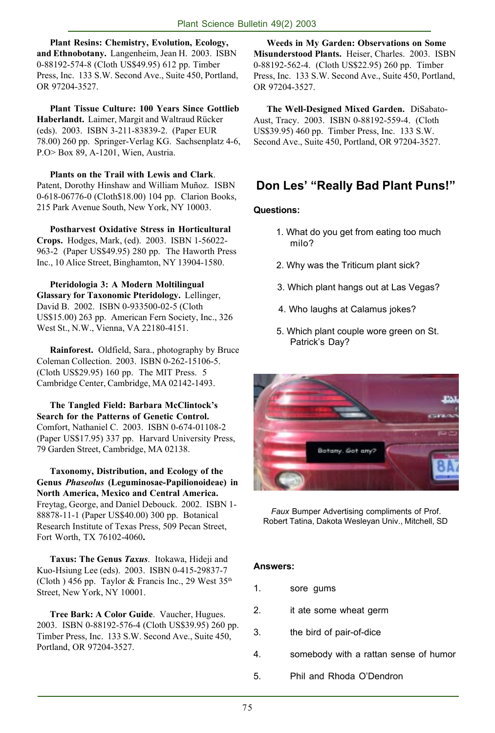**Plant Resins: Chemistry, Evolution, Ecology, and Ethnobotany.** Langenheim, Jean H. 2003. ISBN 0-88192-574-8 (Cloth US$49.95) 612 pp. Timber Press, Inc. 133 S.W. Second Ave., Suite 450, Portland, OR 97204-3527.

**Plant Tissue Culture: 100 Years Since Gottlieb Haberlandt.** Laimer, Margit and Waltraud Rücker (eds). 2003. ISBN 3-211-83839-2. (Paper EUR 78.00) 260 pp. Springer-Verlag KG. Sachsenplatz 4-6, P.O> Box 89, A-1201, Wien, Austria.

**Plants on the Trail with Lewis and Clark**. Patent, Dorothy Hinshaw and William Muñoz. ISBN 0-618-06776-0 (Cloth$18.00) 104 pp. Clarion Books, 215 Park Avenue South, New York, NY 10003.

**Postharvest Oxidative Stress in Horticultural Crops.** Hodges, Mark, (ed). 2003. ISBN 1-56022-963-2 (Paper US$49.95) 280 pp. The Haworth Press Inc., 10 Alice Street, Binghamton, NY 13904-1580.

**Pteridologia 3: A Modern Moltilingual Glassary for Taxonomic Pteridology.** Lellinger, David B. 2002. ISBN 0-933500-02-5 (Cloth US$15.00) 263 pp. American Fern Society, Inc., 326 West St., N.W., Vienna, VA 22180-4151.

**Rainforest.** Oldfield, Sara., photography by Bruce Coleman Collection. 2003. ISBN 0-262-15106-5. (Cloth US$29.95) 160 pp. The MIT Press. 5 Cambridge Center, Cambridge, MA 02142-1493.

**The Tangled Field: Barbara McClintock's Search for the Patterns of Genetic Control.** Comfort, Nathaniel C. 2003. ISBN 0-674-01108-2 (Paper US$17.95) 337 pp. Harvard University Press, 79 Garden Street, Cambridge, MA 02138.

**Taxonomy, Distribution, and Ecology of the Genus *Phaseolus* (Leguminosae-Papilionoideae) in North America, Mexico and Central America.** Freytag, George, and Daniel Debouck. 2002. ISBN 1-88878-11-1 (Paper US$40.00) 300 pp. Botanical Research Institute of Texas Press, 509 Pecan Street, Fort Worth, TX 76102-4060**.**

**Taxus: The Genus *Taxus*.** Itokawa, Hideji and Kuo-Hsiung Lee (eds). 2003. ISBN 0-415-29837-7 (Cloth ) 456 pp. Taylor & Francis Inc., 29 West 35th Street, New York, NY 10001.

**Tree Bark: A Color Guide**. Vaucher, Hugues. 2003. ISBN 0-88192-576-4 (Cloth US$39.95) 260 pp. Timber Press, Inc. 133 S.W. Second Ave., Suite 450, Portland, OR 97204-3527.

**Weeds in My Garden: Observations on Some Misunderstood Plants.** Heiser, Charles. 2003. ISBN 0-88192-562-4. (Cloth US$22.95) 260 pp. Timber Press, Inc. 133 S.W. Second Ave., Suite 450, Portland, OR 97204-3527.

**The Well-Designed Mixed Garden.** DiSabato-Aust, Tracy. 2003. ISBN 0-88192-559-4. (Cloth US$39.95) 460 pp. Timber Press, Inc. 133 S.W. Second Ave., Suite 450, Portland, OR 97204-3527.

## Don Les' "Really Bad Plant Puns!"

**Questions:**

1. What do you get from eating too much milo?
2. Why was the Triticum plant sick?
3. Which plant hangs out at Las Vegas?
4. Who laughs at Calamus jokes?
5. Which plant couple wore green on St. Patrick's Day?

*Faux* Bumper Advertising compliments of Prof. Robert Tatina, Dakota Wesleyan Univ., Mitchell, SD

**Answers:**

1. sore gums
2. it ate some wheat germ
3. the bird of pair-of-dice
4. somebody with a rattan sense of humor
5. Phil and Rhoda O'Dendron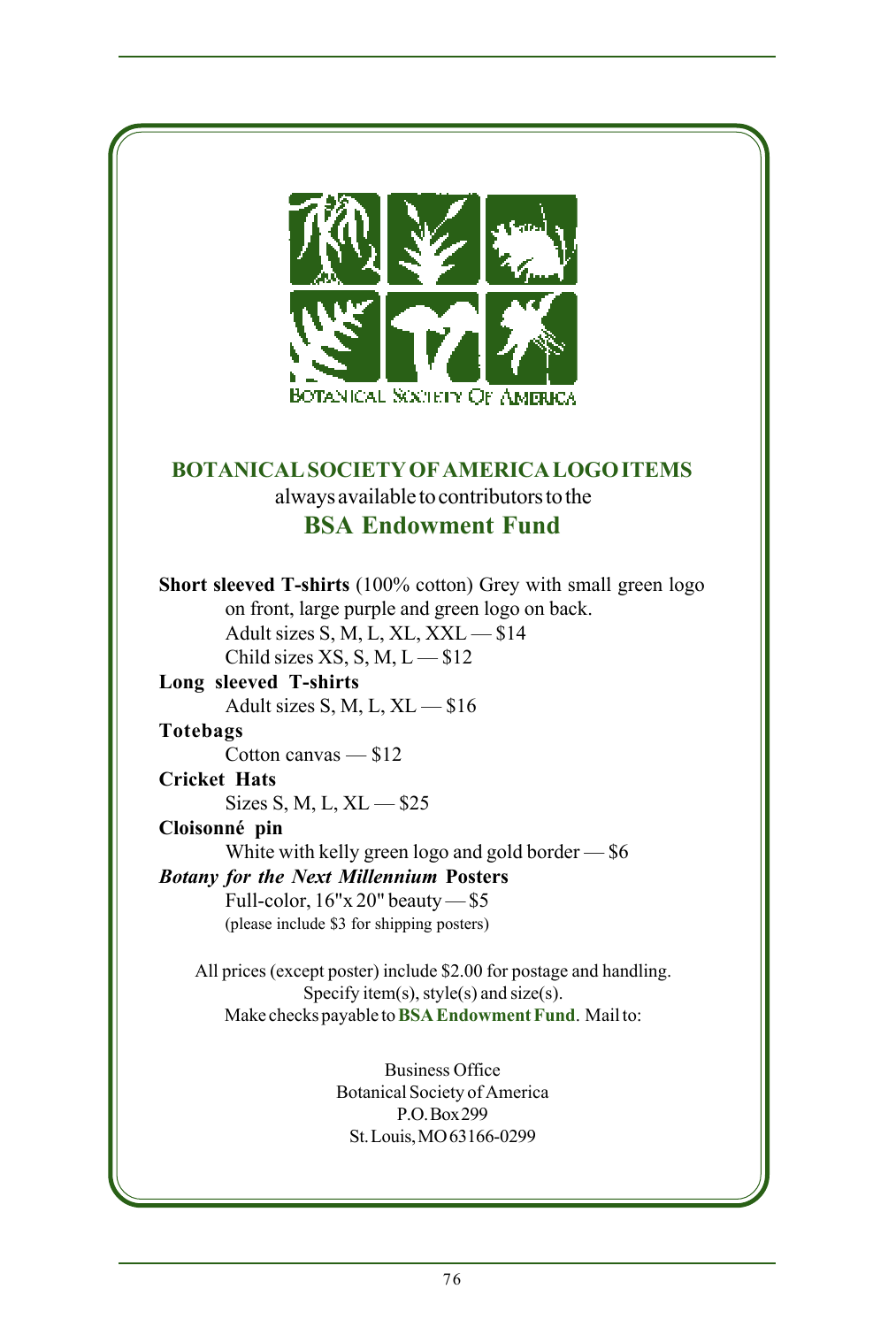BOTANICAL SOCIETY OF AMERICA

## BOTANICAL SOCIETY OF AMERICA LOGO ITEMS

always available to contributors to the

## BSA Endowment Fund

**Short sleeved T-shirts** (100% cotton) Grey with small green logo on front, large purple and green logo on back.
Adult sizes S, M, L, XL, XXL — $14
Child sizes XS, S, M, L — $12

**Long sleeved T-shirts**
Adult sizes S, M, L, XL — $16

**Totebags**
Cotton canvas — $12

**Cricket Hats**
Sizes S, M, L, XL — $25

**Cloisonné pin**
White with kelly green logo and gold border — $6

***Botany for the Next Millennium* Posters**
Full-color, 16"x 20" beauty — $5
(please include $3 for shipping posters)

All prices (except poster) include $2.00 for postage and handling.
Specify item(s), style(s) and size(s).
Make checks payable to **BSA Endowment Fund**. Mail to:

Business Office
Botanical Society of America
P.O. Box 299
St. Louis, MO 63166-0299